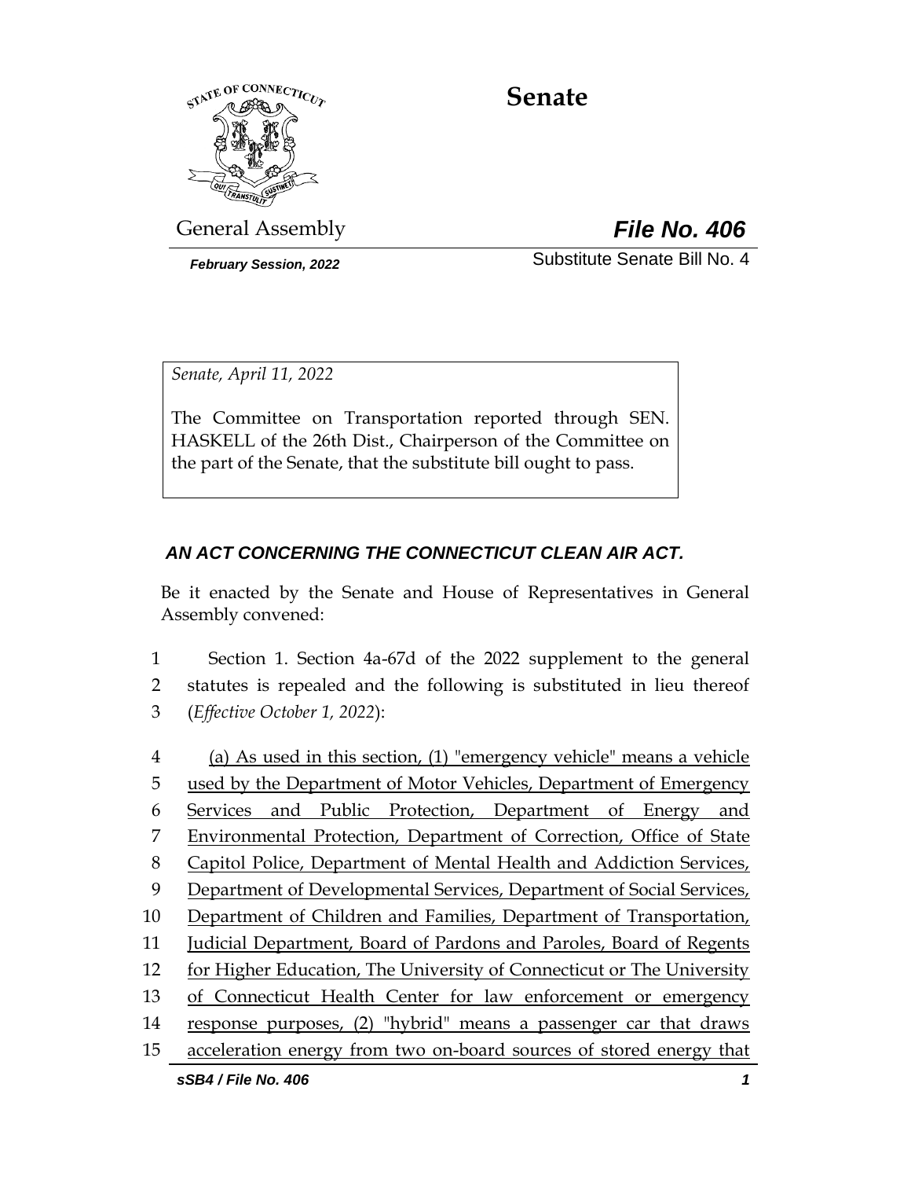# Senate

General Assembly **File No. 406**

*February Session, 2022* Substitute Senate Bill No. 4

*Senate, April 11, 2022*

The Committee on Transportation reported through SEN. HASKELL of the 26th Dist., Chairperson of the Committee on the part of the Senate, that the substitute bill ought to pass.

***AN ACT CONCERNING THE CONNECTICUT CLEAN AIR ACT.***

Be it enacted by the Senate and House of Representatives in General Assembly convened:

1 Section 1. Section 4a-67d of the 2022 supplement to the general
2 statutes is repealed and the following is substituted in lieu thereof
3 (*Effective October 1, 2022*):

4 (a) As used in this section, (1) "emergency vehicle" means a vehicle
5 used by the Department of Motor Vehicles, Department of Emergency
6 Services and Public Protection, Department of Energy and
7 Environmental Protection, Department of Correction, Office of State
8 Capitol Police, Department of Mental Health and Addiction Services,
9 Department of Developmental Services, Department of Social Services,
10 Department of Children and Families, Department of Transportation,
11 Judicial Department, Board of Pardons and Paroles, Board of Regents
12 for Higher Education, The University of Connecticut or The University
13 of Connecticut Health Center for law enforcement or emergency
14 response purposes, (2) "hybrid" means a passenger car that draws
15 acceleration energy from two on-board sources of stored energy that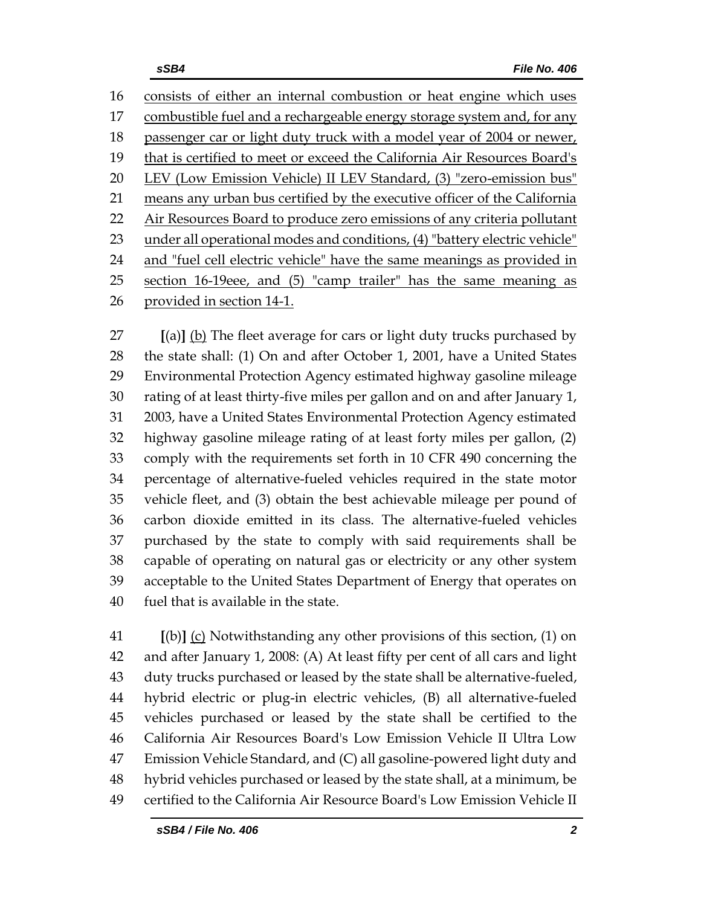consists of either an internal combustion or heat engine which uses combustible fuel and a rechargeable energy storage system and, for any passenger car or light duty truck with a model year of 2004 or newer, that is certified to meet or exceed the California Air Resources Board's LEV (Low Emission Vehicle) II LEV Standard, (3) "zero-emission bus" means any urban bus certified by the executive officer of the California Air Resources Board to produce zero emissions of any criteria pollutant under all operational modes and conditions, (4) "battery electric vehicle" and "fuel cell electric vehicle" have the same meanings as provided in section 16-19eee, and (5) "camp trailer" has the same meaning as provided in section 14-1.

[(a)] (b) The fleet average for cars or light duty trucks purchased by the state shall: (1) On and after October 1, 2001, have a United States Environmental Protection Agency estimated highway gasoline mileage rating of at least thirty-five miles per gallon and on and after January 1, 2003, have a United States Environmental Protection Agency estimated highway gasoline mileage rating of at least forty miles per gallon, (2) comply with the requirements set forth in 10 CFR 490 concerning the percentage of alternative-fueled vehicles required in the state motor vehicle fleet, and (3) obtain the best achievable mileage per pound of carbon dioxide emitted in its class. The alternative-fueled vehicles purchased by the state to comply with said requirements shall be capable of operating on natural gas or electricity or any other system acceptable to the United States Department of Energy that operates on fuel that is available in the state.

[(b)] (c) Notwithstanding any other provisions of this section, (1) on and after January 1, 2008: (A) At least fifty per cent of all cars and light duty trucks purchased or leased by the state shall be alternative-fueled, hybrid electric or plug-in electric vehicles, (B) all alternative-fueled vehicles purchased or leased by the state shall be certified to the California Air Resources Board's Low Emission Vehicle II Ultra Low Emission Vehicle Standard, and (C) all gasoline-powered light duty and hybrid vehicles purchased or leased by the state shall, at a minimum, be certified to the California Air Resource Board's Low Emission Vehicle II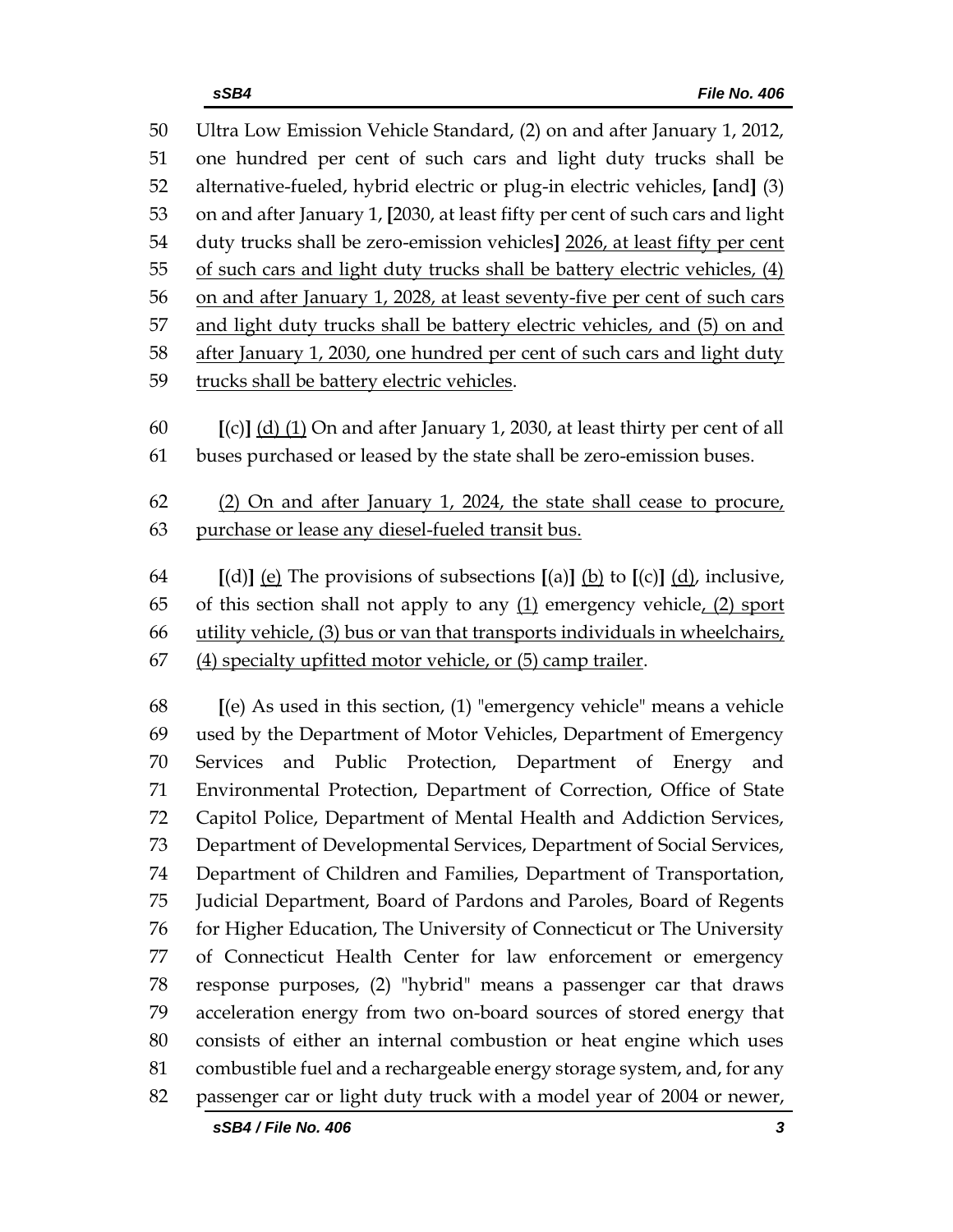50 Ultra Low Emission Vehicle Standard, (2) on and after January 1, 2012,
51 one hundred per cent of such cars and light duty trucks shall be
52 alternative-fueled, hybrid electric or plug-in electric vehicles, [and] (3)
53 on and after January 1, [2030, at least fifty per cent of such cars and light
54 duty trucks shall be zero-emission vehicles] <u>2026, at least fifty per cent</u>
55 <u>of such cars and light duty trucks shall be battery electric vehicles, (4)</u>
56 <u>on and after January 1, 2028, at least seventy-five per cent of such cars</u>
57 <u>and light duty trucks shall be battery electric vehicles, and (5) on and</u>
58 <u>after January 1, 2030, one hundred per cent of such cars and light duty</u>
59 <u>trucks shall be battery electric vehicles</u>.

60 [(c)] <u>(d) (1)</u> On and after January 1, 2030, at least thirty per cent of all
61 buses purchased or leased by the state shall be zero-emission buses.

62 <u>(2) On and after January 1, 2024, the state shall cease to procure,</u>
63 <u>purchase or lease any diesel-fueled transit bus.</u>

64 [(d)] <u>(e)</u> The provisions of subsections [(a)] <u>(b)</u> to [(c)] <u>(d)</u>, inclusive,
65 of this section shall not apply to any <u>(1)</u> emergency vehicle<u>, (2) sport</u>
66 <u>utility vehicle, (3) bus or van that transports individuals in wheelchairs,</u>
67 <u>(4) specialty upfitted motor vehicle, or (5) camp trailer</u>.

68 [(e) As used in this section, (1) "emergency vehicle" means a vehicle
69 used by the Department of Motor Vehicles, Department of Emergency
70 Services and Public Protection, Department of Energy and
71 Environmental Protection, Department of Correction, Office of State
72 Capitol Police, Department of Mental Health and Addiction Services,
73 Department of Developmental Services, Department of Social Services,
74 Department of Children and Families, Department of Transportation,
75 Judicial Department, Board of Pardons and Paroles, Board of Regents
76 for Higher Education, The University of Connecticut or The University
77 of Connecticut Health Center for law enforcement or emergency
78 response purposes, (2) "hybrid" means a passenger car that draws
79 acceleration energy from two on-board sources of stored energy that
80 consists of either an internal combustion or heat engine which uses
81 combustible fuel and a rechargeable energy storage system, and, for any
82 passenger car or light duty truck with a model year of 2004 or newer,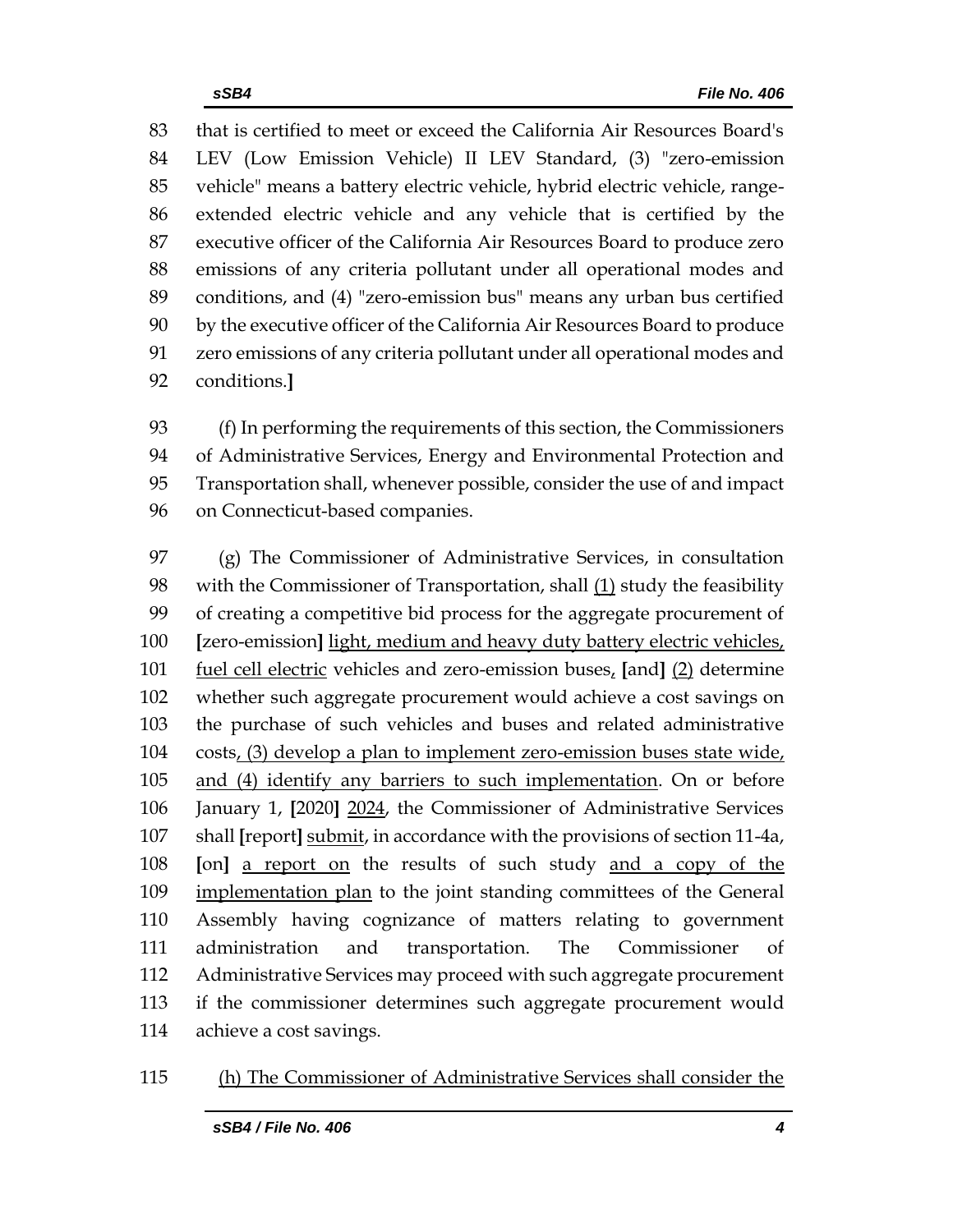83 that is certified to meet or exceed the California Air Resources Board's
84 LEV (Low Emission Vehicle) II LEV Standard, (3) "zero-emission
85 vehicle" means a battery electric vehicle, hybrid electric vehicle, range-
86 extended electric vehicle and any vehicle that is certified by the
87 executive officer of the California Air Resources Board to produce zero
88 emissions of any criteria pollutant under all operational modes and
89 conditions, and (4) "zero-emission bus" means any urban bus certified
90 by the executive officer of the California Air Resources Board to produce
91 zero emissions of any criteria pollutant under all operational modes and
92 conditions.**]**

93 (f) In performing the requirements of this section, the Commissioners
94 of Administrative Services, Energy and Environmental Protection and
95 Transportation shall, whenever possible, consider the use of and impact
96 on Connecticut-based companies.

97 (g) The Commissioner of Administrative Services, in consultation
98 with the Commissioner of Transportation, shall <u>(1)</u> study the feasibility
99 of creating a competitive bid process for the aggregate procurement of
100 **[**zero-emission**]** <u>light, medium and heavy duty battery electric vehicles,</u>
101 <u>fuel cell electric</u> vehicles and zero-emission buses<u>,</u> **[**and**]** <u>(2)</u> determine
102 whether such aggregate procurement would achieve a cost savings on
103 the purchase of such vehicles and buses and related administrative
104 costs<u>, (3) develop a plan to implement zero-emission buses state wide,</u>
105 <u>and (4) identify any barriers to such implementation</u>. On or before
106 January 1, **[**2020**]** <u>2024</u>, the Commissioner of Administrative Services
107 shall **[**report**]** <u>submit</u>, in accordance with the provisions of section 11-4a,
108 **[**on**]** <u>a report on</u> the results of such study <u>and a copy of the</u>
109 <u>implementation plan</u> to the joint standing committees of the General
110 Assembly having cognizance of matters relating to government
111 administration and transportation. The Commissioner of
112 Administrative Services may proceed with such aggregate procurement
113 if the commissioner determines such aggregate procurement would
114 achieve a cost savings.

115 <u>(h) The Commissioner of Administrative Services shall consider the</u>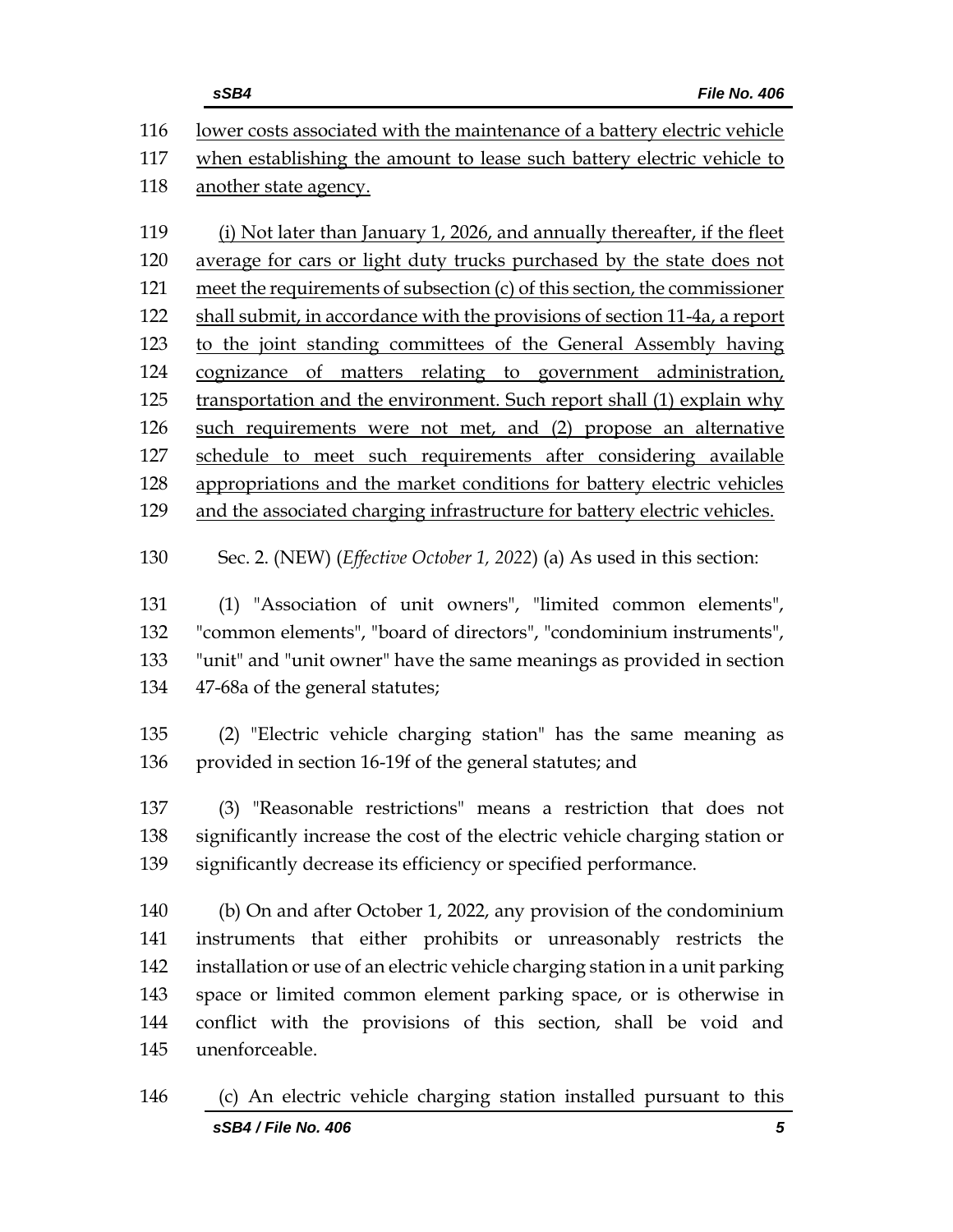lower costs associated with the maintenance of a battery electric vehicle when establishing the amount to lease such battery electric vehicle to another state agency.

(i) Not later than January 1, 2026, and annually thereafter, if the fleet average for cars or light duty trucks purchased by the state does not meet the requirements of subsection (c) of this section, the commissioner shall submit, in accordance with the provisions of section 11-4a, a report to the joint standing committees of the General Assembly having cognizance of matters relating to government administration, transportation and the environment. Such report shall (1) explain why such requirements were not met, and (2) propose an alternative schedule to meet such requirements after considering available appropriations and the market conditions for battery electric vehicles and the associated charging infrastructure for battery electric vehicles.

Sec. 2. (NEW) (*Effective October 1, 2022*) (a) As used in this section:

(1) "Association of unit owners", "limited common elements", "common elements", "board of directors", "condominium instruments", "unit" and "unit owner" have the same meanings as provided in section 47-68a of the general statutes;

(2) "Electric vehicle charging station" has the same meaning as provided in section 16-19f of the general statutes; and

(3) "Reasonable restrictions" means a restriction that does not significantly increase the cost of the electric vehicle charging station or significantly decrease its efficiency or specified performance.

(b) On and after October 1, 2022, any provision of the condominium instruments that either prohibits or unreasonably restricts the installation or use of an electric vehicle charging station in a unit parking space or limited common element parking space, or is otherwise in conflict with the provisions of this section, shall be void and unenforceable.

(c) An electric vehicle charging station installed pursuant to this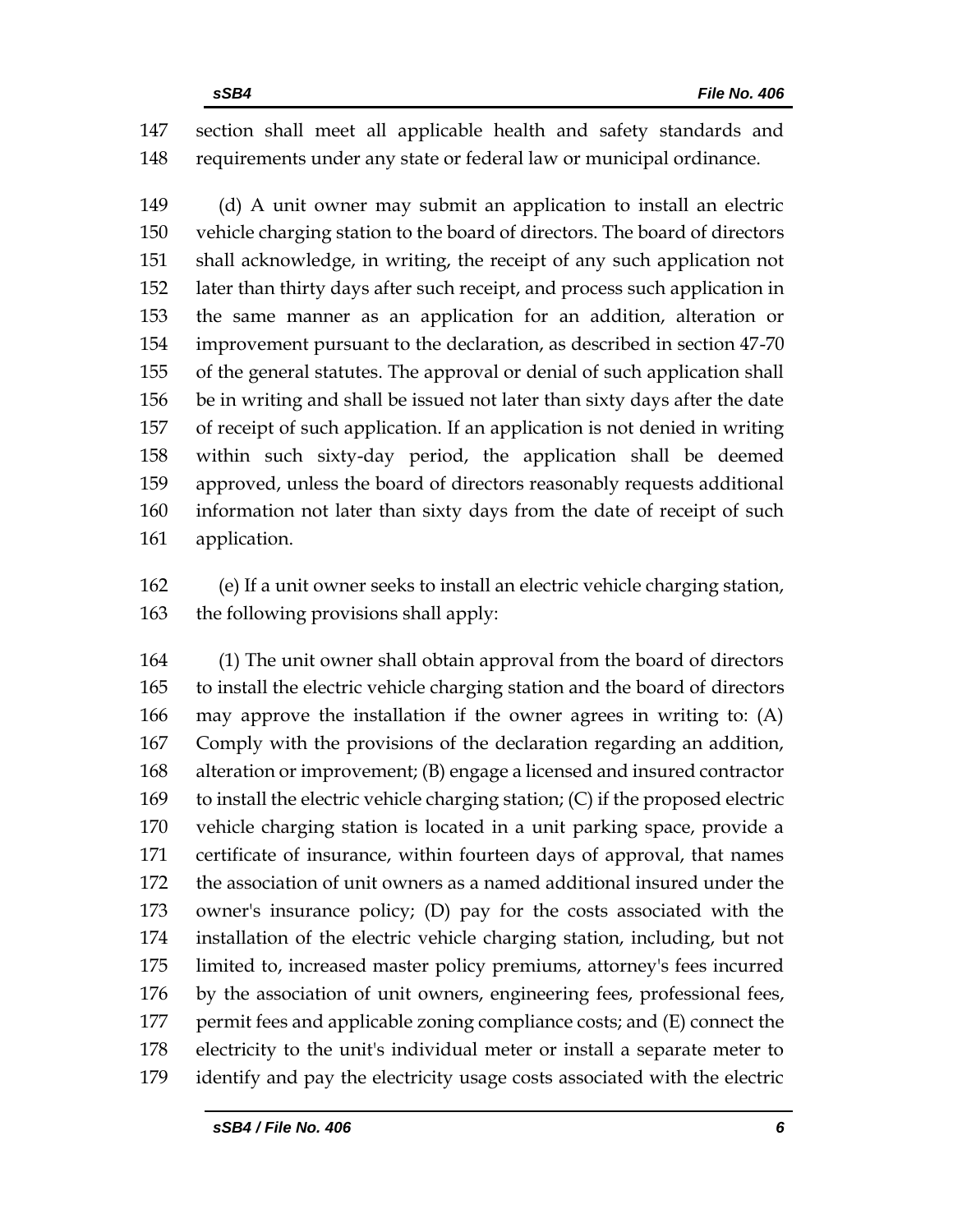section shall meet all applicable health and safety standards and requirements under any state or federal law or municipal ordinance.

(d) A unit owner may submit an application to install an electric vehicle charging station to the board of directors. The board of directors shall acknowledge, in writing, the receipt of any such application not later than thirty days after such receipt, and process such application in the same manner as an application for an addition, alteration or improvement pursuant to the declaration, as described in section 47-70 of the general statutes. The approval or denial of such application shall be in writing and shall be issued not later than sixty days after the date of receipt of such application. If an application is not denied in writing within such sixty-day period, the application shall be deemed approved, unless the board of directors reasonably requests additional information not later than sixty days from the date of receipt of such application.

(e) If a unit owner seeks to install an electric vehicle charging station, the following provisions shall apply:

(1) The unit owner shall obtain approval from the board of directors to install the electric vehicle charging station and the board of directors may approve the installation if the owner agrees in writing to: (A) Comply with the provisions of the declaration regarding an addition, alteration or improvement; (B) engage a licensed and insured contractor to install the electric vehicle charging station; (C) if the proposed electric vehicle charging station is located in a unit parking space, provide a certificate of insurance, within fourteen days of approval, that names the association of unit owners as a named additional insured under the owner's insurance policy; (D) pay for the costs associated with the installation of the electric vehicle charging station, including, but not limited to, increased master policy premiums, attorney's fees incurred by the association of unit owners, engineering fees, professional fees, permit fees and applicable zoning compliance costs; and (E) connect the electricity to the unit's individual meter or install a separate meter to identify and pay the electricity usage costs associated with the electric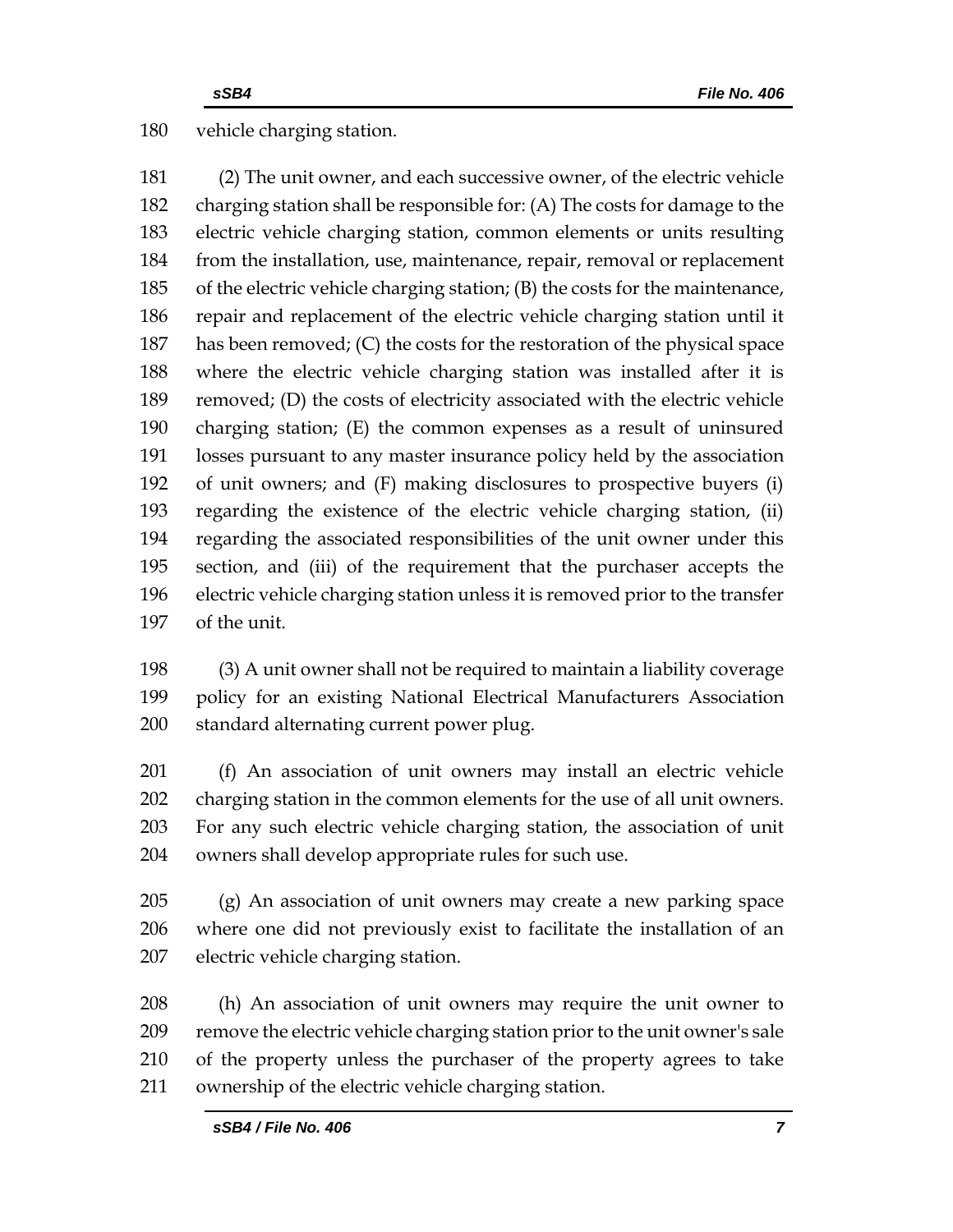vehicle charging station.

(2) The unit owner, and each successive owner, of the electric vehicle charging station shall be responsible for: (A) The costs for damage to the electric vehicle charging station, common elements or units resulting from the installation, use, maintenance, repair, removal or replacement of the electric vehicle charging station; (B) the costs for the maintenance, repair and replacement of the electric vehicle charging station until it has been removed; (C) the costs for the restoration of the physical space where the electric vehicle charging station was installed after it is removed; (D) the costs of electricity associated with the electric vehicle charging station; (E) the common expenses as a result of uninsured losses pursuant to any master insurance policy held by the association of unit owners; and (F) making disclosures to prospective buyers (i) regarding the existence of the electric vehicle charging station, (ii) regarding the associated responsibilities of the unit owner under this section, and (iii) of the requirement that the purchaser accepts the electric vehicle charging station unless it is removed prior to the transfer of the unit.

(3) A unit owner shall not be required to maintain a liability coverage policy for an existing National Electrical Manufacturers Association standard alternating current power plug.

(f) An association of unit owners may install an electric vehicle charging station in the common elements for the use of all unit owners. For any such electric vehicle charging station, the association of unit owners shall develop appropriate rules for such use.

(g) An association of unit owners may create a new parking space where one did not previously exist to facilitate the installation of an electric vehicle charging station.

(h) An association of unit owners may require the unit owner to remove the electric vehicle charging station prior to the unit owner's sale of the property unless the purchaser of the property agrees to take ownership of the electric vehicle charging station.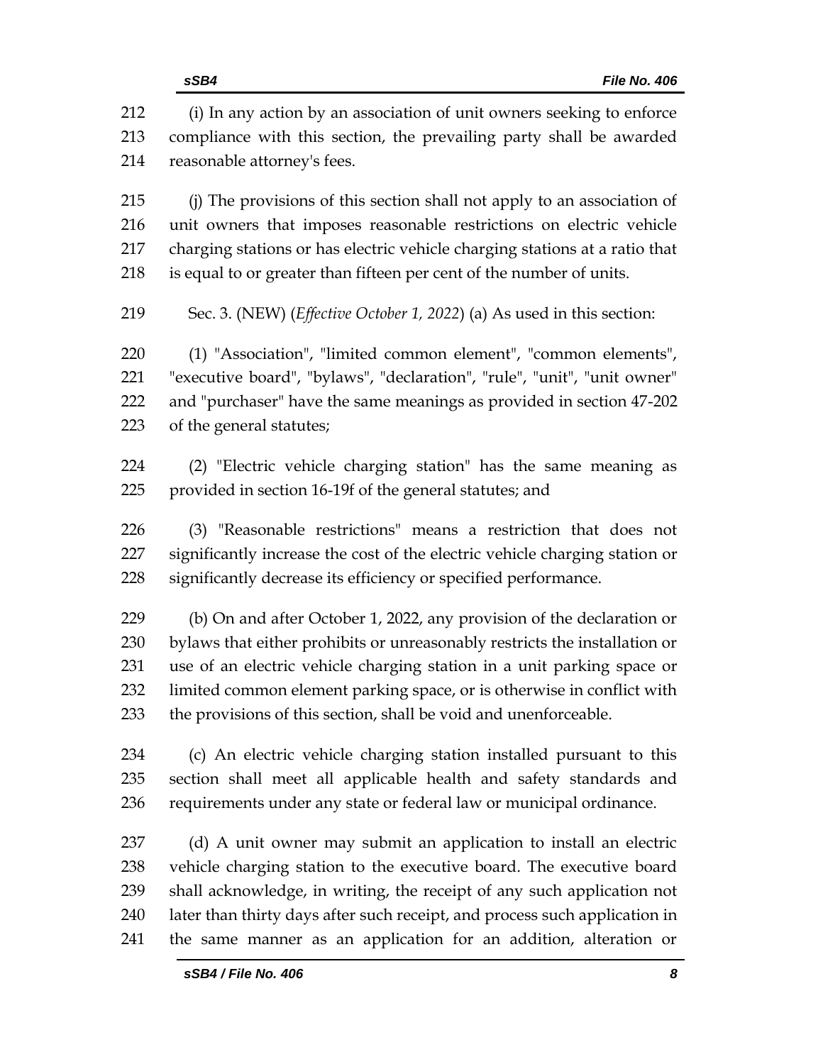(i) In any action by an association of unit owners seeking to enforce compliance with this section, the prevailing party shall be awarded reasonable attorney's fees.

(j) The provisions of this section shall not apply to an association of unit owners that imposes reasonable restrictions on electric vehicle charging stations or has electric vehicle charging stations at a ratio that is equal to or greater than fifteen per cent of the number of units.

Sec. 3. (NEW) (*Effective October 1, 2022*) (a) As used in this section:

(1) "Association", "limited common element", "common elements", "executive board", "bylaws", "declaration", "rule", "unit", "unit owner" and "purchaser" have the same meanings as provided in section 47-202 of the general statutes;

(2) "Electric vehicle charging station" has the same meaning as provided in section 16-19f of the general statutes; and

(3) "Reasonable restrictions" means a restriction that does not significantly increase the cost of the electric vehicle charging station or significantly decrease its efficiency or specified performance.

(b) On and after October 1, 2022, any provision of the declaration or bylaws that either prohibits or unreasonably restricts the installation or use of an electric vehicle charging station in a unit parking space or limited common element parking space, or is otherwise in conflict with the provisions of this section, shall be void and unenforceable.

(c) An electric vehicle charging station installed pursuant to this section shall meet all applicable health and safety standards and requirements under any state or federal law or municipal ordinance.

(d) A unit owner may submit an application to install an electric vehicle charging station to the executive board. The executive board shall acknowledge, in writing, the receipt of any such application not later than thirty days after such receipt, and process such application in the same manner as an application for an addition, alteration or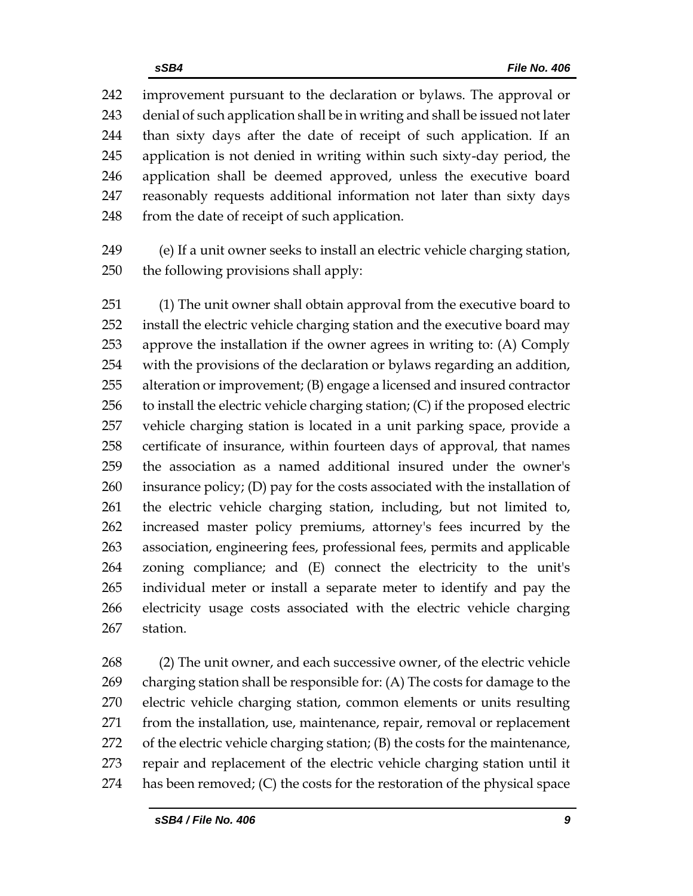improvement pursuant to the declaration or bylaws. The approval or denial of such application shall be in writing and shall be issued not later than sixty days after the date of receipt of such application. If an application is not denied in writing within such sixty-day period, the application shall be deemed approved, unless the executive board reasonably requests additional information not later than sixty days from the date of receipt of such application.

(e) If a unit owner seeks to install an electric vehicle charging station, the following provisions shall apply:

(1) The unit owner shall obtain approval from the executive board to install the electric vehicle charging station and the executive board may approve the installation if the owner agrees in writing to: (A) Comply with the provisions of the declaration or bylaws regarding an addition, alteration or improvement; (B) engage a licensed and insured contractor to install the electric vehicle charging station; (C) if the proposed electric vehicle charging station is located in a unit parking space, provide a certificate of insurance, within fourteen days of approval, that names the association as a named additional insured under the owner's insurance policy; (D) pay for the costs associated with the installation of the electric vehicle charging station, including, but not limited to, increased master policy premiums, attorney's fees incurred by the association, engineering fees, professional fees, permits and applicable zoning compliance; and (E) connect the electricity to the unit's individual meter or install a separate meter to identify and pay the electricity usage costs associated with the electric vehicle charging station.

(2) The unit owner, and each successive owner, of the electric vehicle charging station shall be responsible for: (A) The costs for damage to the electric vehicle charging station, common elements or units resulting from the installation, use, maintenance, repair, removal or replacement of the electric vehicle charging station; (B) the costs for the maintenance, repair and replacement of the electric vehicle charging station until it has been removed; (C) the costs for the restoration of the physical space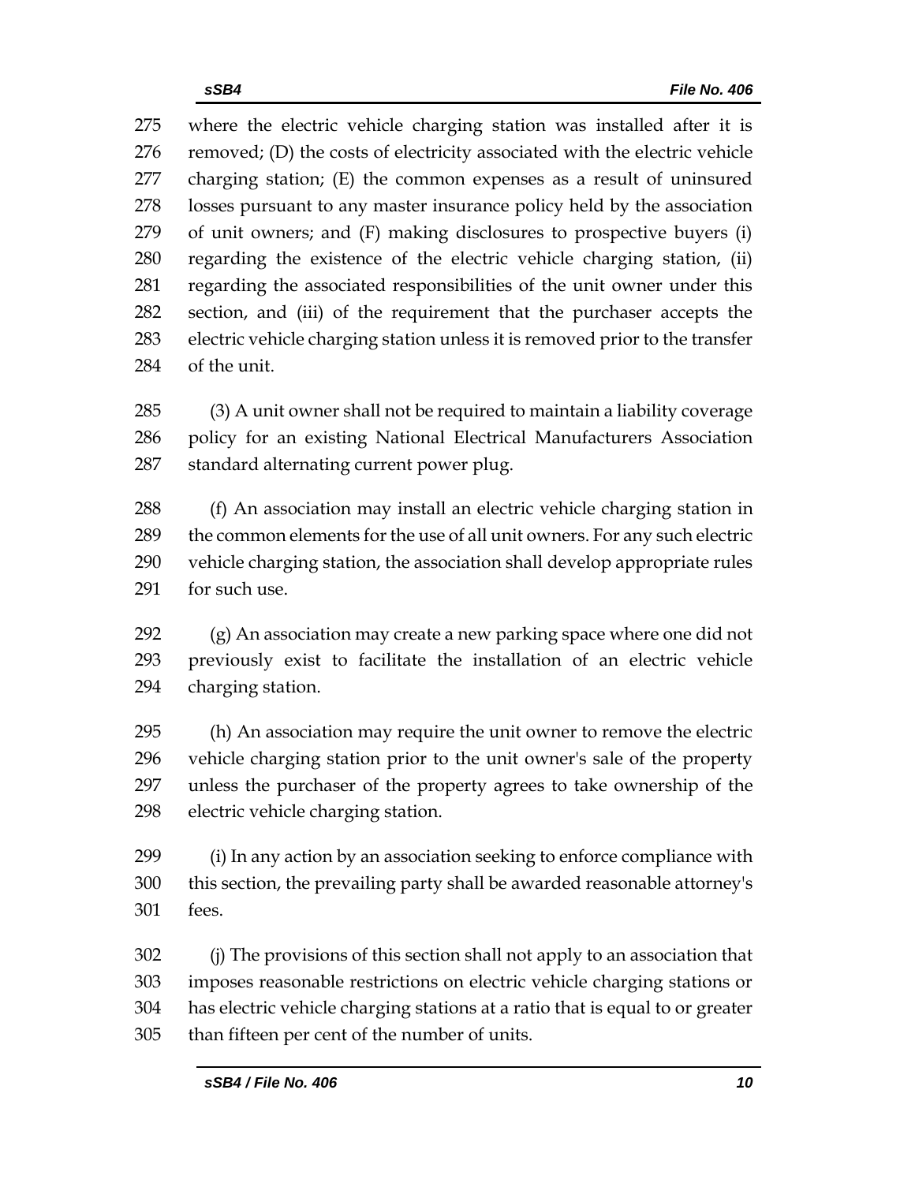where the electric vehicle charging station was installed after it is removed; (D) the costs of electricity associated with the electric vehicle charging station; (E) the common expenses as a result of uninsured losses pursuant to any master insurance policy held by the association of unit owners; and (F) making disclosures to prospective buyers (i) regarding the existence of the electric vehicle charging station, (ii) regarding the associated responsibilities of the unit owner under this section, and (iii) of the requirement that the purchaser accepts the electric vehicle charging station unless it is removed prior to the transfer of the unit.

(3) A unit owner shall not be required to maintain a liability coverage policy for an existing National Electrical Manufacturers Association standard alternating current power plug.

(f) An association may install an electric vehicle charging station in the common elements for the use of all unit owners. For any such electric vehicle charging station, the association shall develop appropriate rules for such use.

(g) An association may create a new parking space where one did not previously exist to facilitate the installation of an electric vehicle charging station.

(h) An association may require the unit owner to remove the electric vehicle charging station prior to the unit owner's sale of the property unless the purchaser of the property agrees to take ownership of the electric vehicle charging station.

(i) In any action by an association seeking to enforce compliance with this section, the prevailing party shall be awarded reasonable attorney's fees.

(j) The provisions of this section shall not apply to an association that imposes reasonable restrictions on electric vehicle charging stations or has electric vehicle charging stations at a ratio that is equal to or greater than fifteen per cent of the number of units.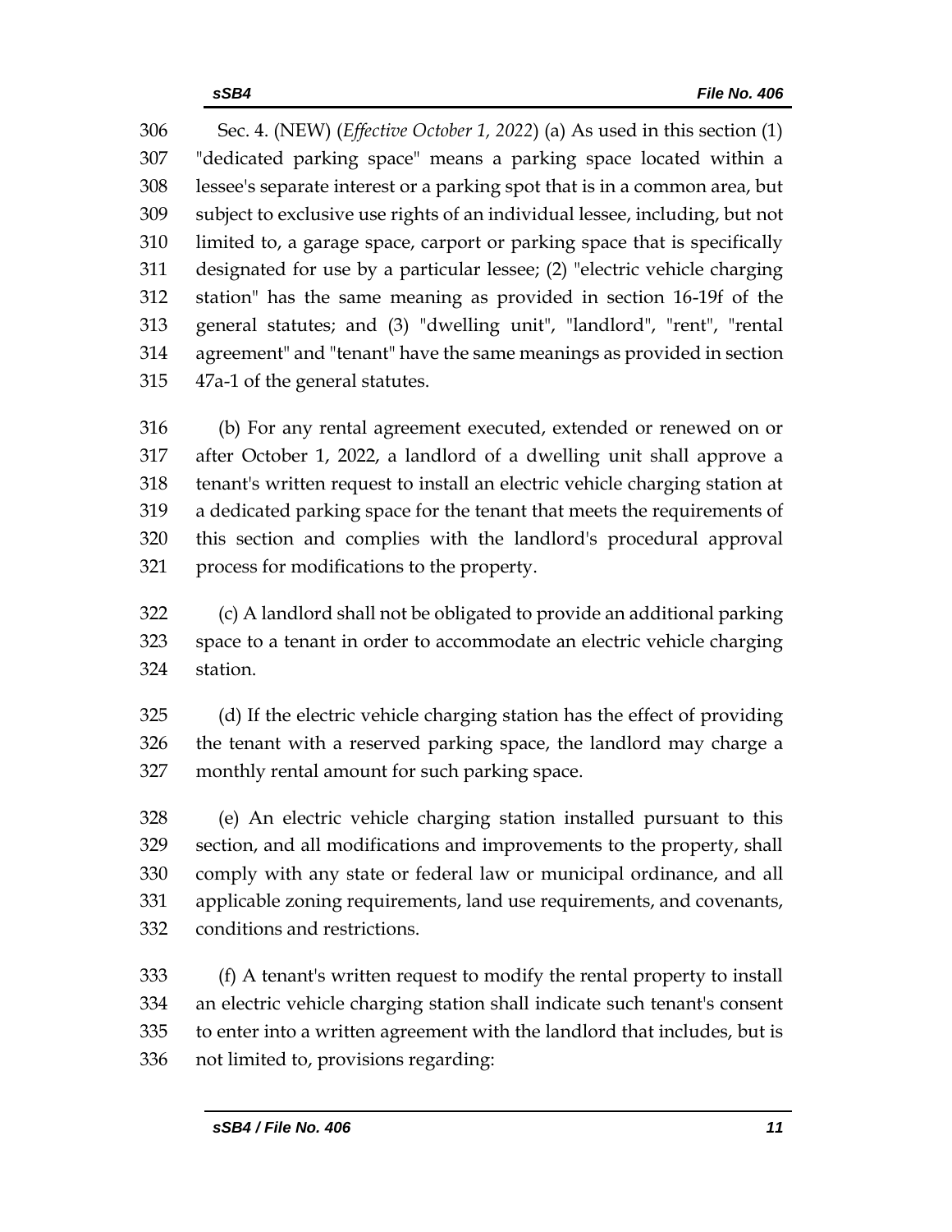Sec. 4. (NEW) (*Effective October 1, 2022*) (a) As used in this section (1) "dedicated parking space" means a parking space located within a lessee's separate interest or a parking spot that is in a common area, but subject to exclusive use rights of an individual lessee, including, but not limited to, a garage space, carport or parking space that is specifically designated for use by a particular lessee; (2) "electric vehicle charging station" has the same meaning as provided in section 16-19f of the general statutes; and (3) "dwelling unit", "landlord", "rent", "rental agreement" and "tenant" have the same meanings as provided in section 47a-1 of the general statutes.

(b) For any rental agreement executed, extended or renewed on or after October 1, 2022, a landlord of a dwelling unit shall approve a tenant's written request to install an electric vehicle charging station at a dedicated parking space for the tenant that meets the requirements of this section and complies with the landlord's procedural approval process for modifications to the property.

(c) A landlord shall not be obligated to provide an additional parking space to a tenant in order to accommodate an electric vehicle charging station.

(d) If the electric vehicle charging station has the effect of providing the tenant with a reserved parking space, the landlord may charge a monthly rental amount for such parking space.

(e) An electric vehicle charging station installed pursuant to this section, and all modifications and improvements to the property, shall comply with any state or federal law or municipal ordinance, and all applicable zoning requirements, land use requirements, and covenants, conditions and restrictions.

(f) A tenant's written request to modify the rental property to install an electric vehicle charging station shall indicate such tenant's consent to enter into a written agreement with the landlord that includes, but is not limited to, provisions regarding: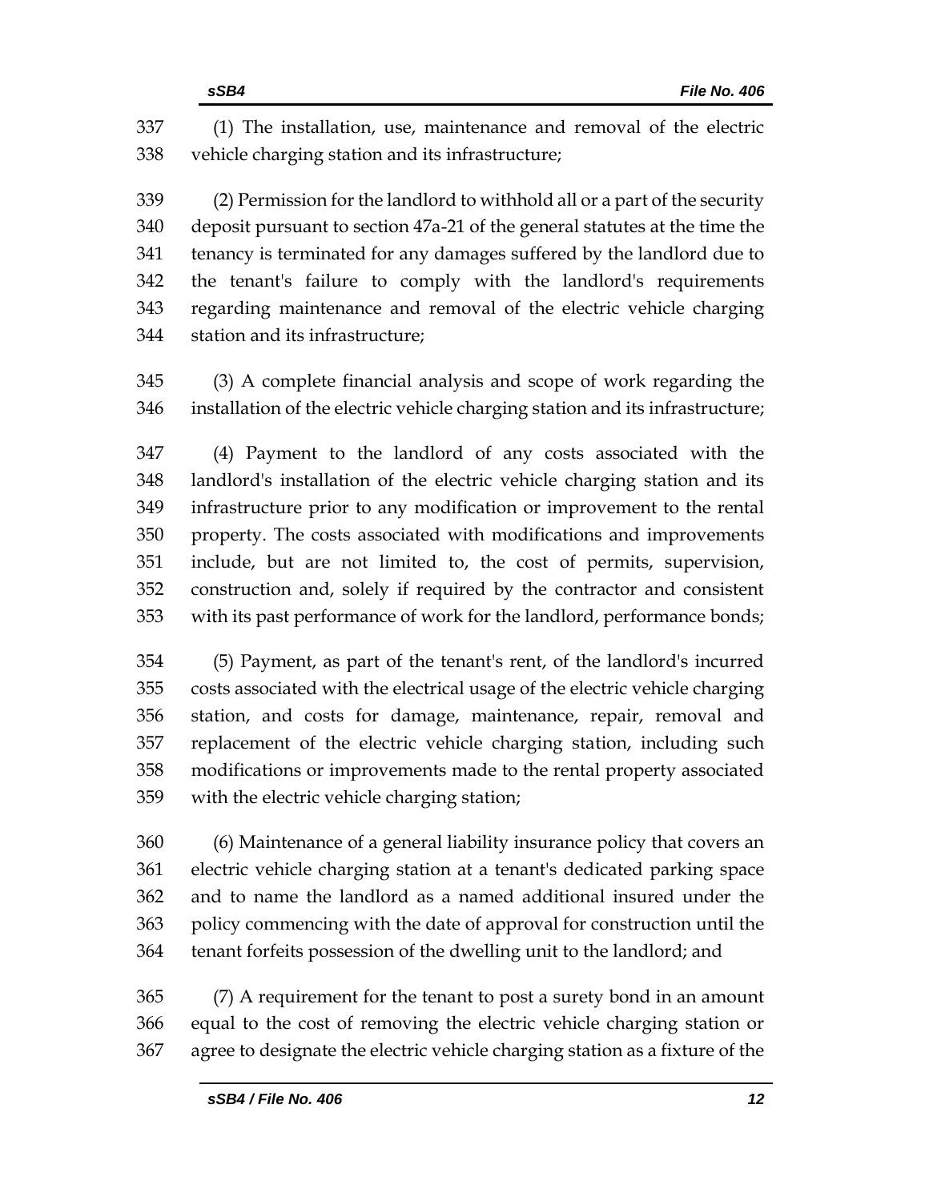(1) The installation, use, maintenance and removal of the electric vehicle charging station and its infrastructure;

(2) Permission for the landlord to withhold all or a part of the security deposit pursuant to section 47a-21 of the general statutes at the time the tenancy is terminated for any damages suffered by the landlord due to the tenant's failure to comply with the landlord's requirements regarding maintenance and removal of the electric vehicle charging station and its infrastructure;

(3) A complete financial analysis and scope of work regarding the installation of the electric vehicle charging station and its infrastructure;

(4) Payment to the landlord of any costs associated with the landlord's installation of the electric vehicle charging station and its infrastructure prior to any modification or improvement to the rental property. The costs associated with modifications and improvements include, but are not limited to, the cost of permits, supervision, construction and, solely if required by the contractor and consistent with its past performance of work for the landlord, performance bonds;

(5) Payment, as part of the tenant's rent, of the landlord's incurred costs associated with the electrical usage of the electric vehicle charging station, and costs for damage, maintenance, repair, removal and replacement of the electric vehicle charging station, including such modifications or improvements made to the rental property associated with the electric vehicle charging station;

(6) Maintenance of a general liability insurance policy that covers an electric vehicle charging station at a tenant's dedicated parking space and to name the landlord as a named additional insured under the policy commencing with the date of approval for construction until the tenant forfeits possession of the dwelling unit to the landlord; and

(7) A requirement for the tenant to post a surety bond in an amount equal to the cost of removing the electric vehicle charging station or agree to designate the electric vehicle charging station as a fixture of the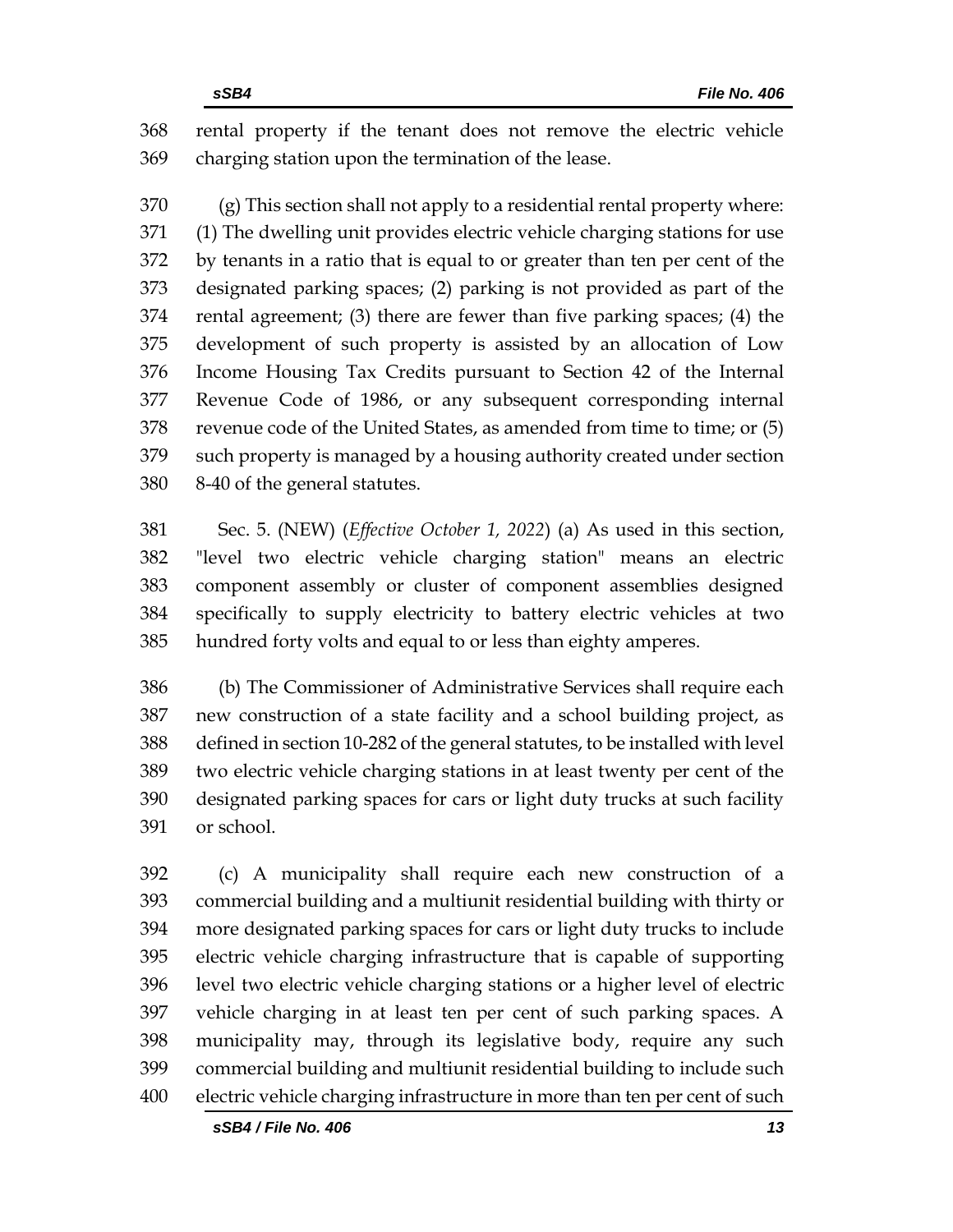rental property if the tenant does not remove the electric vehicle charging station upon the termination of the lease.

(g) This section shall not apply to a residential rental property where: (1) The dwelling unit provides electric vehicle charging stations for use by tenants in a ratio that is equal to or greater than ten per cent of the designated parking spaces; (2) parking is not provided as part of the rental agreement; (3) there are fewer than five parking spaces; (4) the development of such property is assisted by an allocation of Low Income Housing Tax Credits pursuant to Section 42 of the Internal Revenue Code of 1986, or any subsequent corresponding internal revenue code of the United States, as amended from time to time; or (5) such property is managed by a housing authority created under section 8-40 of the general statutes.

Sec. 5. (NEW) (*Effective October 1, 2022*) (a) As used in this section, "level two electric vehicle charging station" means an electric component assembly or cluster of component assemblies designed specifically to supply electricity to battery electric vehicles at two hundred forty volts and equal to or less than eighty amperes.

(b) The Commissioner of Administrative Services shall require each new construction of a state facility and a school building project, as defined in section 10-282 of the general statutes, to be installed with level two electric vehicle charging stations in at least twenty per cent of the designated parking spaces for cars or light duty trucks at such facility or school.

(c) A municipality shall require each new construction of a commercial building and a multiunit residential building with thirty or more designated parking spaces for cars or light duty trucks to include electric vehicle charging infrastructure that is capable of supporting level two electric vehicle charging stations or a higher level of electric vehicle charging in at least ten per cent of such parking spaces. A municipality may, through its legislative body, require any such commercial building and multiunit residential building to include such electric vehicle charging infrastructure in more than ten per cent of such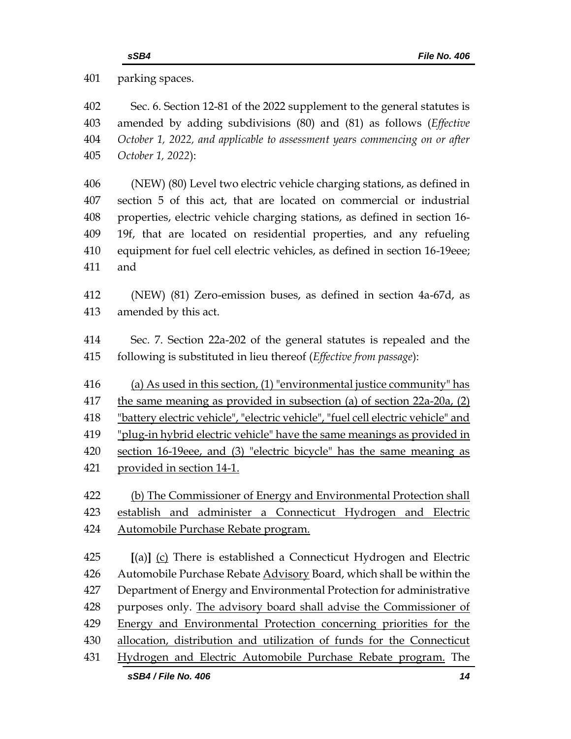parking spaces.

Sec. 6. Section 12-81 of the 2022 supplement to the general statutes is amended by adding subdivisions (80) and (81) as follows (*Effective October 1, 2022, and applicable to assessment years commencing on or after October 1, 2022*):

(NEW) (80) Level two electric vehicle charging stations, as defined in section 5 of this act, that are located on commercial or industrial properties, electric vehicle charging stations, as defined in section 16-19f, that are located on residential properties, and any refueling equipment for fuel cell electric vehicles, as defined in section 16-19eee; and

(NEW) (81) Zero-emission buses, as defined in section 4a-67d, as amended by this act.

Sec. 7. Section 22a-202 of the general statutes is repealed and the following is substituted in lieu thereof (*Effective from passage*):

<u>(a) As used in this section, (1) "environmental justice community" has the same meaning as provided in subsection (a) of section 22a-20a, (2) "battery electric vehicle", "electric vehicle", "fuel cell electric vehicle" and "plug-in hybrid electric vehicle" have the same meanings as provided in section 16-19eee, and (3) "electric bicycle" has the same meaning as provided in section 14-1.</u>

<u>(b) The Commissioner of Energy and Environmental Protection shall establish and administer a Connecticut Hydrogen and Electric Automobile Purchase Rebate program.</u>

**[**(a)**]** <u>(c)</u> There is established a Connecticut Hydrogen and Electric Automobile Purchase Rebate <u>Advisory</u> Board, which shall be within the Department of Energy and Environmental Protection for administrative purposes only. <u>The advisory board shall advise the Commissioner of Energy and Environmental Protection concerning priorities for the allocation, distribution and utilization of funds for the Connecticut Hydrogen and Electric Automobile Purchase Rebate program.</u> The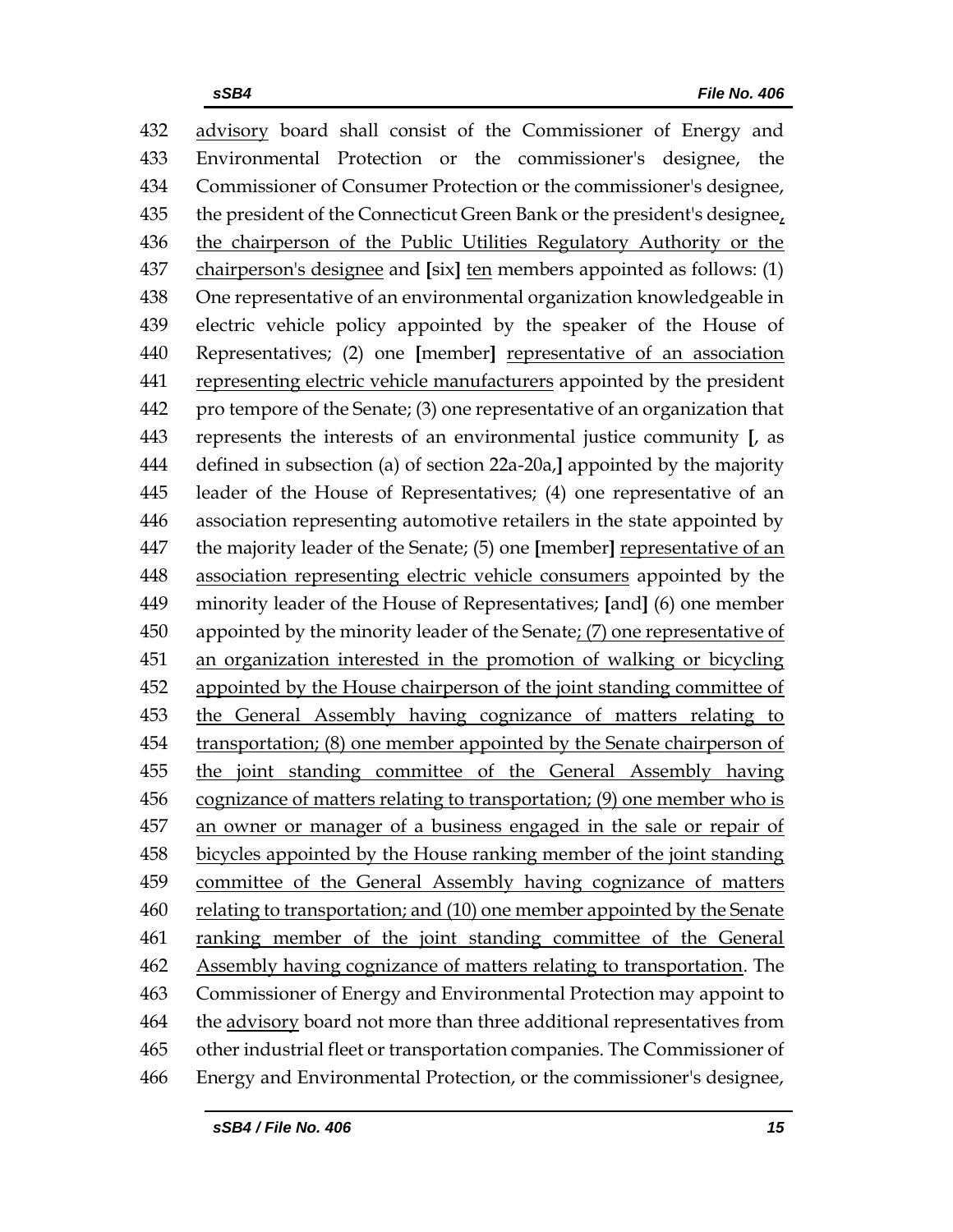432 advisory board shall consist of the Commissioner of Energy and
433 Environmental Protection or the commissioner's designee, the
434 Commissioner of Consumer Protection or the commissioner's designee,
435 the president of the Connecticut Green Bank or the president's designee,
436 the chairperson of the Public Utilities Regulatory Authority or the
437 chairperson's designee and [six] ten members appointed as follows: (1)
438 One representative of an environmental organization knowledgeable in
439 electric vehicle policy appointed by the speaker of the House of
440 Representatives; (2) one [member] representative of an association
441 representing electric vehicle manufacturers appointed by the president
442 pro tempore of the Senate; (3) one representative of an organization that
443 represents the interests of an environmental justice community [, as
444 defined in subsection (a) of section 22a-20a,] appointed by the majority
445 leader of the House of Representatives; (4) one representative of an
446 association representing automotive retailers in the state appointed by
447 the majority leader of the Senate; (5) one [member] representative of an
448 association representing electric vehicle consumers appointed by the
449 minority leader of the House of Representatives; [and] (6) one member
450 appointed by the minority leader of the Senate; (7) one representative of
451 an organization interested in the promotion of walking or bicycling
452 appointed by the House chairperson of the joint standing committee of
453 the General Assembly having cognizance of matters relating to
454 transportation; (8) one member appointed by the Senate chairperson of
455 the joint standing committee of the General Assembly having
456 cognizance of matters relating to transportation; (9) one member who is
457 an owner or manager of a business engaged in the sale or repair of
458 bicycles appointed by the House ranking member of the joint standing
459 committee of the General Assembly having cognizance of matters
460 relating to transportation; and (10) one member appointed by the Senate
461 ranking member of the joint standing committee of the General
462 Assembly having cognizance of matters relating to transportation. The
463 Commissioner of Energy and Environmental Protection may appoint to
464 the advisory board not more than three additional representatives from
465 other industrial fleet or transportation companies. The Commissioner of
466 Energy and Environmental Protection, or the commissioner's designee,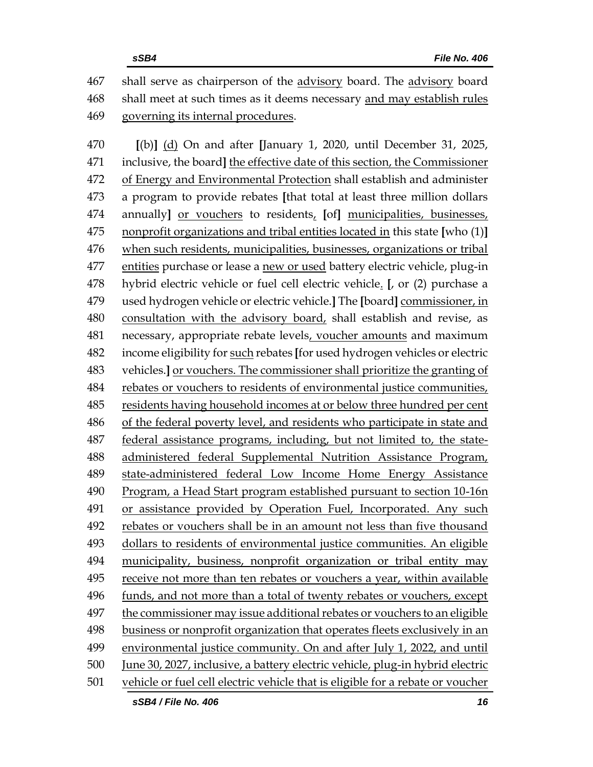467 shall serve as chairperson of the advisory board. The advisory board
468 shall meet at such times as it deems necessary and may establish rules
469 governing its internal procedures.

470 [(b)] (d) On and after [January 1, 2020, until December 31, 2025,
471 inclusive, the board] the effective date of this section, the Commissioner
472 of Energy and Environmental Protection shall establish and administer
473 a program to provide rebates [that total at least three million dollars
474 annually] or vouchers to residents, [of] municipalities, businesses,
475 nonprofit organizations and tribal entities located in this state [who (1)]
476 when such residents, municipalities, businesses, organizations or tribal
477 entities purchase or lease a new or used battery electric vehicle, plug-in
478 hybrid electric vehicle or fuel cell electric vehicle. [, or (2) purchase a
479 used hydrogen vehicle or electric vehicle.] The [board] commissioner, in
480 consultation with the advisory board, shall establish and revise, as
481 necessary, appropriate rebate levels, voucher amounts and maximum
482 income eligibility for such rebates [for used hydrogen vehicles or electric
483 vehicles.] or vouchers. The commissioner shall prioritize the granting of
484 rebates or vouchers to residents of environmental justice communities,
485 residents having household incomes at or below three hundred per cent
486 of the federal poverty level, and residents who participate in state and
487 federal assistance programs, including, but not limited to, the state-
488 administered federal Supplemental Nutrition Assistance Program,
489 state-administered federal Low Income Home Energy Assistance
490 Program, a Head Start program established pursuant to section 10-16n
491 or assistance provided by Operation Fuel, Incorporated. Any such
492 rebates or vouchers shall be in an amount not less than five thousand
493 dollars to residents of environmental justice communities. An eligible
494 municipality, business, nonprofit organization or tribal entity may
495 receive not more than ten rebates or vouchers a year, within available
496 funds, and not more than a total of twenty rebates or vouchers, except
497 the commissioner may issue additional rebates or vouchers to an eligible
498 business or nonprofit organization that operates fleets exclusively in an
499 environmental justice community. On and after July 1, 2022, and until
500 June 30, 2027, inclusive, a battery electric vehicle, plug-in hybrid electric
501 vehicle or fuel cell electric vehicle that is eligible for a rebate or voucher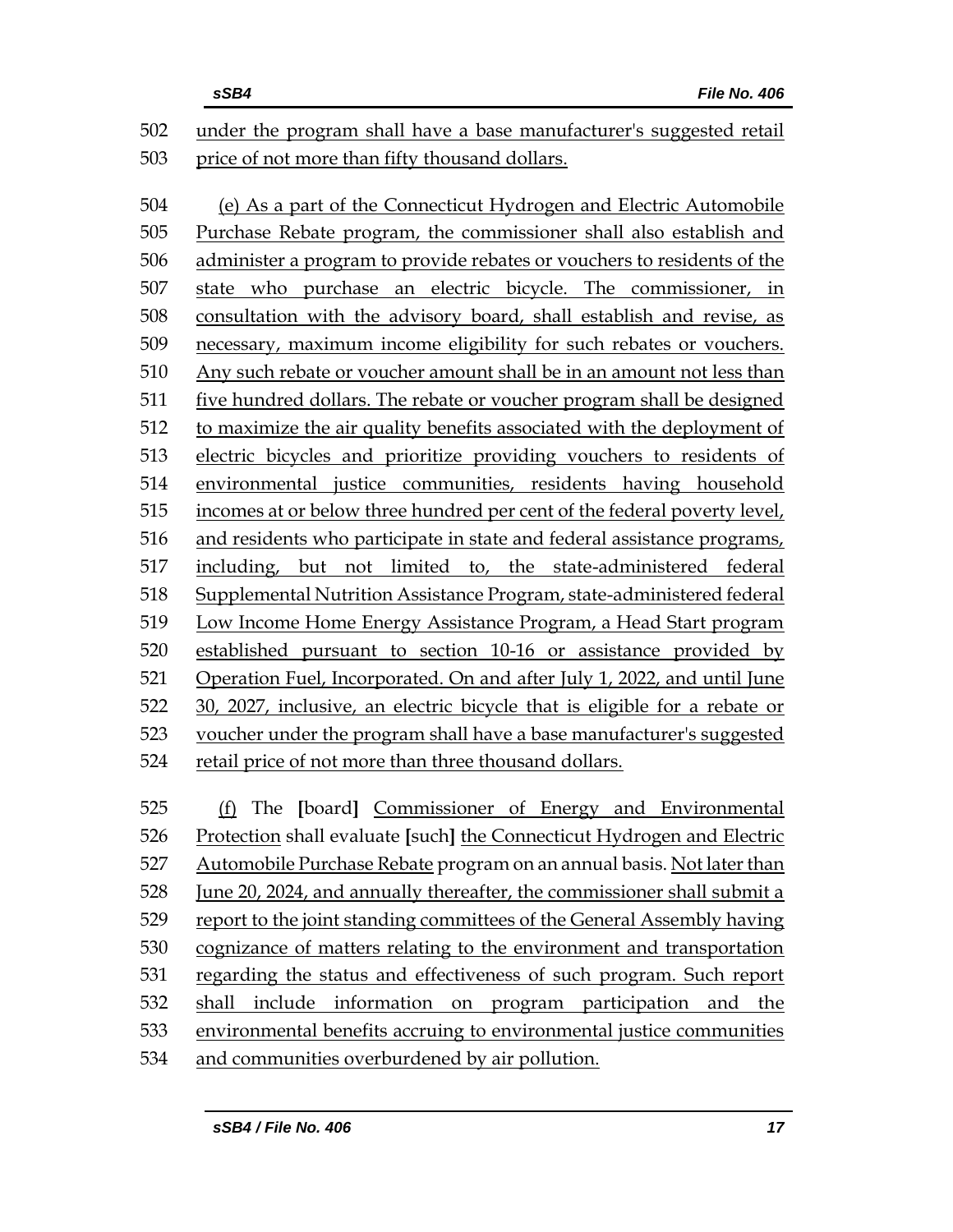502 under the program shall have a base manufacturer's suggested retail
503 price of not more than fifty thousand dollars.

504 (e) As a part of the Connecticut Hydrogen and Electric Automobile
505 Purchase Rebate program, the commissioner shall also establish and
506 administer a program to provide rebates or vouchers to residents of the
507 state who purchase an electric bicycle. The commissioner, in
508 consultation with the advisory board, shall establish and revise, as
509 necessary, maximum income eligibility for such rebates or vouchers.
510 Any such rebate or voucher amount shall be in an amount not less than
511 five hundred dollars. The rebate or voucher program shall be designed
512 to maximize the air quality benefits associated with the deployment of
513 electric bicycles and prioritize providing vouchers to residents of
514 environmental justice communities, residents having household
515 incomes at or below three hundred per cent of the federal poverty level,
516 and residents who participate in state and federal assistance programs,
517 including, but not limited to, the state-administered federal
518 Supplemental Nutrition Assistance Program, state-administered federal
519 Low Income Home Energy Assistance Program, a Head Start program
520 established pursuant to section 10-16 or assistance provided by
521 Operation Fuel, Incorporated. On and after July 1, 2022, and until June
522 30, 2027, inclusive, an electric bicycle that is eligible for a rebate or
523 voucher under the program shall have a base manufacturer's suggested
524 retail price of not more than three thousand dollars.

525 (f) The **[**board**]** Commissioner of Energy and Environmental
526 Protection shall evaluate **[**such**]** the Connecticut Hydrogen and Electric
527 Automobile Purchase Rebate program on an annual basis. Not later than
528 June 20, 2024, and annually thereafter, the commissioner shall submit a
529 report to the joint standing committees of the General Assembly having
530 cognizance of matters relating to the environment and transportation
531 regarding the status and effectiveness of such program. Such report
532 shall include information on program participation and the
533 environmental benefits accruing to environmental justice communities
534 and communities overburdened by air pollution.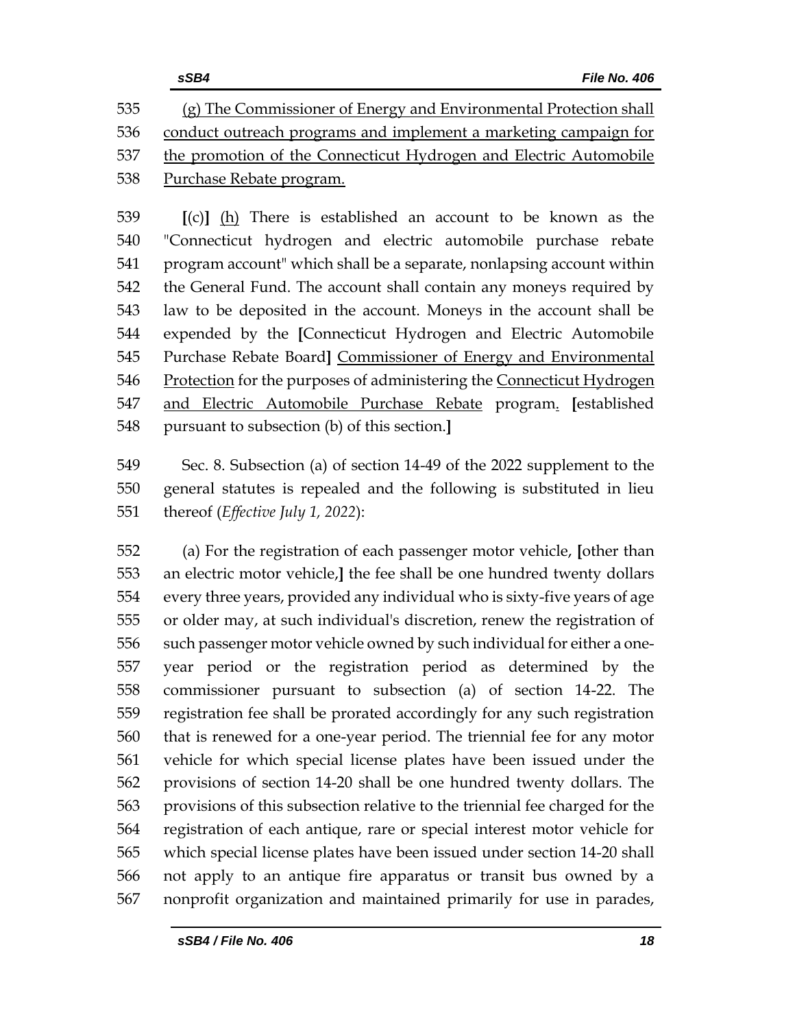535 (g) The Commissioner of Energy and Environmental Protection shall
536 conduct outreach programs and implement a marketing campaign for
537 the promotion of the Connecticut Hydrogen and Electric Automobile
538 Purchase Rebate program.

539 [(c)] (h) There is established an account to be known as the
540 "Connecticut hydrogen and electric automobile purchase rebate
541 program account" which shall be a separate, nonlapsing account within
542 the General Fund. The account shall contain any moneys required by
543 law to be deposited in the account. Moneys in the account shall be
544 expended by the [Connecticut Hydrogen and Electric Automobile
545 Purchase Rebate Board] Commissioner of Energy and Environmental
546 Protection for the purposes of administering the Connecticut Hydrogen
547 and Electric Automobile Purchase Rebate program. [established
548 pursuant to subsection (b) of this section.]

549 Sec. 8. Subsection (a) of section 14-49 of the 2022 supplement to the
550 general statutes is repealed and the following is substituted in lieu
551 thereof (*Effective July 1, 2022*):

552 (a) For the registration of each passenger motor vehicle, [other than
553 an electric motor vehicle,] the fee shall be one hundred twenty dollars
554 every three years, provided any individual who is sixty-five years of age
555 or older may, at such individual's discretion, renew the registration of
556 such passenger motor vehicle owned by such individual for either a one-
557 year period or the registration period as determined by the
558 commissioner pursuant to subsection (a) of section 14-22. The
559 registration fee shall be prorated accordingly for any such registration
560 that is renewed for a one-year period. The triennial fee for any motor
561 vehicle for which special license plates have been issued under the
562 provisions of section 14-20 shall be one hundred twenty dollars. The
563 provisions of this subsection relative to the triennial fee charged for the
564 registration of each antique, rare or special interest motor vehicle for
565 which special license plates have been issued under section 14-20 shall
566 not apply to an antique fire apparatus or transit bus owned by a
567 nonprofit organization and maintained primarily for use in parades,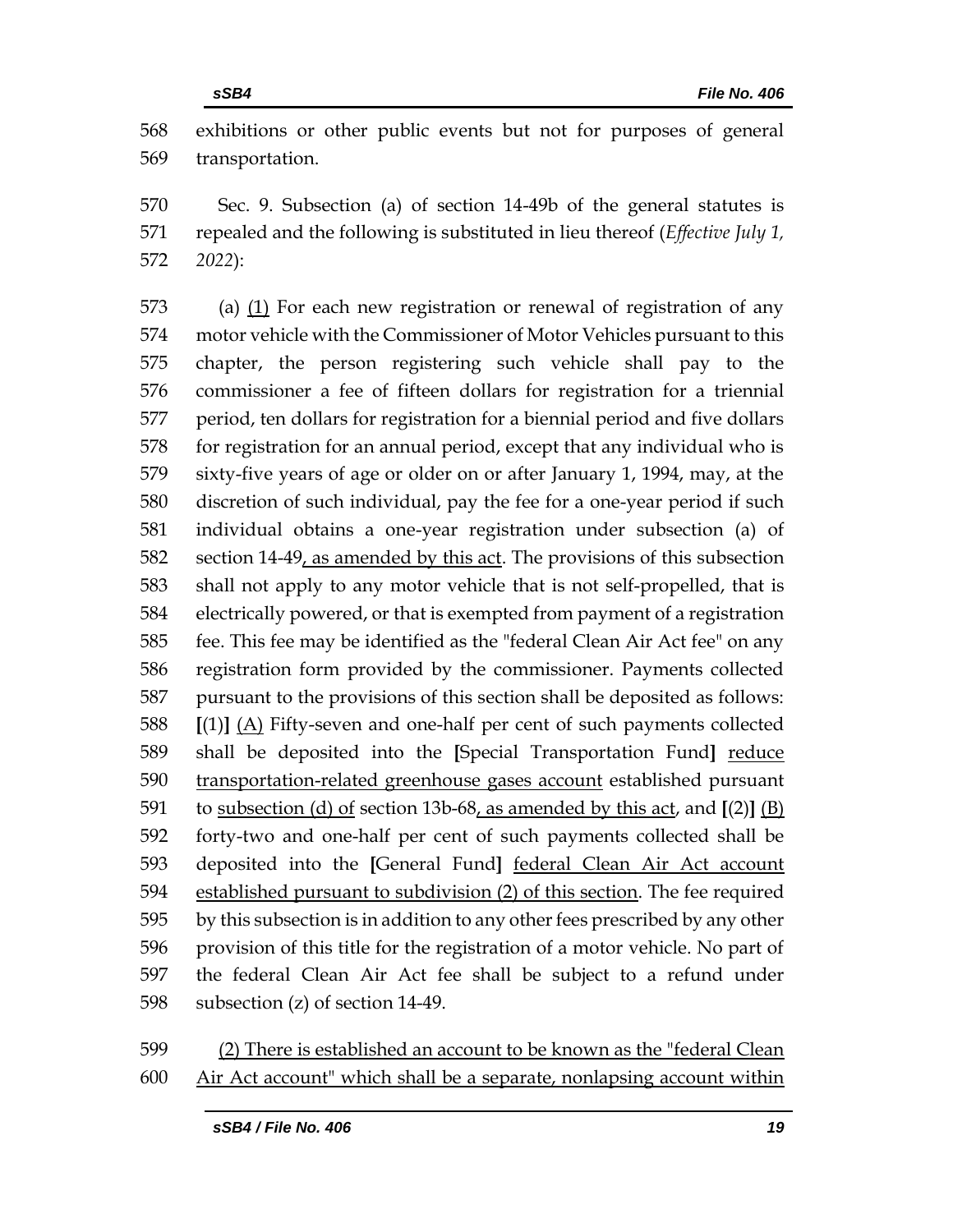exhibitions or other public events but not for purposes of general transportation.

Sec. 9. Subsection (a) of section 14-49b of the general statutes is repealed and the following is substituted in lieu thereof (*Effective July 1, 2022*):

(a) (1) For each new registration or renewal of registration of any motor vehicle with the Commissioner of Motor Vehicles pursuant to this chapter, the person registering such vehicle shall pay to the commissioner a fee of fifteen dollars for registration for a triennial period, ten dollars for registration for a biennial period and five dollars for registration for an annual period, except that any individual who is sixty-five years of age or older on or after January 1, 1994, may, at the discretion of such individual, pay the fee for a one-year period if such individual obtains a one-year registration under subsection (a) of section 14-49, as amended by this act. The provisions of this subsection shall not apply to any motor vehicle that is not self-propelled, that is electrically powered, or that is exempted from payment of a registration fee. This fee may be identified as the "federal Clean Air Act fee" on any registration form provided by the commissioner. Payments collected pursuant to the provisions of this section shall be deposited as follows: [(1)] (A) Fifty-seven and one-half per cent of such payments collected shall be deposited into the [Special Transportation Fund] reduce transportation-related greenhouse gases account established pursuant to subsection (d) of section 13b-68, as amended by this act, and [(2)] (B) forty-two and one-half per cent of such payments collected shall be deposited into the [General Fund] federal Clean Air Act account established pursuant to subdivision (2) of this section. The fee required by this subsection is in addition to any other fees prescribed by any other provision of this title for the registration of a motor vehicle. No part of the federal Clean Air Act fee shall be subject to a refund under subsection (z) of section 14-49.

(2) There is established an account to be known as the "federal Clean Air Act account" which shall be a separate, nonlapsing account within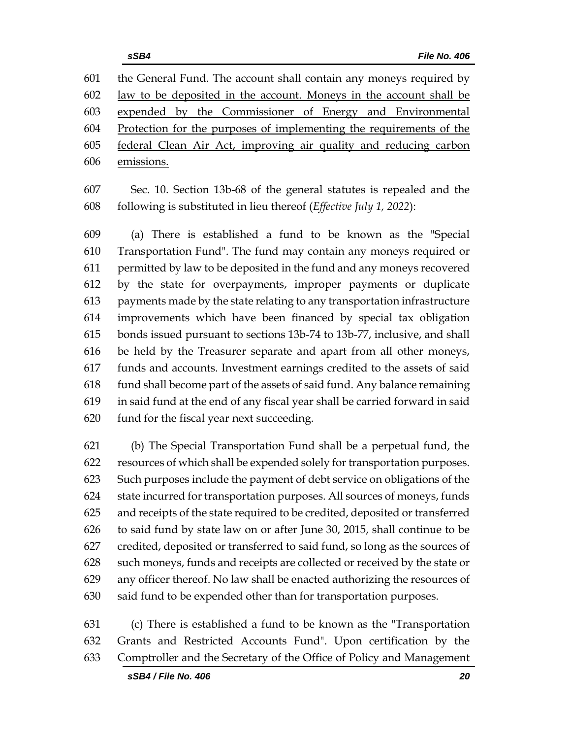601 the General Fund. The account shall contain any moneys required by
602 law to be deposited in the account. Moneys in the account shall be
603 expended by the Commissioner of Energy and Environmental
604 Protection for the purposes of implementing the requirements of the
605 federal Clean Air Act, improving air quality and reducing carbon
606 emissions.

607 Sec. 10. Section 13b-68 of the general statutes is repealed and the
608 following is substituted in lieu thereof (*Effective July 1, 2022*):

609 (a) There is established a fund to be known as the "Special
610 Transportation Fund". The fund may contain any moneys required or
611 permitted by law to be deposited in the fund and any moneys recovered
612 by the state for overpayments, improper payments or duplicate
613 payments made by the state relating to any transportation infrastructure
614 improvements which have been financed by special tax obligation
615 bonds issued pursuant to sections 13b-74 to 13b-77, inclusive, and shall
616 be held by the Treasurer separate and apart from all other moneys,
617 funds and accounts. Investment earnings credited to the assets of said
618 fund shall become part of the assets of said fund. Any balance remaining
619 in said fund at the end of any fiscal year shall be carried forward in said
620 fund for the fiscal year next succeeding.

621 (b) The Special Transportation Fund shall be a perpetual fund, the
622 resources of which shall be expended solely for transportation purposes.
623 Such purposes include the payment of debt service on obligations of the
624 state incurred for transportation purposes. All sources of moneys, funds
625 and receipts of the state required to be credited, deposited or transferred
626 to said fund by state law on or after June 30, 2015, shall continue to be
627 credited, deposited or transferred to said fund, so long as the sources of
628 such moneys, funds and receipts are collected or received by the state or
629 any officer thereof. No law shall be enacted authorizing the resources of
630 said fund to be expended other than for transportation purposes.

631 (c) There is established a fund to be known as the "Transportation
632 Grants and Restricted Accounts Fund". Upon certification by the
633 Comptroller and the Secretary of the Office of Policy and Management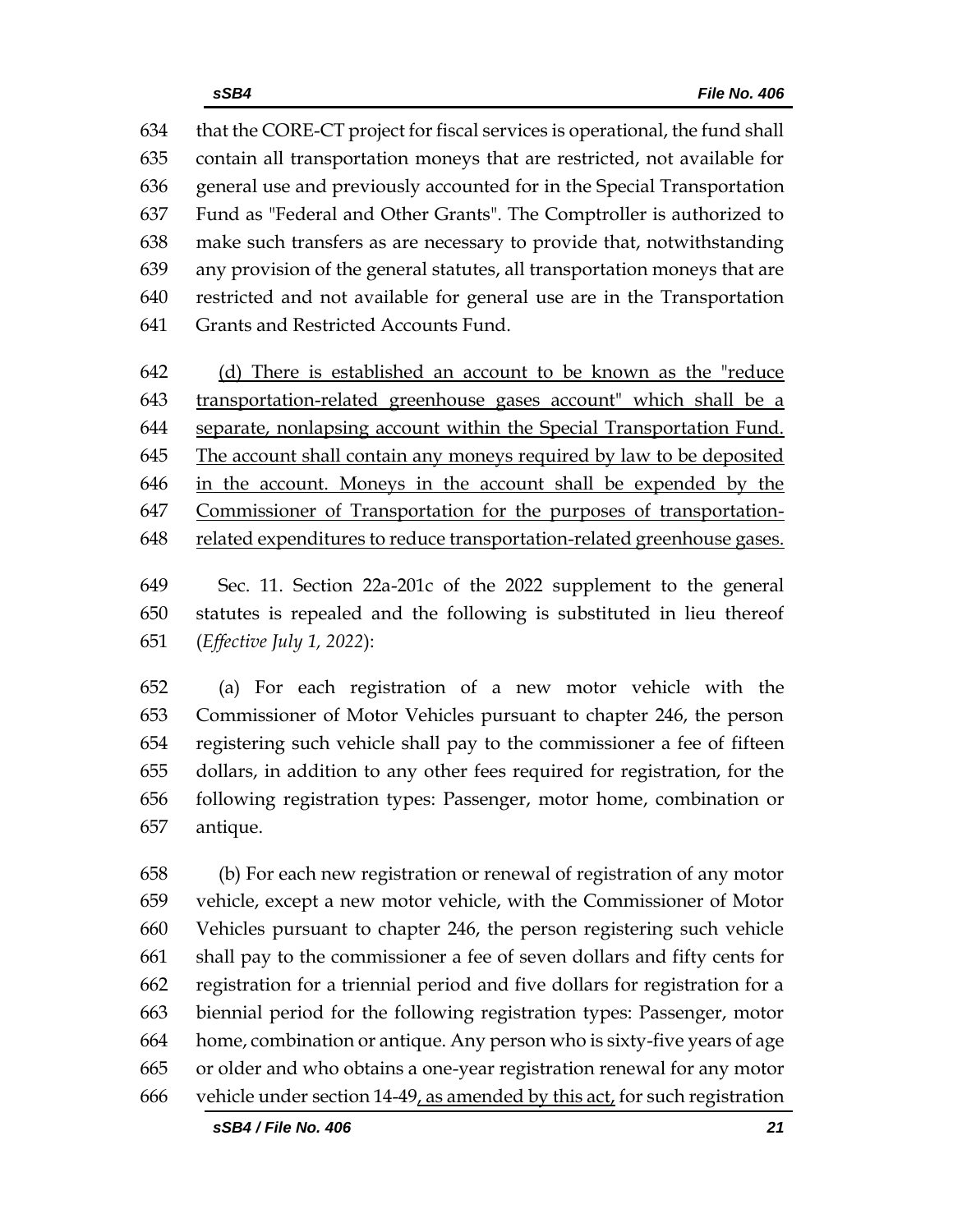that the CORE-CT project for fiscal services is operational, the fund shall contain all transportation moneys that are restricted, not available for general use and previously accounted for in the Special Transportation Fund as "Federal and Other Grants". The Comptroller is authorized to make such transfers as are necessary to provide that, notwithstanding any provision of the general statutes, all transportation moneys that are restricted and not available for general use are in the Transportation Grants and Restricted Accounts Fund.

<u>(d) There is established an account to be known as the "reduce transportation-related greenhouse gases account" which shall be a separate, nonlapsing account within the Special Transportation Fund. The account shall contain any moneys required by law to be deposited in the account. Moneys in the account shall be expended by the Commissioner of Transportation for the purposes of transportation-related expenditures to reduce transportation-related greenhouse gases.</u>

Sec. 11. Section 22a-201c of the 2022 supplement to the general statutes is repealed and the following is substituted in lieu thereof (*Effective July 1, 2022*):

(a) For each registration of a new motor vehicle with the Commissioner of Motor Vehicles pursuant to chapter 246, the person registering such vehicle shall pay to the commissioner a fee of fifteen dollars, in addition to any other fees required for registration, for the following registration types: Passenger, motor home, combination or antique.

(b) For each new registration or renewal of registration of any motor vehicle, except a new motor vehicle, with the Commissioner of Motor Vehicles pursuant to chapter 246, the person registering such vehicle shall pay to the commissioner a fee of seven dollars and fifty cents for registration for a triennial period and five dollars for registration for a biennial period for the following registration types: Passenger, motor home, combination or antique. Any person who is sixty-five years of age or older and who obtains a one-year registration renewal for any motor vehicle under section 14-49<u>, as amended by this act,</u> for such registration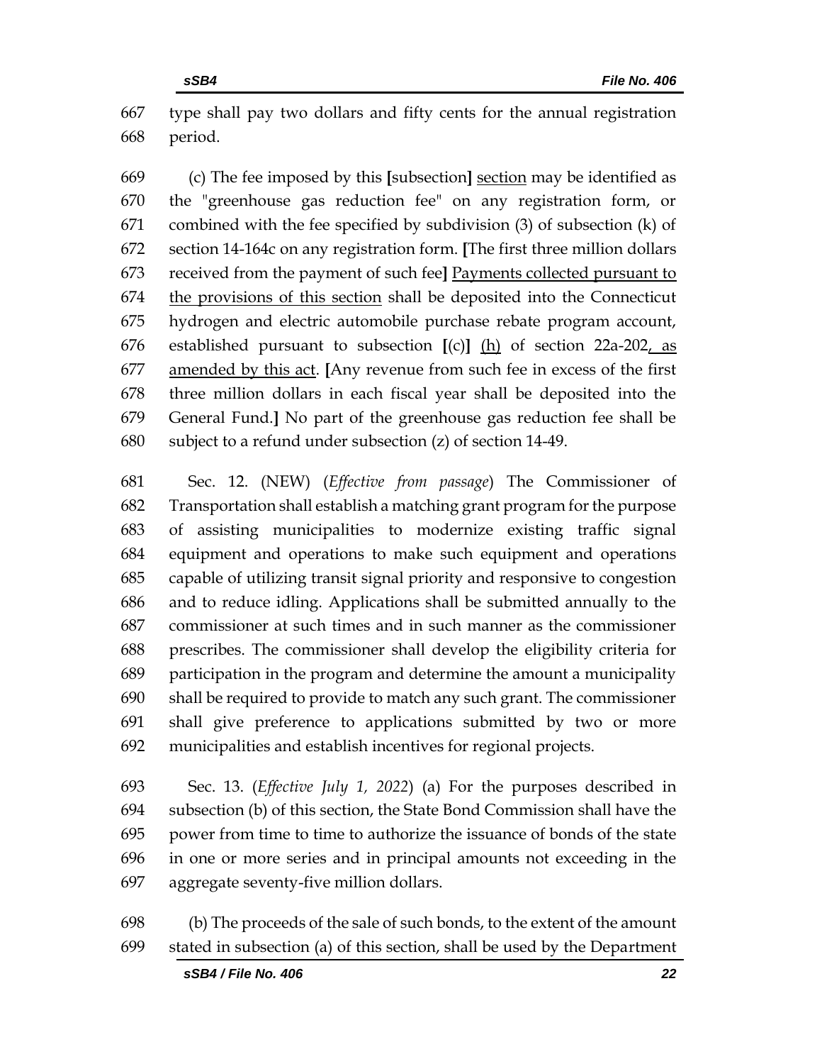667 type shall pay two dollars and fifty cents for the annual registration
668 period.

669 (c) The fee imposed by this [subsection] <u>section</u> may be identified as
670 the "greenhouse gas reduction fee" on any registration form, or
671 combined with the fee specified by subdivision (3) of subsection (k) of
672 section 14-164c on any registration form. [The first three million dollars
673 received from the payment of such fee] <u>Payments collected pursuant to</u>
674 <u>the provisions of this section</u> shall be deposited into the Connecticut
675 hydrogen and electric automobile purchase rebate program account,
676 established pursuant to subsection [(c)] <u>(h)</u> of section 22a-202<u>, as</u>
677 <u>amended by this act</u>. [Any revenue from such fee in excess of the first
678 three million dollars in each fiscal year shall be deposited into the
679 General Fund.] No part of the greenhouse gas reduction fee shall be
680 subject to a refund under subsection (z) of section 14-49.

681 Sec. 12. (NEW) (*Effective from passage*) The Commissioner of
682 Transportation shall establish a matching grant program for the purpose
683 of assisting municipalities to modernize existing traffic signal
684 equipment and operations to make such equipment and operations
685 capable of utilizing transit signal priority and responsive to congestion
686 and to reduce idling. Applications shall be submitted annually to the
687 commissioner at such times and in such manner as the commissioner
688 prescribes. The commissioner shall develop the eligibility criteria for
689 participation in the program and determine the amount a municipality
690 shall be required to provide to match any such grant. The commissioner
691 shall give preference to applications submitted by two or more
692 municipalities and establish incentives for regional projects.

693 Sec. 13. (*Effective July 1, 2022*) (a) For the purposes described in
694 subsection (b) of this section, the State Bond Commission shall have the
695 power from time to time to authorize the issuance of bonds of the state
696 in one or more series and in principal amounts not exceeding in the
697 aggregate seventy-five million dollars.

698 (b) The proceeds of the sale of such bonds, to the extent of the amount
699 stated in subsection (a) of this section, shall be used by the Department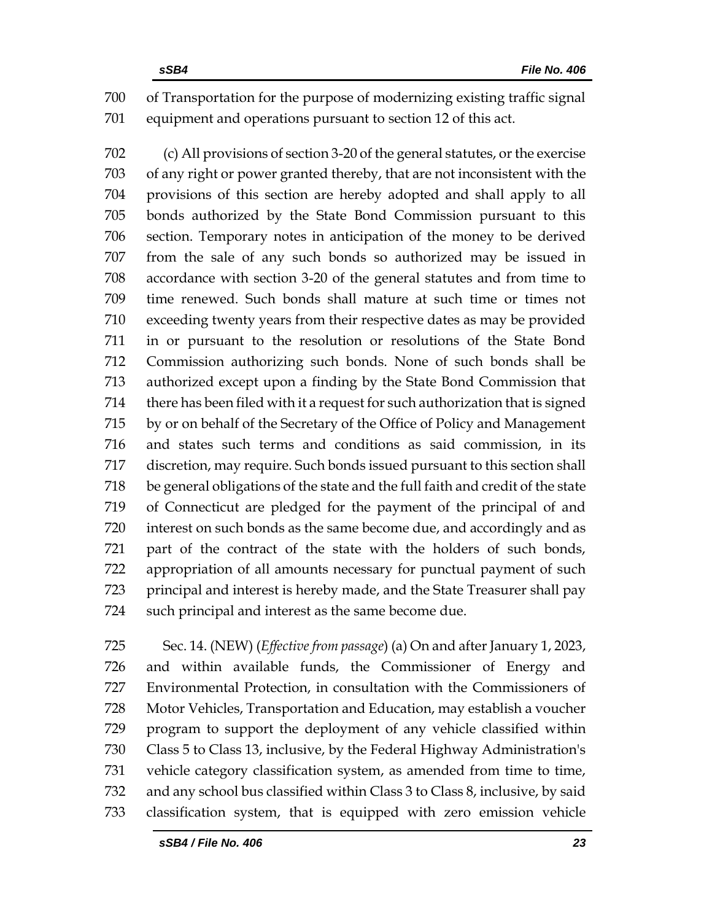of Transportation for the purpose of modernizing existing traffic signal equipment and operations pursuant to section 12 of this act.

(c) All provisions of section 3-20 of the general statutes, or the exercise of any right or power granted thereby, that are not inconsistent with the provisions of this section are hereby adopted and shall apply to all bonds authorized by the State Bond Commission pursuant to this section. Temporary notes in anticipation of the money to be derived from the sale of any such bonds so authorized may be issued in accordance with section 3-20 of the general statutes and from time to time renewed. Such bonds shall mature at such time or times not exceeding twenty years from their respective dates as may be provided in or pursuant to the resolution or resolutions of the State Bond Commission authorizing such bonds. None of such bonds shall be authorized except upon a finding by the State Bond Commission that there has been filed with it a request for such authorization that is signed by or on behalf of the Secretary of the Office of Policy and Management and states such terms and conditions as said commission, in its discretion, may require. Such bonds issued pursuant to this section shall be general obligations of the state and the full faith and credit of the state of Connecticut are pledged for the payment of the principal of and interest on such bonds as the same become due, and accordingly and as part of the contract of the state with the holders of such bonds, appropriation of all amounts necessary for punctual payment of such principal and interest is hereby made, and the State Treasurer shall pay such principal and interest as the same become due.

Sec. 14. (NEW) (*Effective from passage*) (a) On and after January 1, 2023, and within available funds, the Commissioner of Energy and Environmental Protection, in consultation with the Commissioners of Motor Vehicles, Transportation and Education, may establish a voucher program to support the deployment of any vehicle classified within Class 5 to Class 13, inclusive, by the Federal Highway Administration's vehicle category classification system, as amended from time to time, and any school bus classified within Class 3 to Class 8, inclusive, by said classification system, that is equipped with zero emission vehicle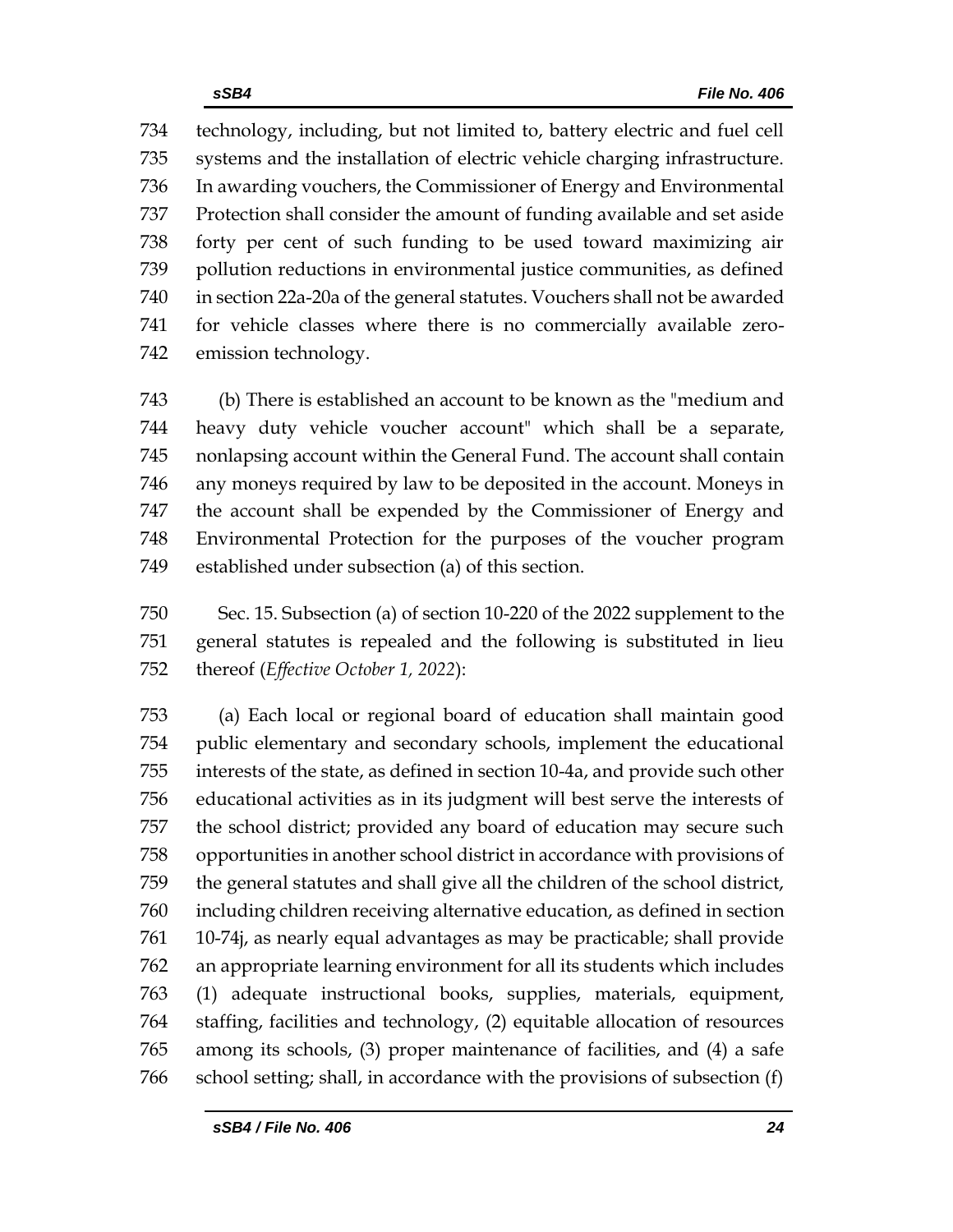734 technology, including, but not limited to, battery electric and fuel cell
735 systems and the installation of electric vehicle charging infrastructure.
736 In awarding vouchers, the Commissioner of Energy and Environmental
737 Protection shall consider the amount of funding available and set aside
738 forty per cent of such funding to be used toward maximizing air
739 pollution reductions in environmental justice communities, as defined
740 in section 22a-20a of the general statutes. Vouchers shall not be awarded
741 for vehicle classes where there is no commercially available zero-
742 emission technology.

743 (b) There is established an account to be known as the "medium and
744 heavy duty vehicle voucher account" which shall be a separate,
745 nonlapsing account within the General Fund. The account shall contain
746 any moneys required by law to be deposited in the account. Moneys in
747 the account shall be expended by the Commissioner of Energy and
748 Environmental Protection for the purposes of the voucher program
749 established under subsection (a) of this section.

750 Sec. 15. Subsection (a) of section 10-220 of the 2022 supplement to the
751 general statutes is repealed and the following is substituted in lieu
752 thereof (*Effective October 1, 2022*):

753 (a) Each local or regional board of education shall maintain good
754 public elementary and secondary schools, implement the educational
755 interests of the state, as defined in section 10-4a, and provide such other
756 educational activities as in its judgment will best serve the interests of
757 the school district; provided any board of education may secure such
758 opportunities in another school district in accordance with provisions of
759 the general statutes and shall give all the children of the school district,
760 including children receiving alternative education, as defined in section
761 10-74j, as nearly equal advantages as may be practicable; shall provide
762 an appropriate learning environment for all its students which includes
763 (1) adequate instructional books, supplies, materials, equipment,
764 staffing, facilities and technology, (2) equitable allocation of resources
765 among its schools, (3) proper maintenance of facilities, and (4) a safe
766 school setting; shall, in accordance with the provisions of subsection (f)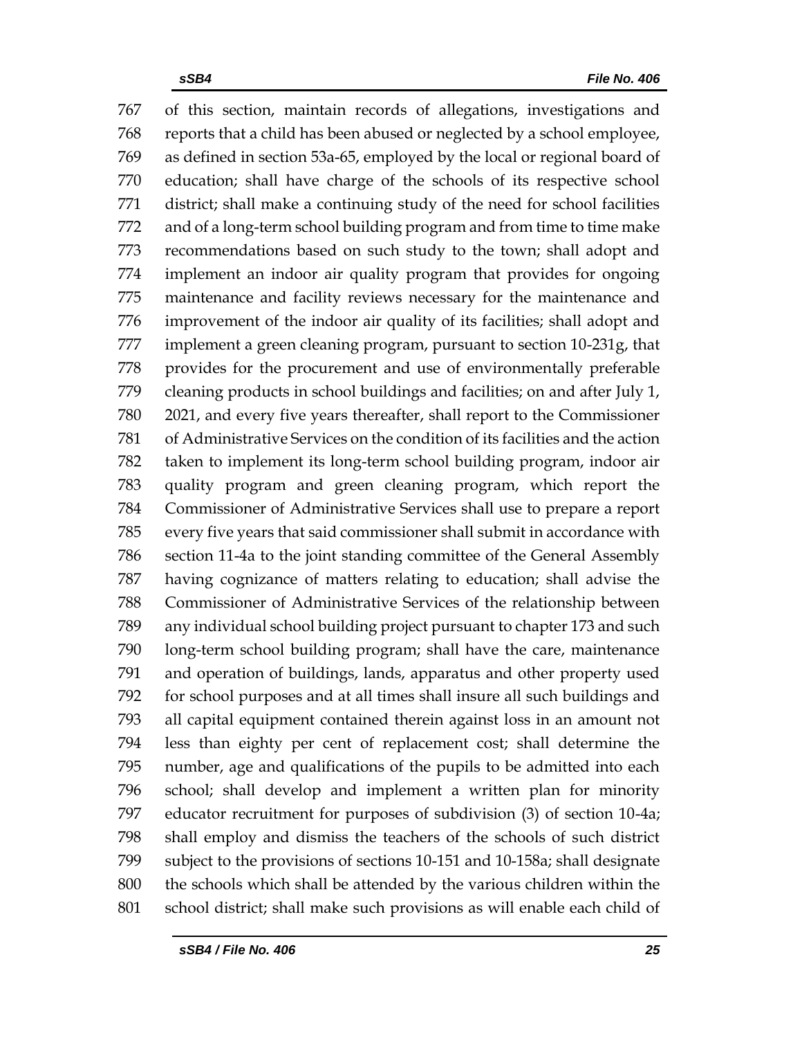767 of this section, maintain records of allegations, investigations and
768 reports that a child has been abused or neglected by a school employee,
769 as defined in section 53a-65, employed by the local or regional board of
770 education; shall have charge of the schools of its respective school
771 district; shall make a continuing study of the need for school facilities
772 and of a long-term school building program and from time to time make
773 recommendations based on such study to the town; shall adopt and
774 implement an indoor air quality program that provides for ongoing
775 maintenance and facility reviews necessary for the maintenance and
776 improvement of the indoor air quality of its facilities; shall adopt and
777 implement a green cleaning program, pursuant to section 10-231g, that
778 provides for the procurement and use of environmentally preferable
779 cleaning products in school buildings and facilities; on and after July 1,
780 2021, and every five years thereafter, shall report to the Commissioner
781 of Administrative Services on the condition of its facilities and the action
782 taken to implement its long-term school building program, indoor air
783 quality program and green cleaning program, which report the
784 Commissioner of Administrative Services shall use to prepare a report
785 every five years that said commissioner shall submit in accordance with
786 section 11-4a to the joint standing committee of the General Assembly
787 having cognizance of matters relating to education; shall advise the
788 Commissioner of Administrative Services of the relationship between
789 any individual school building project pursuant to chapter 173 and such
790 long-term school building program; shall have the care, maintenance
791 and operation of buildings, lands, apparatus and other property used
792 for school purposes and at all times shall insure all such buildings and
793 all capital equipment contained therein against loss in an amount not
794 less than eighty per cent of replacement cost; shall determine the
795 number, age and qualifications of the pupils to be admitted into each
796 school; shall develop and implement a written plan for minority
797 educator recruitment for purposes of subdivision (3) of section 10-4a;
798 shall employ and dismiss the teachers of the schools of such district
799 subject to the provisions of sections 10-151 and 10-158a; shall designate
800 the schools which shall be attended by the various children within the
801 school district; shall make such provisions as will enable each child of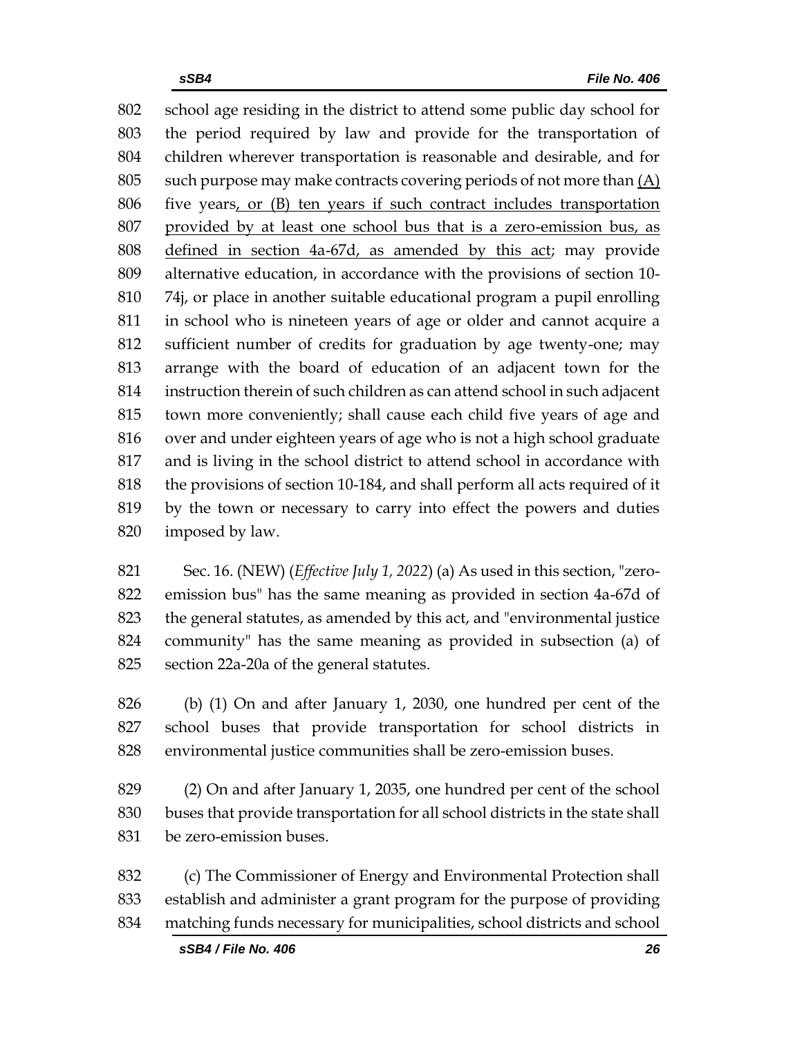802 school age residing in the district to attend some public day school for
803 the period required by law and provide for the transportation of
804 children wherever transportation is reasonable and desirable, and for
805 such purpose may make contracts covering periods of not more than (A)
806 five years, or (B) ten years if such contract includes transportation
807 provided by at least one school bus that is a zero-emission bus, as
808 defined in section 4a-67d, as amended by this act; may provide
809 alternative education, in accordance with the provisions of section 10-
810 74j, or place in another suitable educational program a pupil enrolling
811 in school who is nineteen years of age or older and cannot acquire a
812 sufficient number of credits for graduation by age twenty-one; may
813 arrange with the board of education of an adjacent town for the
814 instruction therein of such children as can attend school in such adjacent
815 town more conveniently; shall cause each child five years of age and
816 over and under eighteen years of age who is not a high school graduate
817 and is living in the school district to attend school in accordance with
818 the provisions of section 10-184, and shall perform all acts required of it
819 by the town or necessary to carry into effect the powers and duties
820 imposed by law.

821 Sec. 16. (NEW) (*Effective July 1, 2022*) (a) As used in this section, "zero-
822 emission bus" has the same meaning as provided in section 4a-67d of
823 the general statutes, as amended by this act, and "environmental justice
824 community" has the same meaning as provided in subsection (a) of
825 section 22a-20a of the general statutes.

826 (b) (1) On and after January 1, 2030, one hundred per cent of the
827 school buses that provide transportation for school districts in
828 environmental justice communities shall be zero-emission buses.

829 (2) On and after January 1, 2035, one hundred per cent of the school
830 buses that provide transportation for all school districts in the state shall
831 be zero-emission buses.

832 (c) The Commissioner of Energy and Environmental Protection shall
833 establish and administer a grant program for the purpose of providing
834 matching funds necessary for municipalities, school districts and school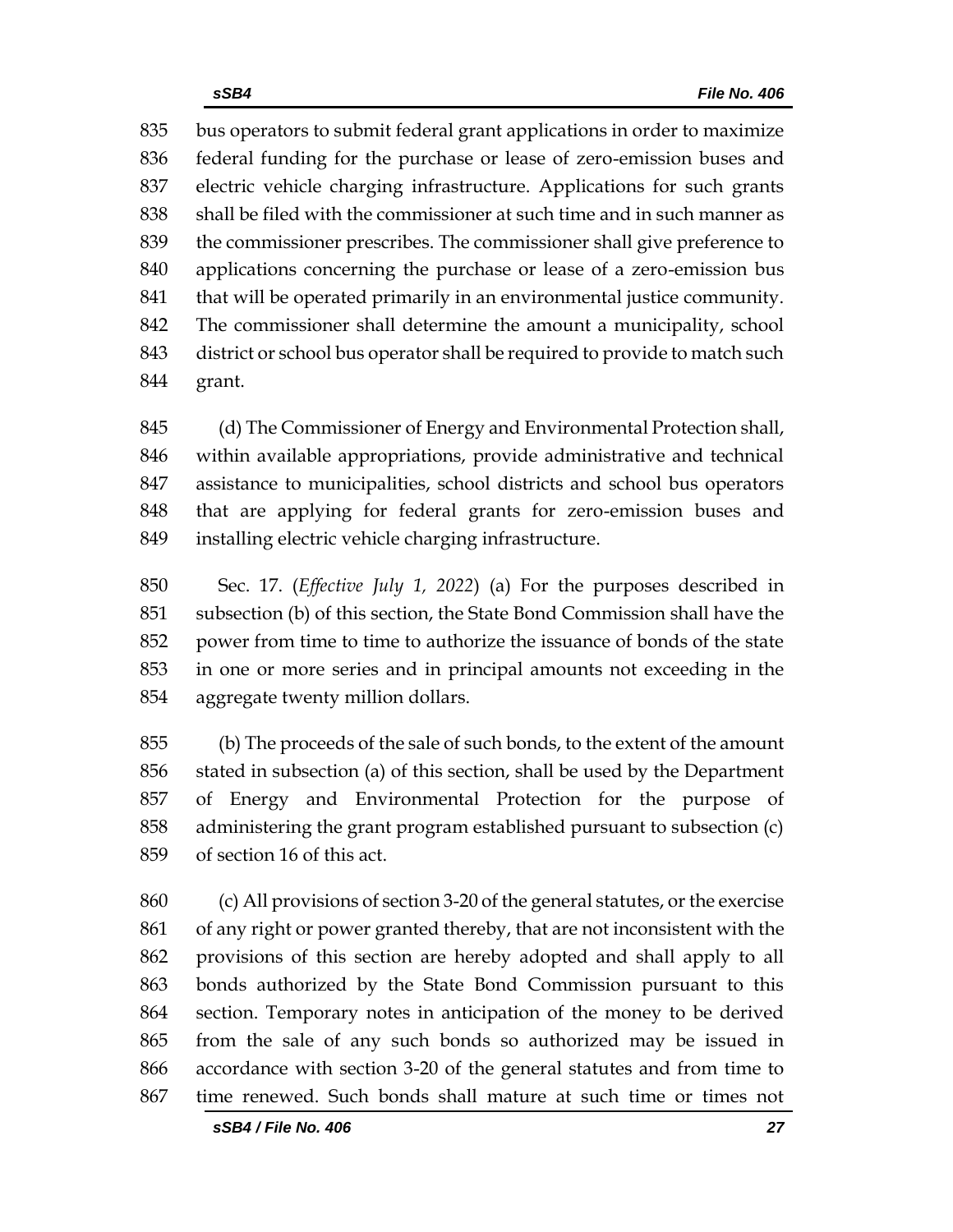bus operators to submit federal grant applications in order to maximize federal funding for the purchase or lease of zero-emission buses and electric vehicle charging infrastructure. Applications for such grants shall be filed with the commissioner at such time and in such manner as the commissioner prescribes. The commissioner shall give preference to applications concerning the purchase or lease of a zero-emission bus that will be operated primarily in an environmental justice community. The commissioner shall determine the amount a municipality, school district or school bus operator shall be required to provide to match such grant.

(d) The Commissioner of Energy and Environmental Protection shall, within available appropriations, provide administrative and technical assistance to municipalities, school districts and school bus operators that are applying for federal grants for zero-emission buses and installing electric vehicle charging infrastructure.

Sec. 17. (*Effective July 1, 2022*) (a) For the purposes described in subsection (b) of this section, the State Bond Commission shall have the power from time to time to authorize the issuance of bonds of the state in one or more series and in principal amounts not exceeding in the aggregate twenty million dollars.

(b) The proceeds of the sale of such bonds, to the extent of the amount stated in subsection (a) of this section, shall be used by the Department of Energy and Environmental Protection for the purpose of administering the grant program established pursuant to subsection (c) of section 16 of this act.

(c) All provisions of section 3-20 of the general statutes, or the exercise of any right or power granted thereby, that are not inconsistent with the provisions of this section are hereby adopted and shall apply to all bonds authorized by the State Bond Commission pursuant to this section. Temporary notes in anticipation of the money to be derived from the sale of any such bonds so authorized may be issued in accordance with section 3-20 of the general statutes and from time to time renewed. Such bonds shall mature at such time or times not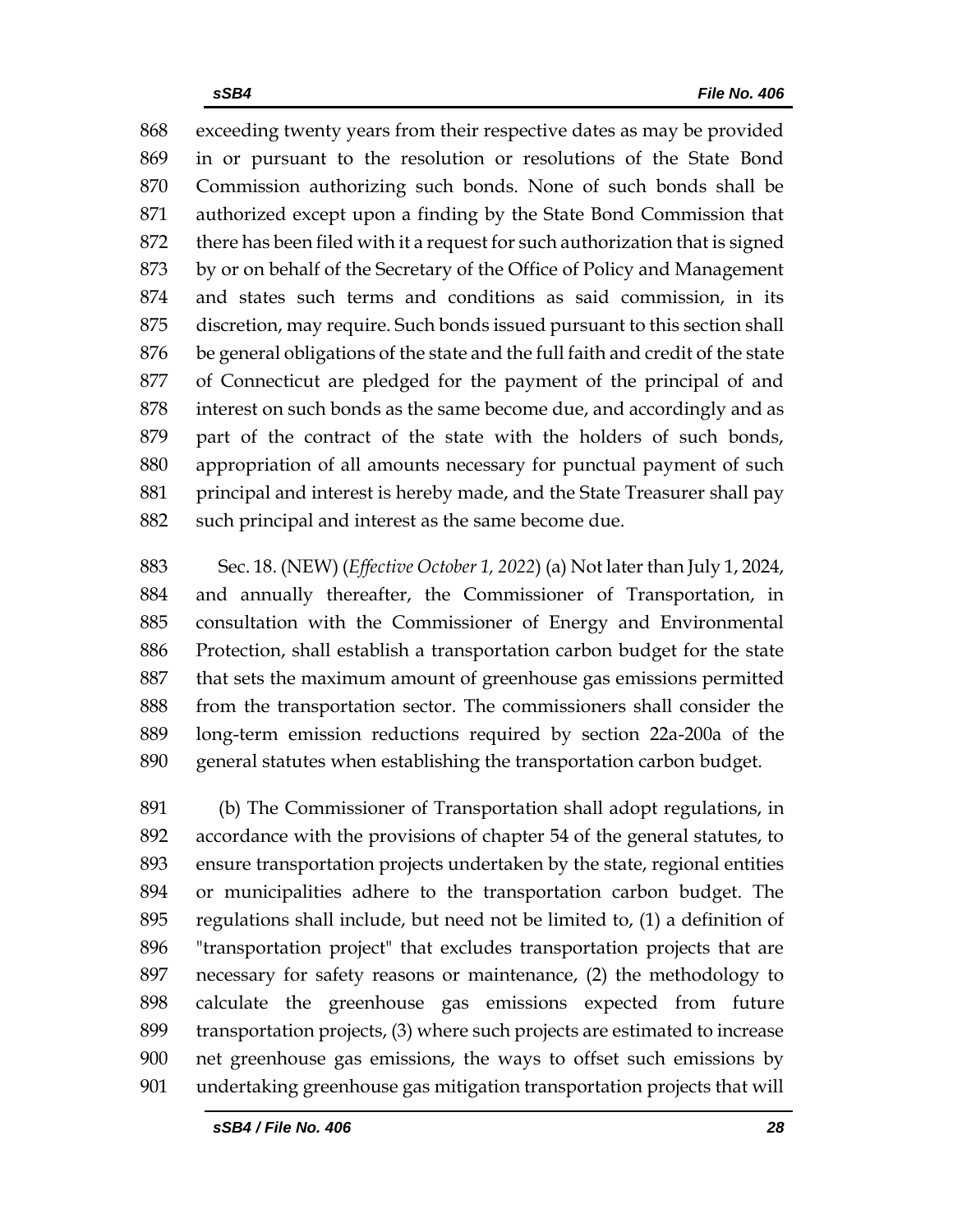exceeding twenty years from their respective dates as may be provided in or pursuant to the resolution or resolutions of the State Bond Commission authorizing such bonds. None of such bonds shall be authorized except upon a finding by the State Bond Commission that there has been filed with it a request for such authorization that is signed by or on behalf of the Secretary of the Office of Policy and Management and states such terms and conditions as said commission, in its discretion, may require. Such bonds issued pursuant to this section shall be general obligations of the state and the full faith and credit of the state of Connecticut are pledged for the payment of the principal of and interest on such bonds as the same become due, and accordingly and as part of the contract of the state with the holders of such bonds, appropriation of all amounts necessary for punctual payment of such principal and interest is hereby made, and the State Treasurer shall pay such principal and interest as the same become due.

Sec. 18. (NEW) (*Effective October 1, 2022*) (a) Not later than July 1, 2024, and annually thereafter, the Commissioner of Transportation, in consultation with the Commissioner of Energy and Environmental Protection, shall establish a transportation carbon budget for the state that sets the maximum amount of greenhouse gas emissions permitted from the transportation sector. The commissioners shall consider the long-term emission reductions required by section 22a-200a of the general statutes when establishing the transportation carbon budget.

(b) The Commissioner of Transportation shall adopt regulations, in accordance with the provisions of chapter 54 of the general statutes, to ensure transportation projects undertaken by the state, regional entities or municipalities adhere to the transportation carbon budget. The regulations shall include, but need not be limited to, (1) a definition of "transportation project" that excludes transportation projects that are necessary for safety reasons or maintenance, (2) the methodology to calculate the greenhouse gas emissions expected from future transportation projects, (3) where such projects are estimated to increase net greenhouse gas emissions, the ways to offset such emissions by undertaking greenhouse gas mitigation transportation projects that will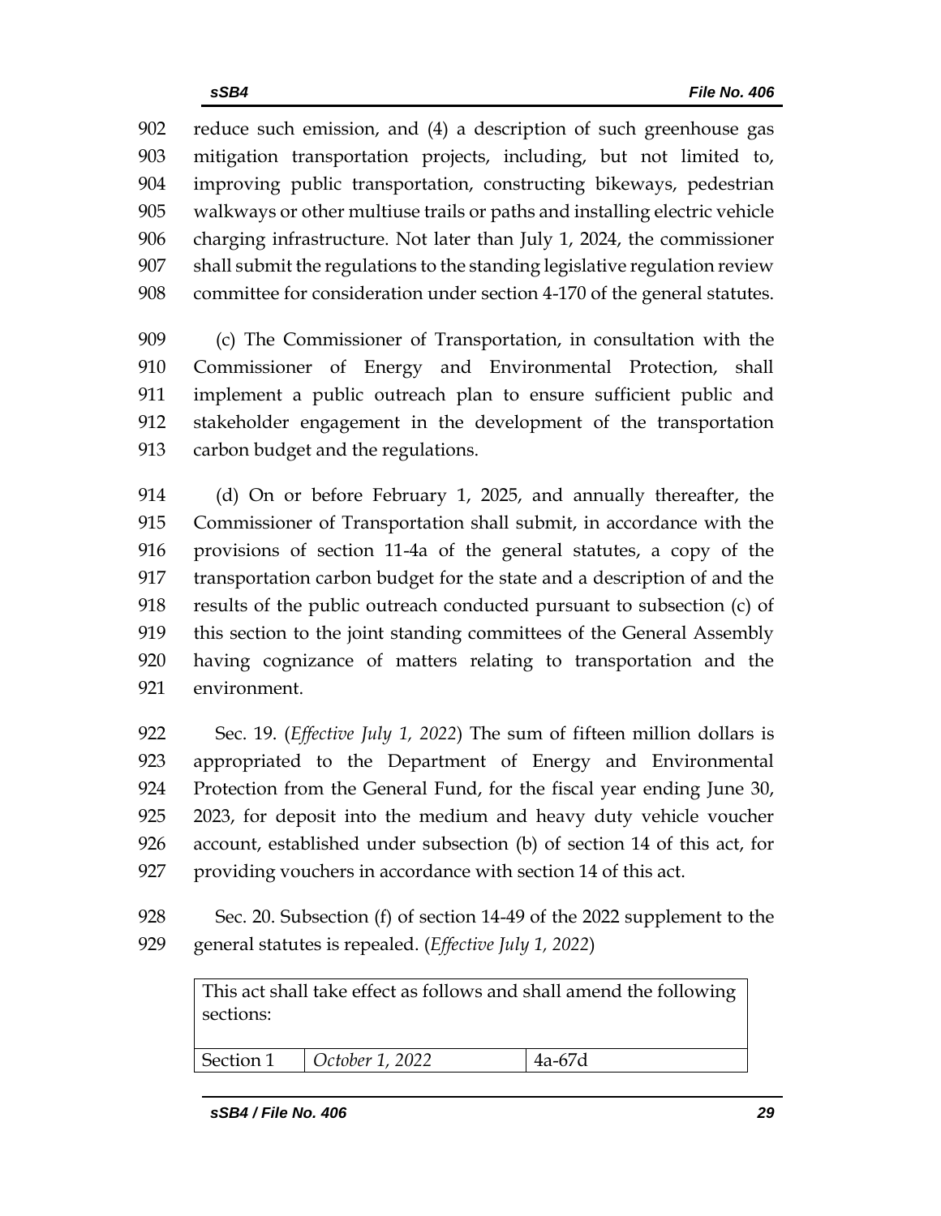reduce such emission, and (4) a description of such greenhouse gas mitigation transportation projects, including, but not limited to, improving public transportation, constructing bikeways, pedestrian walkways or other multiuse trails or paths and installing electric vehicle charging infrastructure. Not later than July 1, 2024, the commissioner shall submit the regulations to the standing legislative regulation review committee for consideration under section 4-170 of the general statutes.

(c) The Commissioner of Transportation, in consultation with the Commissioner of Energy and Environmental Protection, shall implement a public outreach plan to ensure sufficient public and stakeholder engagement in the development of the transportation carbon budget and the regulations.

(d) On or before February 1, 2025, and annually thereafter, the Commissioner of Transportation shall submit, in accordance with the provisions of section 11-4a of the general statutes, a copy of the transportation carbon budget for the state and a description of and the results of the public outreach conducted pursuant to subsection (c) of this section to the joint standing committees of the General Assembly having cognizance of matters relating to transportation and the environment.

Sec. 19. (*Effective July 1, 2022*) The sum of fifteen million dollars is appropriated to the Department of Energy and Environmental Protection from the General Fund, for the fiscal year ending June 30, 2023, for deposit into the medium and heavy duty vehicle voucher account, established under subsection (b) of section 14 of this act, for providing vouchers in accordance with section 14 of this act.

Sec. 20. Subsection (f) of section 14-49 of the 2022 supplement to the general statutes is repealed. (*Effective July 1, 2022*)

| This act shall take effect as follows and shall amend the following sections: | | |
|---|---|---|
| Section 1 | *October 1, 2022* | 4a-67d |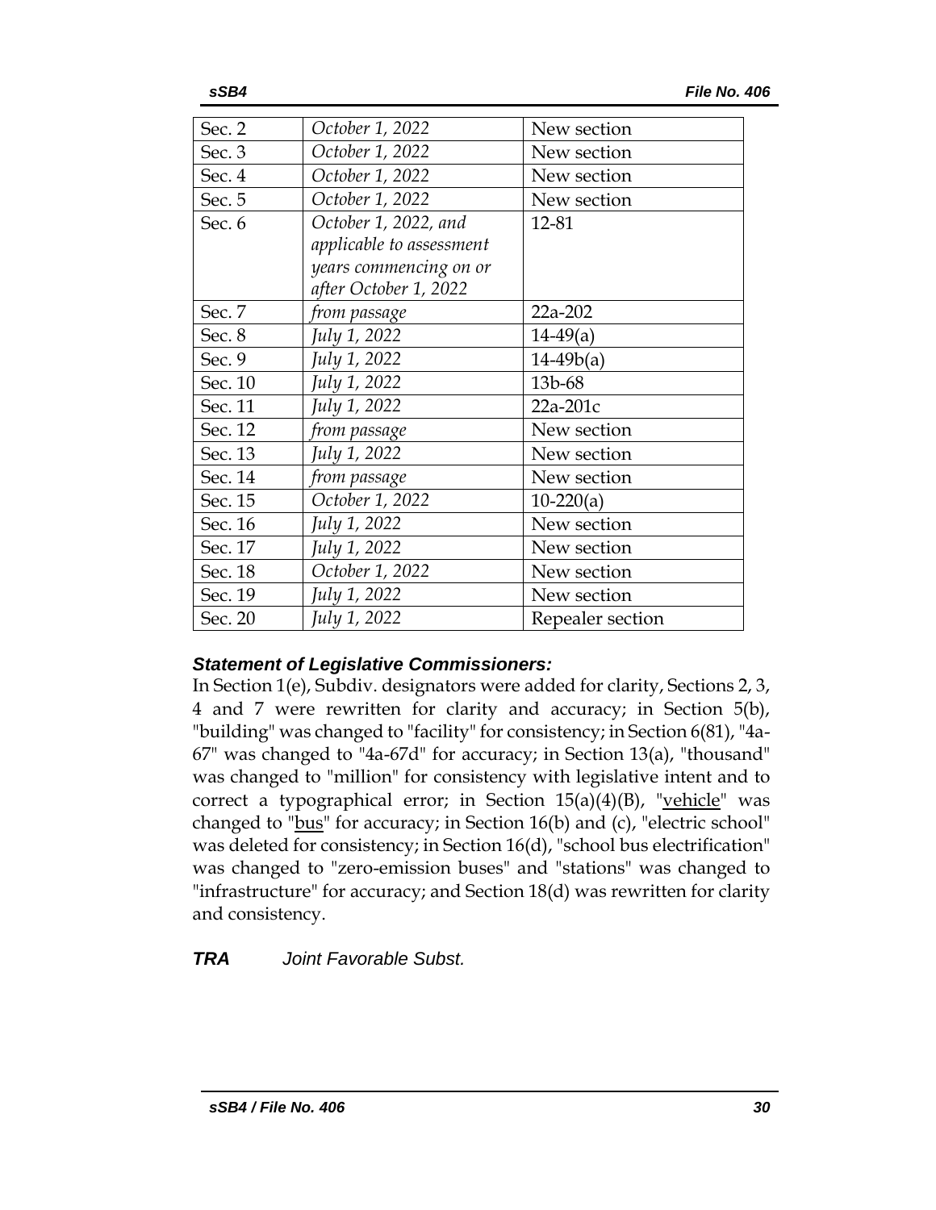| | | |
|---|---|---|
| Sec. 2 | *October 1, 2022* | New section |
| Sec. 3 | *October 1, 2022* | New section |
| Sec. 4 | *October 1, 2022* | New section |
| Sec. 5 | *October 1, 2022* | New section |
| Sec. 6 | *October 1, 2022, and applicable to assessment years commencing on or after October 1, 2022* | 12-81 |
| Sec. 7 | *from passage* | 22a-202 |
| Sec. 8 | *July 1, 2022* | 14-49(a) |
| Sec. 9 | *July 1, 2022* | 14-49b(a) |
| Sec. 10 | *July 1, 2022* | 13b-68 |
| Sec. 11 | *July 1, 2022* | 22a-201c |
| Sec. 12 | *from passage* | New section |
| Sec. 13 | *July 1, 2022* | New section |
| Sec. 14 | *from passage* | New section |
| Sec. 15 | *October 1, 2022* | 10-220(a) |
| Sec. 16 | *July 1, 2022* | New section |
| Sec. 17 | *July 1, 2022* | New section |
| Sec. 18 | *October 1, 2022* | New section |
| Sec. 19 | *July 1, 2022* | New section |
| Sec. 20 | *July 1, 2022* | Repealer section |

***Statement of Legislative Commissioners:***

In Section 1(e), Subdiv. designators were added for clarity, Sections 2, 3, 4 and 7 were rewritten for clarity and accuracy; in Section 5(b), "building" was changed to "facility" for consistency; in Section 6(81), "4a-67" was changed to "4a-67d" for accuracy; in Section 13(a), "thousand" was changed to "million" for consistency with legislative intent and to correct a typographical error; in Section 15(a)(4)(B), "vehicle" was changed to "bus" for accuracy; in Section 16(b) and (c), "electric school" was deleted for consistency; in Section 16(d), "school bus electrification" was changed to "zero-emission buses" and "stations" was changed to "infrastructure" for accuracy; and Section 18(d) was rewritten for clarity and consistency.

***TRA*** *Joint Favorable Subst.*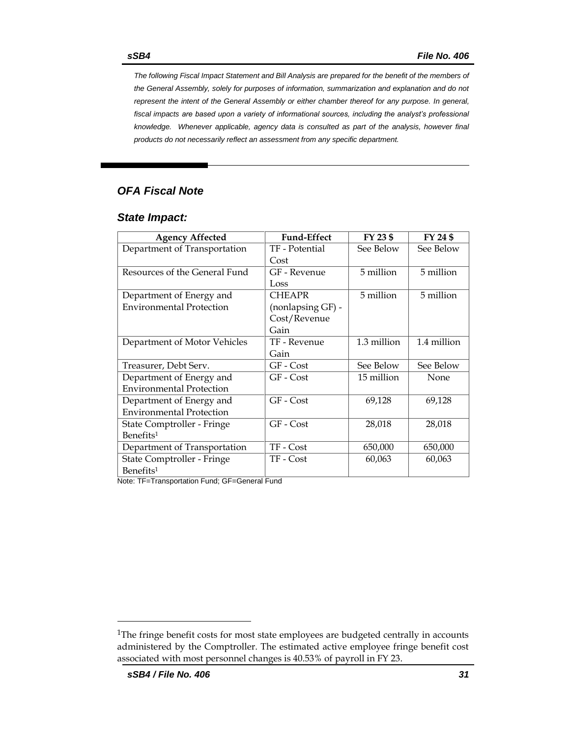*The following Fiscal Impact Statement and Bill Analysis are prepared for the benefit of the members of the General Assembly, solely for purposes of information, summarization and explanation and do not represent the intent of the General Assembly or either chamber thereof for any purpose. In general, fiscal impacts are based upon a variety of informational sources, including the analyst's professional knowledge. Whenever applicable, agency data is consulted as part of the analysis, however final products do not necessarily reflect an assessment from any specific department.*

## *OFA Fiscal Note*

### *State Impact:*

| Agency Affected | Fund-Effect | FY 23 $ | FY 24 $ |
|---|---|---|---|
| Department of Transportation | TF - Potential Cost | See Below | See Below |
| Resources of the General Fund | GF - Revenue Loss | 5 million | 5 million |
| Department of Energy and Environmental Protection | CHEAPR (nonlapsing GF) - Cost/Revenue Gain | 5 million | 5 million |
| Department of Motor Vehicles | TF - Revenue Gain | 1.3 million | 1.4 million |
| Treasurer, Debt Serv. | GF - Cost | See Below | See Below |
| Department of Energy and Environmental Protection | GF - Cost | 15 million | None |
| Department of Energy and Environmental Protection | GF - Cost | 69,128 | 69,128 |
| State Comptroller - Fringe Benefits[1] | GF - Cost | 28,018 | 28,018 |
| Department of Transportation | TF - Cost | 650,000 | 650,000 |
| State Comptroller - Fringe Benefits[1] | TF - Cost | 60,063 | 60,063 |

Note: TF=Transportation Fund; GF=General Fund

[1]The fringe benefit costs for most state employees are budgeted centrally in accounts administered by the Comptroller. The estimated active employee fringe benefit cost associated with most personnel changes is 40.53% of payroll in FY 23.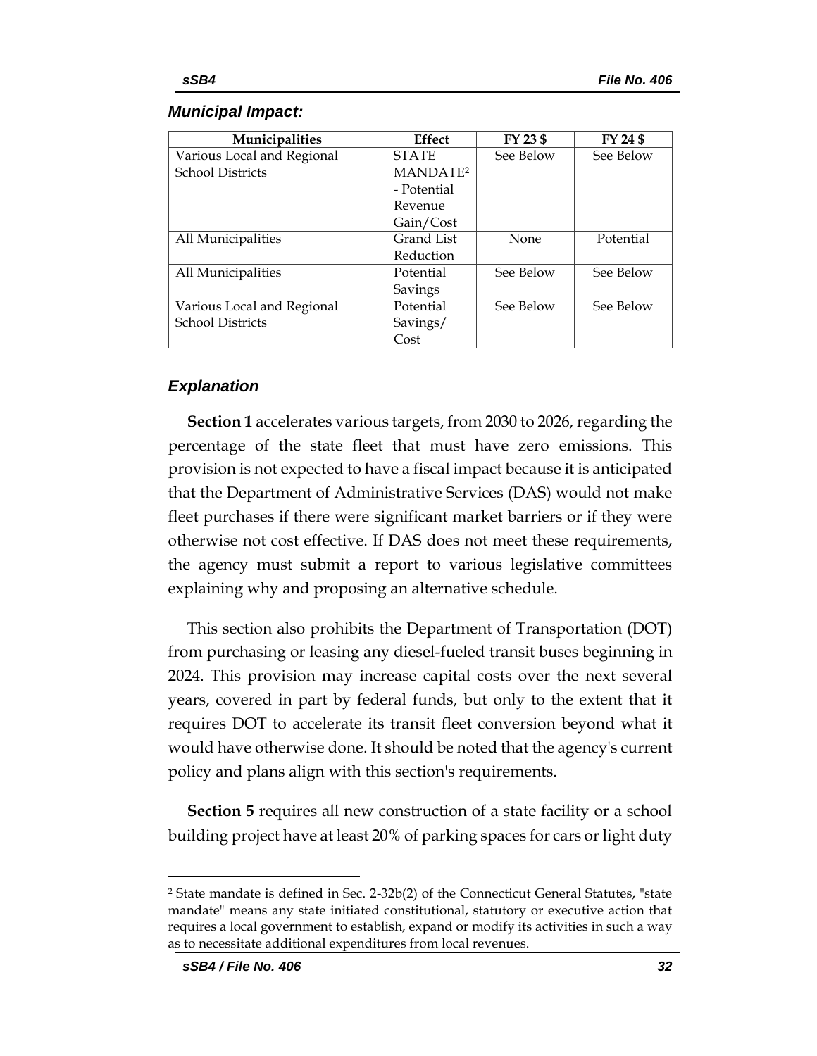### *Municipal Impact:*

| Municipalities | Effect | FY 23 $ | FY 24 $ |
|---|---|---|---|
| Various Local and Regional School Districts | STATE MANDATE[2] - Potential Revenue Gain/Cost | See Below | See Below |
| All Municipalities | Grand List Reduction | None | Potential |
| All Municipalities | Potential Savings | See Below | See Below |
| Various Local and Regional School Districts | Potential Savings/ Cost | See Below | See Below |

### *Explanation*

**Section 1** accelerates various targets, from 2030 to 2026, regarding the percentage of the state fleet that must have zero emissions. This provision is not expected to have a fiscal impact because it is anticipated that the Department of Administrative Services (DAS) would not make fleet purchases if there were significant market barriers or if they were otherwise not cost effective. If DAS does not meet these requirements, the agency must submit a report to various legislative committees explaining why and proposing an alternative schedule.

This section also prohibits the Department of Transportation (DOT) from purchasing or leasing any diesel-fueled transit buses beginning in 2024. This provision may increase capital costs over the next several years, covered in part by federal funds, but only to the extent that it requires DOT to accelerate its transit fleet conversion beyond what it would have otherwise done. It should be noted that the agency's current policy and plans align with this section's requirements.

**Section 5** requires all new construction of a state facility or a school building project have at least 20% of parking spaces for cars or light duty

[2] State mandate is defined in Sec. 2-32b(2) of the Connecticut General Statutes, "state mandate" means any state initiated constitutional, statutory or executive action that requires a local government to establish, expand or modify its activities in such a way as to necessitate additional expenditures from local revenues.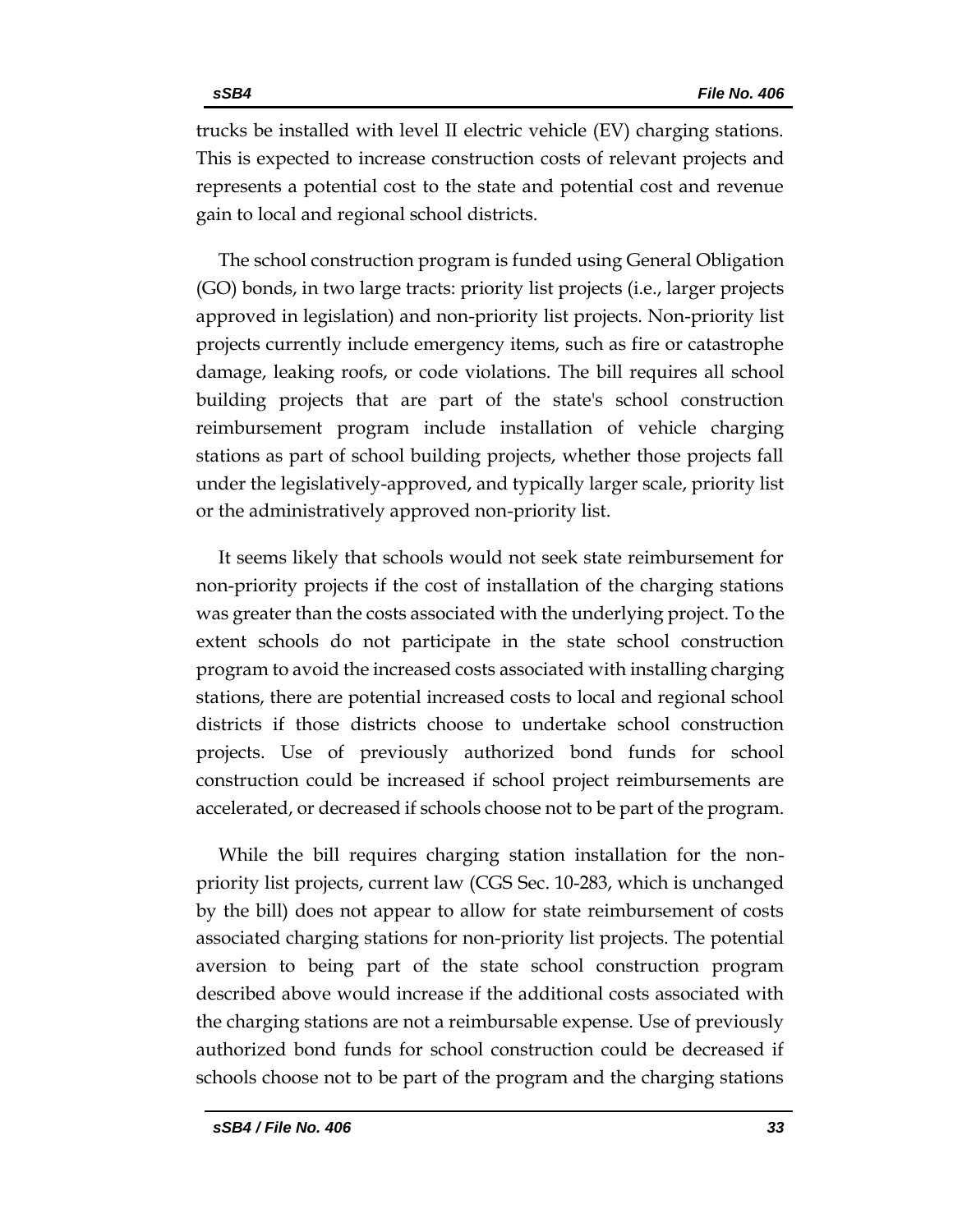trucks be installed with level II electric vehicle (EV) charging stations. This is expected to increase construction costs of relevant projects and represents a potential cost to the state and potential cost and revenue gain to local and regional school districts.

The school construction program is funded using General Obligation (GO) bonds, in two large tracts: priority list projects (i.e., larger projects approved in legislation) and non-priority list projects. Non-priority list projects currently include emergency items, such as fire or catastrophe damage, leaking roofs, or code violations. The bill requires all school building projects that are part of the state's school construction reimbursement program include installation of vehicle charging stations as part of school building projects, whether those projects fall under the legislatively-approved, and typically larger scale, priority list or the administratively approved non-priority list.

It seems likely that schools would not seek state reimbursement for non-priority projects if the cost of installation of the charging stations was greater than the costs associated with the underlying project. To the extent schools do not participate in the state school construction program to avoid the increased costs associated with installing charging stations, there are potential increased costs to local and regional school districts if those districts choose to undertake school construction projects. Use of previously authorized bond funds for school construction could be increased if school project reimbursements are accelerated, or decreased if schools choose not to be part of the program.

While the bill requires charging station installation for the non-priority list projects, current law (CGS Sec. 10-283, which is unchanged by the bill) does not appear to allow for state reimbursement of costs associated charging stations for non-priority list projects. The potential aversion to being part of the state school construction program described above would increase if the additional costs associated with the charging stations are not a reimbursable expense. Use of previously authorized bond funds for school construction could be decreased if schools choose not to be part of the program and the charging stations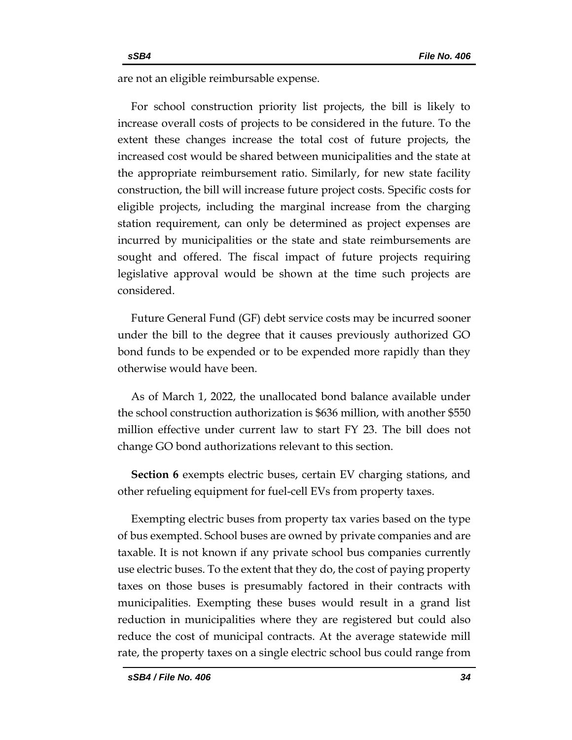are not an eligible reimbursable expense.

For school construction priority list projects, the bill is likely to increase overall costs of projects to be considered in the future. To the extent these changes increase the total cost of future projects, the increased cost would be shared between municipalities and the state at the appropriate reimbursement ratio. Similarly, for new state facility construction, the bill will increase future project costs. Specific costs for eligible projects, including the marginal increase from the charging station requirement, can only be determined as project expenses are incurred by municipalities or the state and state reimbursements are sought and offered. The fiscal impact of future projects requiring legislative approval would be shown at the time such projects are considered.

Future General Fund (GF) debt service costs may be incurred sooner under the bill to the degree that it causes previously authorized GO bond funds to be expended or to be expended more rapidly than they otherwise would have been.

As of March 1, 2022, the unallocated bond balance available under the school construction authorization is $636 million, with another $550 million effective under current law to start FY 23. The bill does not change GO bond authorizations relevant to this section.

**Section 6** exempts electric buses, certain EV charging stations, and other refueling equipment for fuel-cell EVs from property taxes.

Exempting electric buses from property tax varies based on the type of bus exempted. School buses are owned by private companies and are taxable. It is not known if any private school bus companies currently use electric buses. To the extent that they do, the cost of paying property taxes on those buses is presumably factored in their contracts with municipalities. Exempting these buses would result in a grand list reduction in municipalities where they are registered but could also reduce the cost of municipal contracts. At the average statewide mill rate, the property taxes on a single electric school bus could range from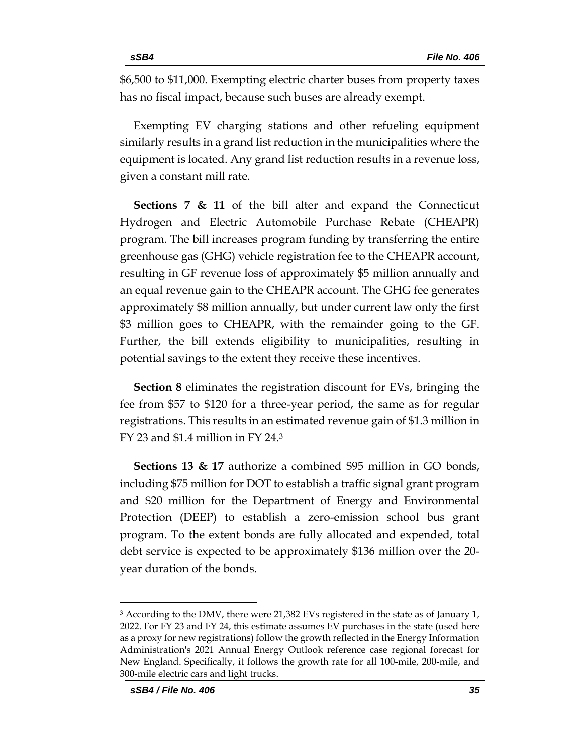$6,500 to $11,000. Exempting electric charter buses from property taxes has no fiscal impact, because such buses are already exempt.

Exempting EV charging stations and other refueling equipment similarly results in a grand list reduction in the municipalities where the equipment is located. Any grand list reduction results in a revenue loss, given a constant mill rate.

**Sections 7 & 11** of the bill alter and expand the Connecticut Hydrogen and Electric Automobile Purchase Rebate (CHEAPR) program. The bill increases program funding by transferring the entire greenhouse gas (GHG) vehicle registration fee to the CHEAPR account, resulting in GF revenue loss of approximately $5 million annually and an equal revenue gain to the CHEAPR account. The GHG fee generates approximately $8 million annually, but under current law only the first $3 million goes to CHEAPR, with the remainder going to the GF. Further, the bill extends eligibility to municipalities, resulting in potential savings to the extent they receive these incentives.

**Section 8** eliminates the registration discount for EVs, bringing the fee from $57 to $120 for a three-year period, the same as for regular registrations. This results in an estimated revenue gain of $1.3 million in FY 23 and $1.4 million in FY 24.[3]

**Sections 13 & 17** authorize a combined $95 million in GO bonds, including $75 million for DOT to establish a traffic signal grant program and $20 million for the Department of Energy and Environmental Protection (DEEP) to establish a zero-emission school bus grant program. To the extent bonds are fully allocated and expended, total debt service is expected to be approximately $136 million over the 20-year duration of the bonds.

---

[3] According to the DMV, there were 21,382 EVs registered in the state as of January 1, 2022. For FY 23 and FY 24, this estimate assumes EV purchases in the state (used here as a proxy for new registrations) follow the growth reflected in the Energy Information Administration's 2021 Annual Energy Outlook reference case regional forecast for New England. Specifically, it follows the growth rate for all 100-mile, 200-mile, and 300-mile electric cars and light trucks.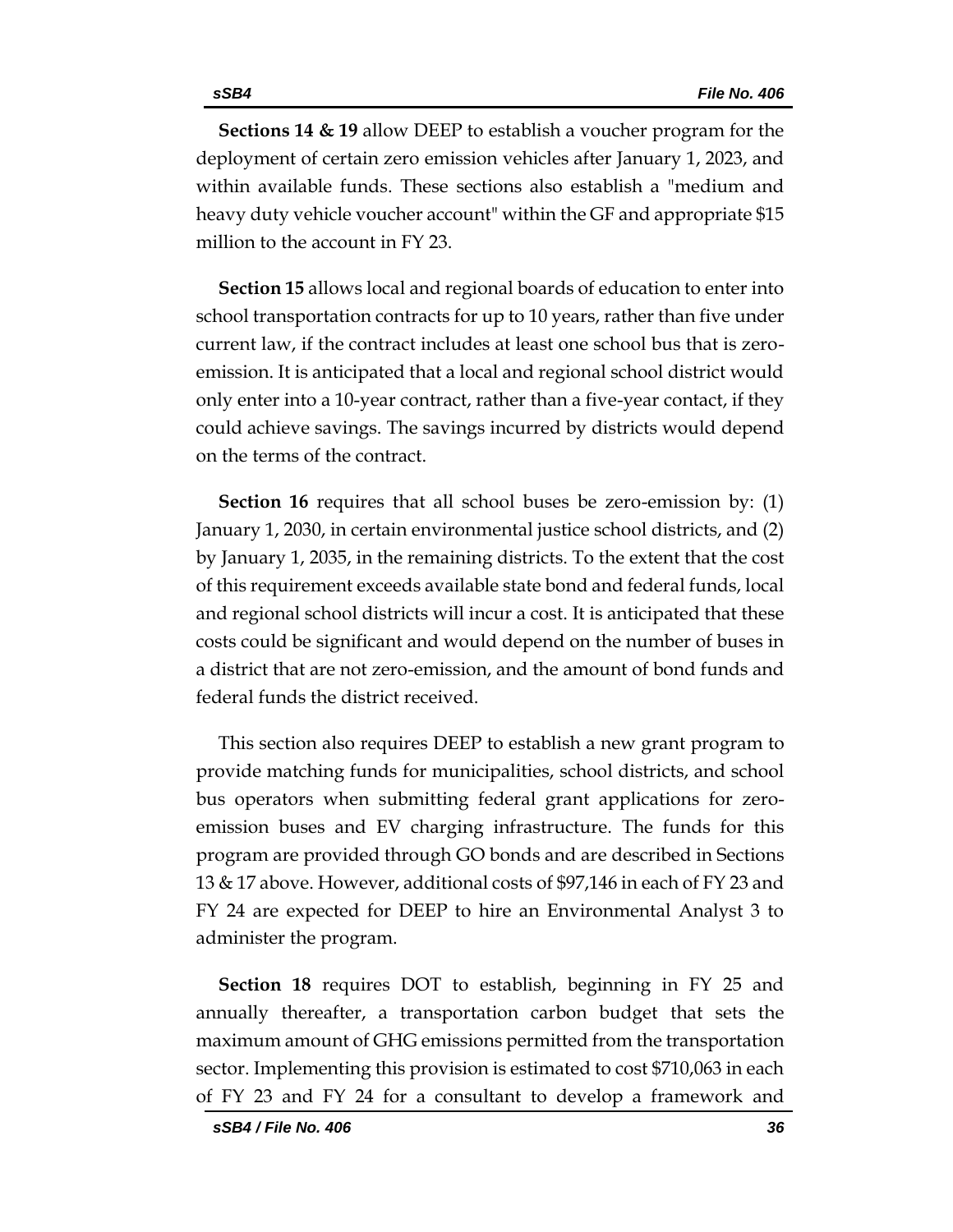**Sections 14 & 19** allow DEEP to establish a voucher program for the deployment of certain zero emission vehicles after January 1, 2023, and within available funds. These sections also establish a "medium and heavy duty vehicle voucher account" within the GF and appropriate $15 million to the account in FY 23.

**Section 15** allows local and regional boards of education to enter into school transportation contracts for up to 10 years, rather than five under current law, if the contract includes at least one school bus that is zero-emission. It is anticipated that a local and regional school district would only enter into a 10-year contract, rather than a five-year contact, if they could achieve savings. The savings incurred by districts would depend on the terms of the contract.

**Section 16** requires that all school buses be zero-emission by: (1) January 1, 2030, in certain environmental justice school districts, and (2) by January 1, 2035, in the remaining districts. To the extent that the cost of this requirement exceeds available state bond and federal funds, local and regional school districts will incur a cost. It is anticipated that these costs could be significant and would depend on the number of buses in a district that are not zero-emission, and the amount of bond funds and federal funds the district received.

This section also requires DEEP to establish a new grant program to provide matching funds for municipalities, school districts, and school bus operators when submitting federal grant applications for zero-emission buses and EV charging infrastructure. The funds for this program are provided through GO bonds and are described in Sections 13 & 17 above. However, additional costs of $97,146 in each of FY 23 and FY 24 are expected for DEEP to hire an Environmental Analyst 3 to administer the program.

**Section 18** requires DOT to establish, beginning in FY 25 and annually thereafter, a transportation carbon budget that sets the maximum amount of GHG emissions permitted from the transportation sector. Implementing this provision is estimated to cost $710,063 in each of FY 23 and FY 24 for a consultant to develop a framework and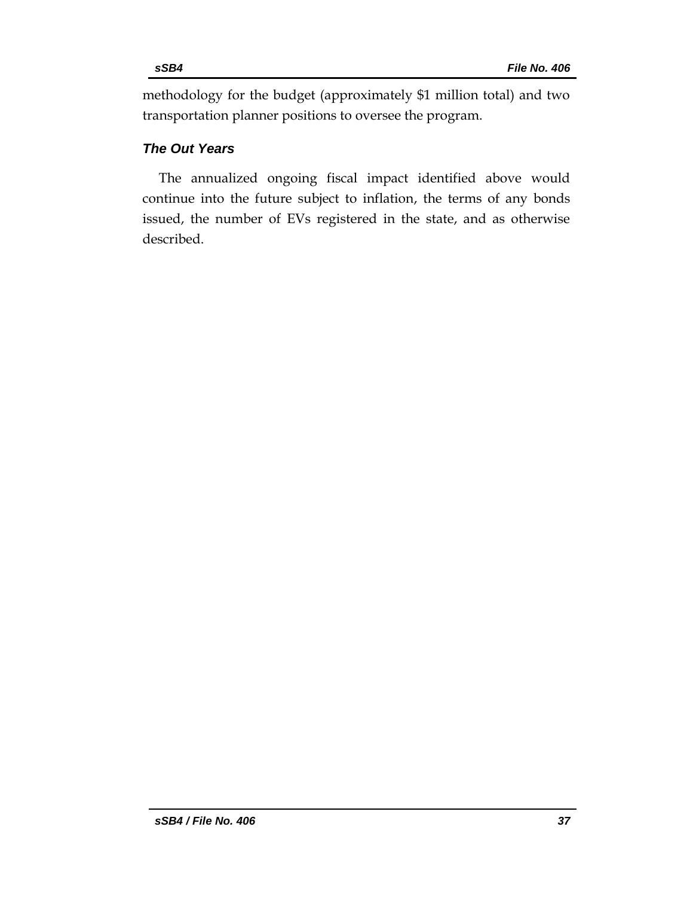methodology for the budget (approximately $1 million total) and two transportation planner positions to oversee the program.

### *The Out Years*

The annualized ongoing fiscal impact identified above would continue into the future subject to inflation, the terms of any bonds issued, the number of EVs registered in the state, and as otherwise described.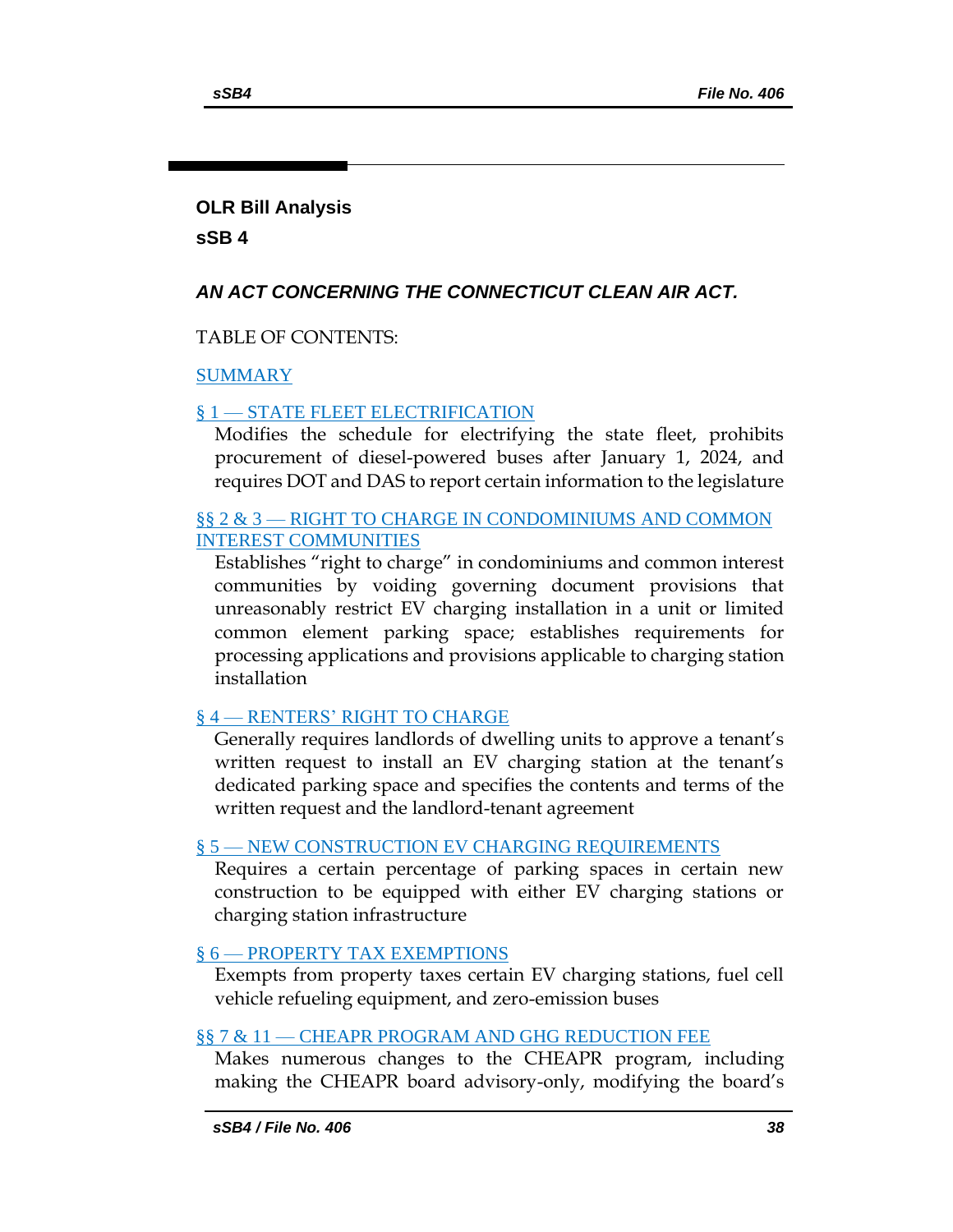## OLR Bill Analysis

## sSB 4

### *AN ACT CONCERNING THE CONNECTICUT CLEAN AIR ACT.*

TABLE OF CONTENTS:

[SUMMARY]

[§ 1 — STATE FLEET ELECTRIFICATION]

Modifies the schedule for electrifying the state fleet, prohibits procurement of diesel-powered buses after January 1, 2024, and requires DOT and DAS to report certain information to the legislature

[§§ 2 & 3 — RIGHT TO CHARGE IN CONDOMINIUMS AND COMMON INTEREST COMMUNITIES]

Establishes "right to charge" in condominiums and common interest communities by voiding governing document provisions that unreasonably restrict EV charging installation in a unit or limited common element parking space; establishes requirements for processing applications and provisions applicable to charging station installation

[§ 4 — RENTERS' RIGHT TO CHARGE]

Generally requires landlords of dwelling units to approve a tenant's written request to install an EV charging station at the tenant's dedicated parking space and specifies the contents and terms of the written request and the landlord-tenant agreement

[§ 5 — NEW CONSTRUCTION EV CHARGING REQUIREMENTS]

Requires a certain percentage of parking spaces in certain new construction to be equipped with either EV charging stations or charging station infrastructure

[§ 6 — PROPERTY TAX EXEMPTIONS]

Exempts from property taxes certain EV charging stations, fuel cell vehicle refueling equipment, and zero-emission buses

[§§ 7 & 11 — CHEAPR PROGRAM AND GHG REDUCTION FEE]

Makes numerous changes to the CHEAPR program, including making the CHEAPR board advisory-only, modifying the board's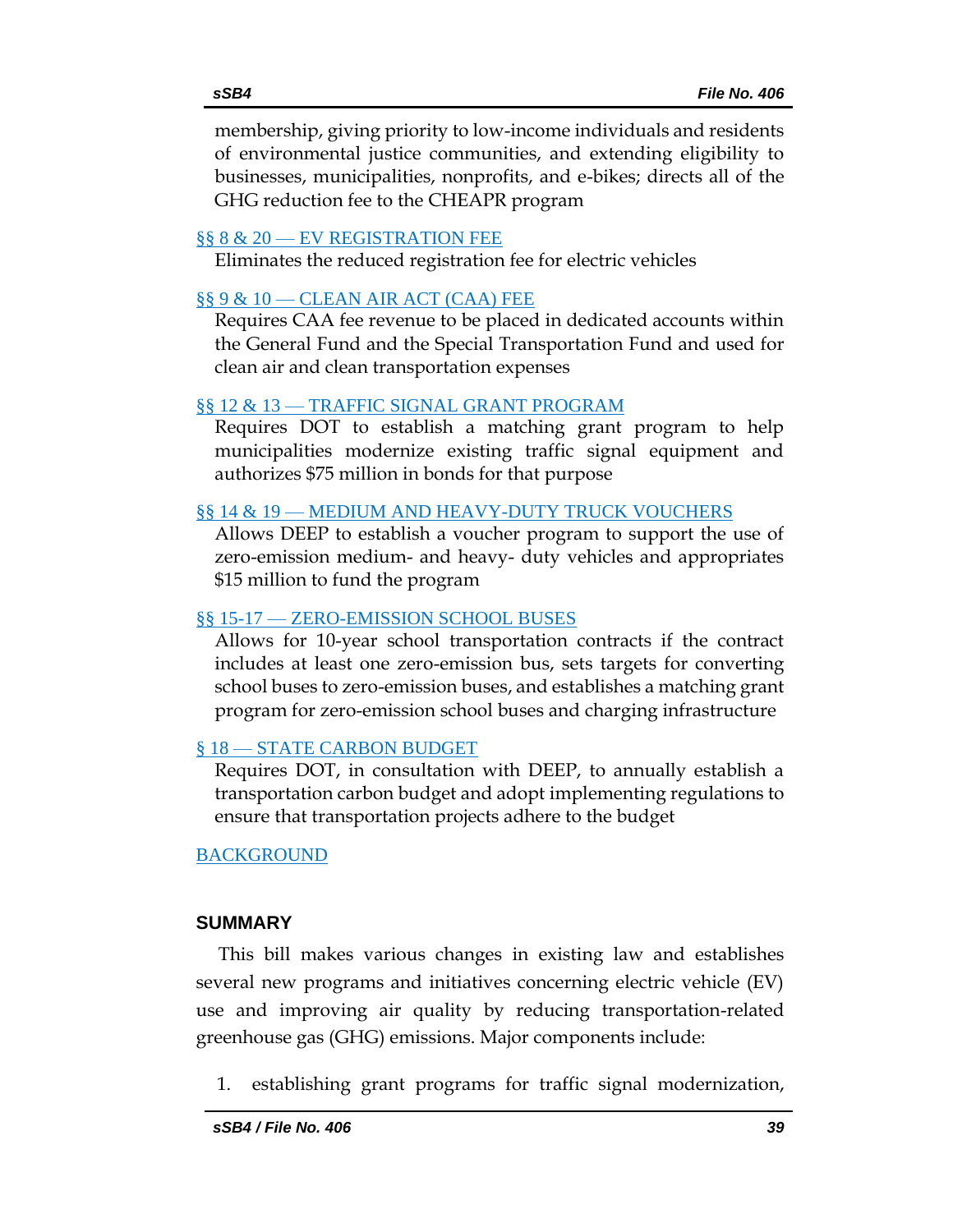membership, giving priority to low-income individuals and residents of environmental justice communities, and extending eligibility to businesses, municipalities, nonprofits, and e-bikes; directs all of the GHG reduction fee to the CHEAPR program

§§ 8 & 20 — EV REGISTRATION FEE

Eliminates the reduced registration fee for electric vehicles

§§ 9 & 10 — CLEAN AIR ACT (CAA) FEE

Requires CAA fee revenue to be placed in dedicated accounts within the General Fund and the Special Transportation Fund and used for clean air and clean transportation expenses

§§ 12 & 13 — TRAFFIC SIGNAL GRANT PROGRAM

Requires DOT to establish a matching grant program to help municipalities modernize existing traffic signal equipment and authorizes $75 million in bonds for that purpose

§§ 14 & 19 — MEDIUM AND HEAVY-DUTY TRUCK VOUCHERS

Allows DEEP to establish a voucher program to support the use of zero-emission medium- and heavy- duty vehicles and appropriates $15 million to fund the program

§§ 15-17 — ZERO-EMISSION SCHOOL BUSES

Allows for 10-year school transportation contracts if the contract includes at least one zero-emission bus, sets targets for converting school buses to zero-emission buses, and establishes a matching grant program for zero-emission school buses and charging infrastructure

§ 18 — STATE CARBON BUDGET

Requires DOT, in consultation with DEEP, to annually establish a transportation carbon budget and adopt implementing regulations to ensure that transportation projects adhere to the budget

BACKGROUND

## SUMMARY

This bill makes various changes in existing law and establishes several new programs and initiatives concerning electric vehicle (EV) use and improving air quality by reducing transportation-related greenhouse gas (GHG) emissions. Major components include:

1. establishing grant programs for traffic signal modernization,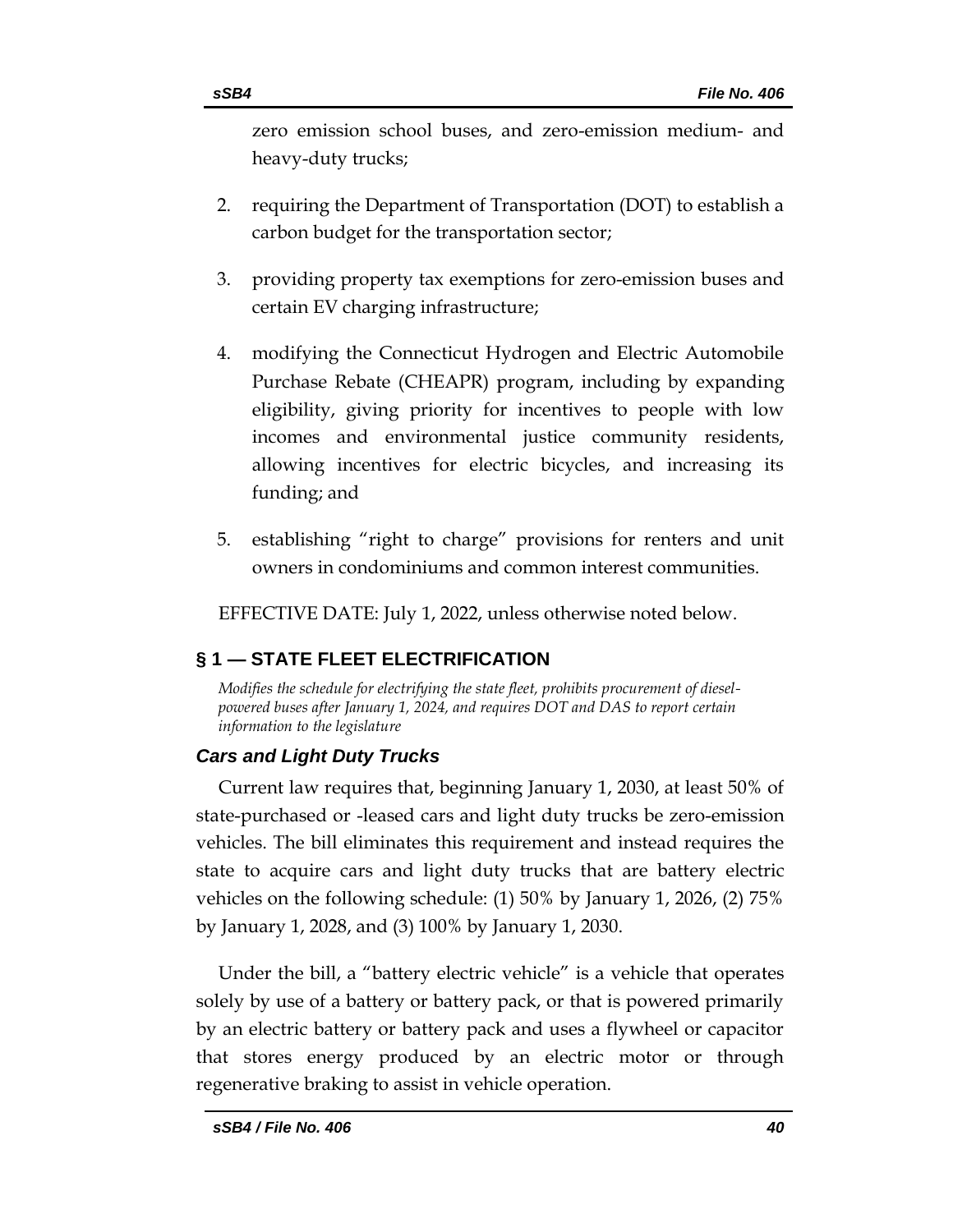zero emission school buses, and zero-emission medium- and heavy-duty trucks;

2. requiring the Department of Transportation (DOT) to establish a carbon budget for the transportation sector;

3. providing property tax exemptions for zero-emission buses and certain EV charging infrastructure;

4. modifying the Connecticut Hydrogen and Electric Automobile Purchase Rebate (CHEAPR) program, including by expanding eligibility, giving priority for incentives to people with low incomes and environmental justice community residents, allowing incentives for electric bicycles, and increasing its funding; and

5. establishing "right to charge" provisions for renters and unit owners in condominiums and common interest communities.

EFFECTIVE DATE: July 1, 2022, unless otherwise noted below.

## § 1 — STATE FLEET ELECTRIFICATION

*Modifies the schedule for electrifying the state fleet, prohibits procurement of diesel-powered buses after January 1, 2024, and requires DOT and DAS to report certain information to the legislature*

### *Cars and Light Duty Trucks*

Current law requires that, beginning January 1, 2030, at least 50% of state-purchased or -leased cars and light duty trucks be zero-emission vehicles. The bill eliminates this requirement and instead requires the state to acquire cars and light duty trucks that are battery electric vehicles on the following schedule: (1) 50% by January 1, 2026, (2) 75% by January 1, 2028, and (3) 100% by January 1, 2030.

Under the bill, a "battery electric vehicle" is a vehicle that operates solely by use of a battery or battery pack, or that is powered primarily by an electric battery or battery pack and uses a flywheel or capacitor that stores energy produced by an electric motor or through regenerative braking to assist in vehicle operation.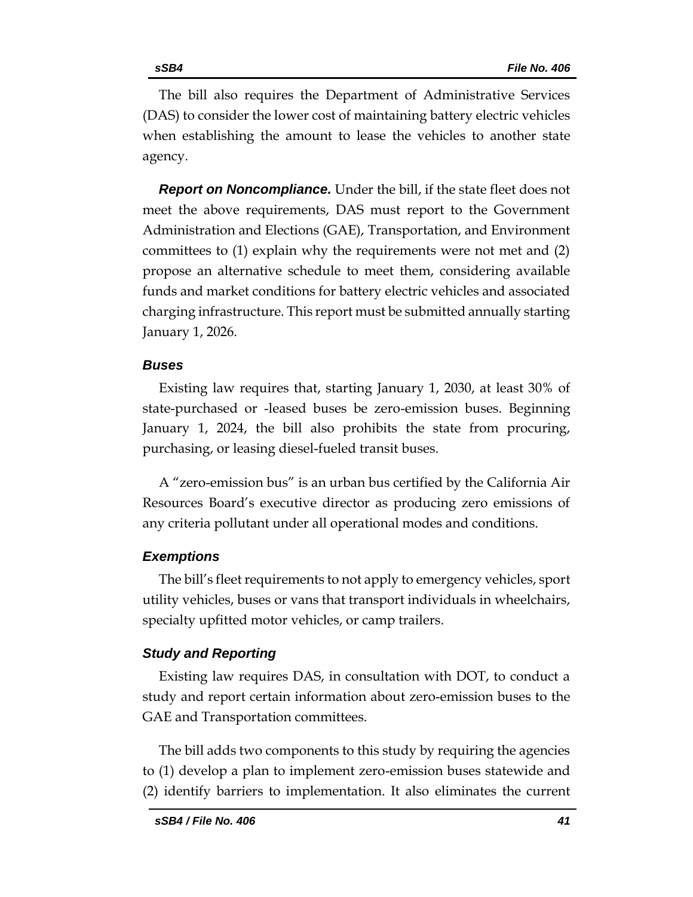The bill also requires the Department of Administrative Services (DAS) to consider the lower cost of maintaining battery electric vehicles when establishing the amount to lease the vehicles to another state agency.

***Report on Noncompliance.*** Under the bill, if the state fleet does not meet the above requirements, DAS must report to the Government Administration and Elections (GAE), Transportation, and Environment committees to (1) explain why the requirements were not met and (2) propose an alternative schedule to meet them, considering available funds and market conditions for battery electric vehicles and associated charging infrastructure. This report must be submitted annually starting January 1, 2026.

### *Buses*

Existing law requires that, starting January 1, 2030, at least 30% of state-purchased or -leased buses be zero-emission buses. Beginning January 1, 2024, the bill also prohibits the state from procuring, purchasing, or leasing diesel-fueled transit buses.

A "zero-emission bus" is an urban bus certified by the California Air Resources Board's executive director as producing zero emissions of any criteria pollutant under all operational modes and conditions.

### *Exemptions*

The bill's fleet requirements to not apply to emergency vehicles, sport utility vehicles, buses or vans that transport individuals in wheelchairs, specialty upfitted motor vehicles, or camp trailers.

### *Study and Reporting*

Existing law requires DAS, in consultation with DOT, to conduct a study and report certain information about zero-emission buses to the GAE and Transportation committees.

The bill adds two components to this study by requiring the agencies to (1) develop a plan to implement zero-emission buses statewide and (2) identify barriers to implementation. It also eliminates the current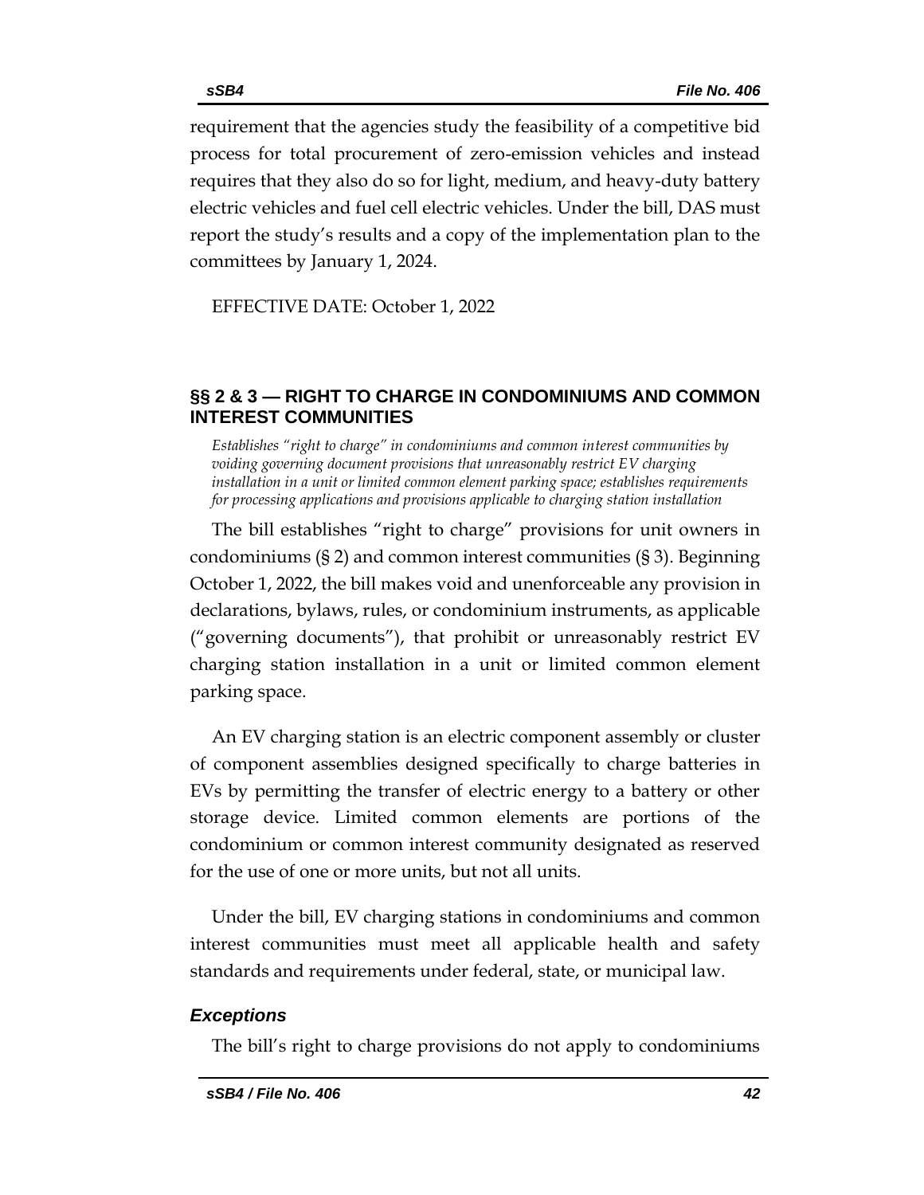requirement that the agencies study the feasibility of a competitive bid process for total procurement of zero-emission vehicles and instead requires that they also do so for light, medium, and heavy-duty battery electric vehicles and fuel cell electric vehicles. Under the bill, DAS must report the study's results and a copy of the implementation plan to the committees by January 1, 2024.

EFFECTIVE DATE: October 1, 2022

## §§ 2 & 3 — RIGHT TO CHARGE IN CONDOMINIUMS AND COMMON INTEREST COMMUNITIES

*Establishes "right to charge" in condominiums and common interest communities by voiding governing document provisions that unreasonably restrict EV charging installation in a unit or limited common element parking space; establishes requirements for processing applications and provisions applicable to charging station installation*

The bill establishes "right to charge" provisions for unit owners in condominiums (§ 2) and common interest communities (§ 3). Beginning October 1, 2022, the bill makes void and unenforceable any provision in declarations, bylaws, rules, or condominium instruments, as applicable ("governing documents"), that prohibit or unreasonably restrict EV charging station installation in a unit or limited common element parking space.

An EV charging station is an electric component assembly or cluster of component assemblies designed specifically to charge batteries in EVs by permitting the transfer of electric energy to a battery or other storage device. Limited common elements are portions of the condominium or common interest community designated as reserved for the use of one or more units, but not all units.

Under the bill, EV charging stations in condominiums and common interest communities must meet all applicable health and safety standards and requirements under federal, state, or municipal law.

### *Exceptions*

The bill's right to charge provisions do not apply to condominiums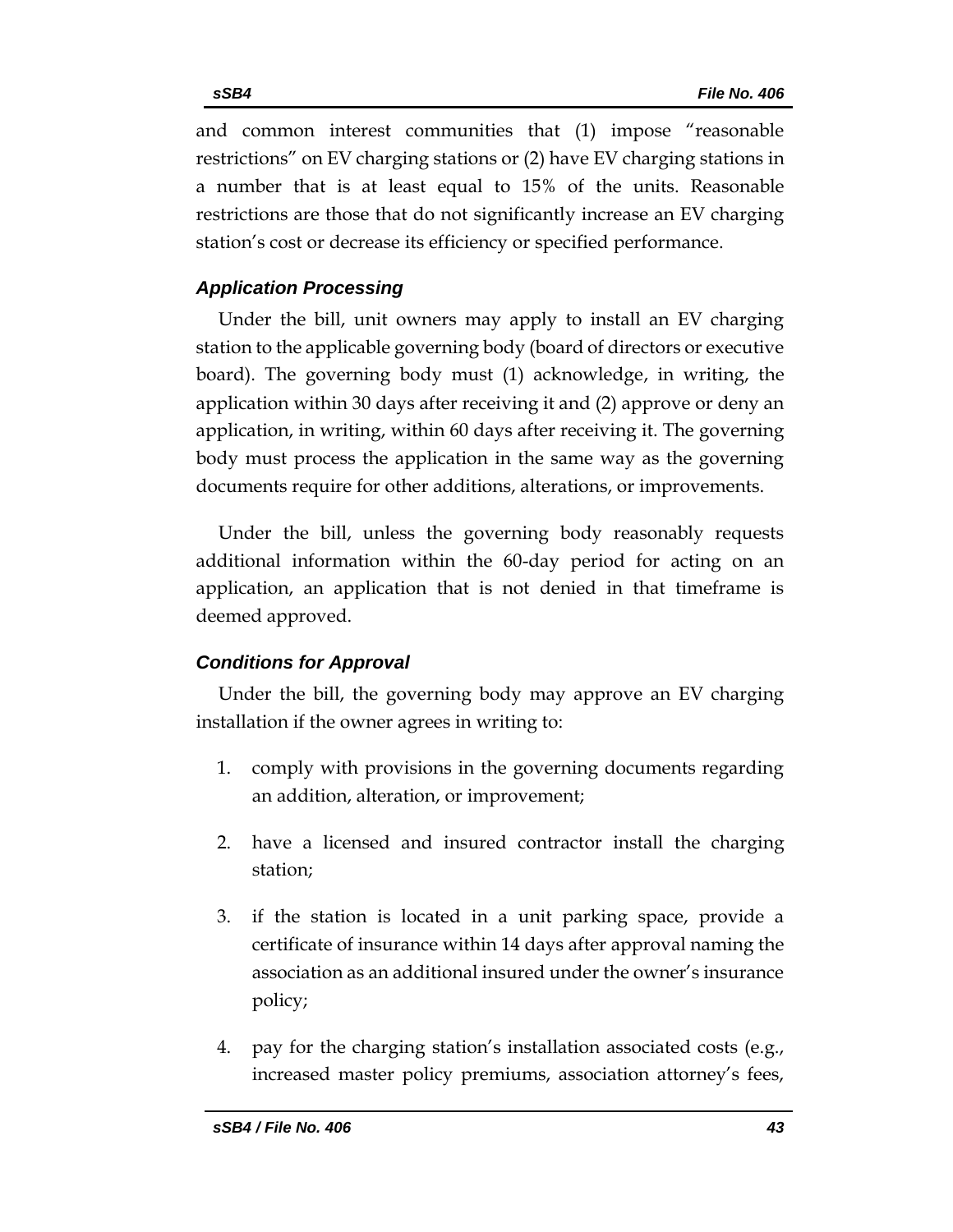and common interest communities that (1) impose "reasonable restrictions" on EV charging stations or (2) have EV charging stations in a number that is at least equal to 15% of the units. Reasonable restrictions are those that do not significantly increase an EV charging station's cost or decrease its efficiency or specified performance.

### *Application Processing*

Under the bill, unit owners may apply to install an EV charging station to the applicable governing body (board of directors or executive board). The governing body must (1) acknowledge, in writing, the application within 30 days after receiving it and (2) approve or deny an application, in writing, within 60 days after receiving it. The governing body must process the application in the same way as the governing documents require for other additions, alterations, or improvements.

Under the bill, unless the governing body reasonably requests additional information within the 60-day period for acting on an application, an application that is not denied in that timeframe is deemed approved.

### *Conditions for Approval*

Under the bill, the governing body may approve an EV charging installation if the owner agrees in writing to:

1. comply with provisions in the governing documents regarding an addition, alteration, or improvement;
2. have a licensed and insured contractor install the charging station;
3. if the station is located in a unit parking space, provide a certificate of insurance within 14 days after approval naming the association as an additional insured under the owner's insurance policy;
4. pay for the charging station's installation associated costs (e.g., increased master policy premiums, association attorney's fees,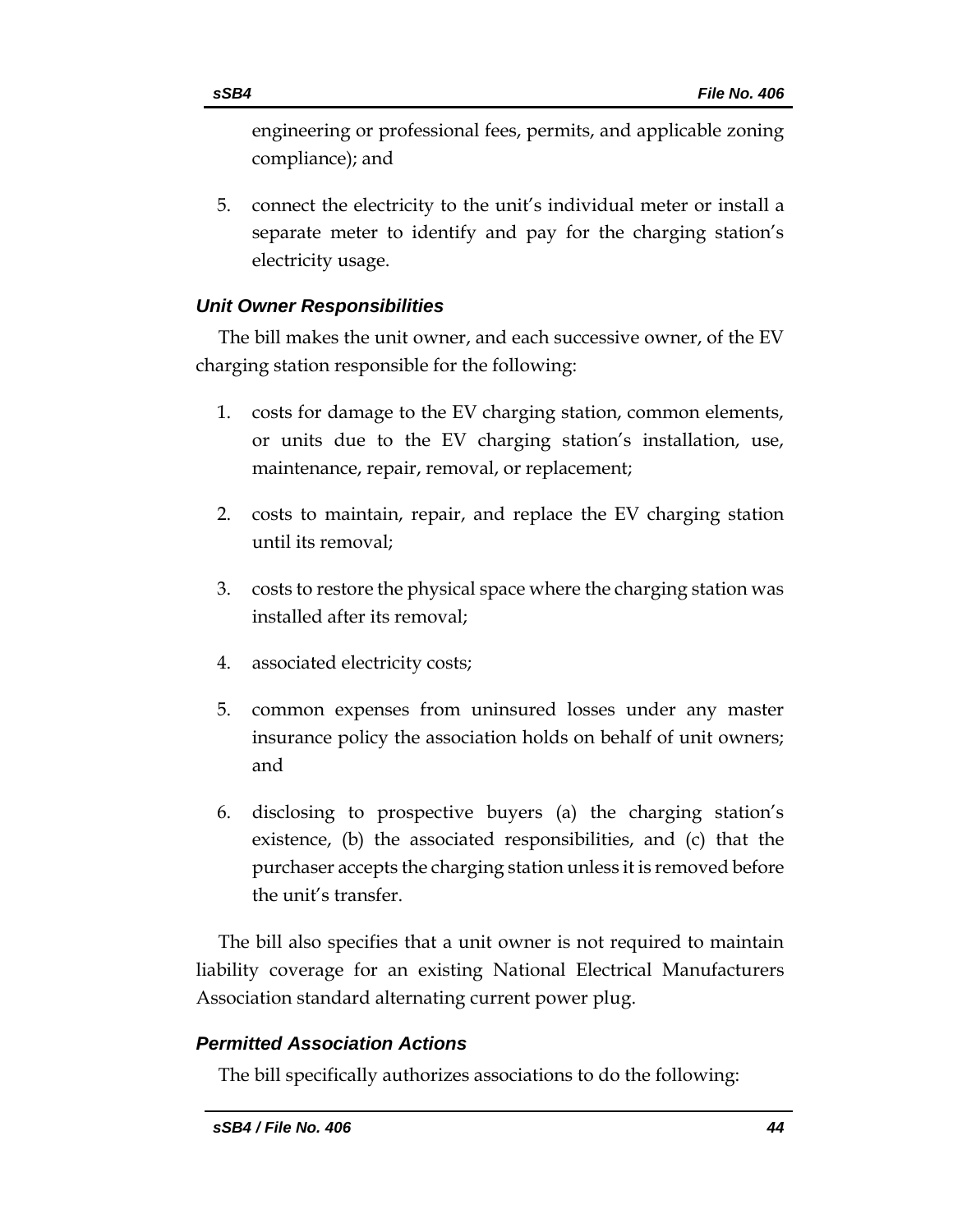engineering or professional fees, permits, and applicable zoning compliance); and

5. connect the electricity to the unit's individual meter or install a separate meter to identify and pay for the charging station's electricity usage.

### *Unit Owner Responsibilities*

The bill makes the unit owner, and each successive owner, of the EV charging station responsible for the following:

1. costs for damage to the EV charging station, common elements, or units due to the EV charging station's installation, use, maintenance, repair, removal, or replacement;

2. costs to maintain, repair, and replace the EV charging station until its removal;

3. costs to restore the physical space where the charging station was installed after its removal;

4. associated electricity costs;

5. common expenses from uninsured losses under any master insurance policy the association holds on behalf of unit owners; and

6. disclosing to prospective buyers (a) the charging station's existence, (b) the associated responsibilities, and (c) that the purchaser accepts the charging station unless it is removed before the unit's transfer.

The bill also specifies that a unit owner is not required to maintain liability coverage for an existing National Electrical Manufacturers Association standard alternating current power plug.

### *Permitted Association Actions*

The bill specifically authorizes associations to do the following: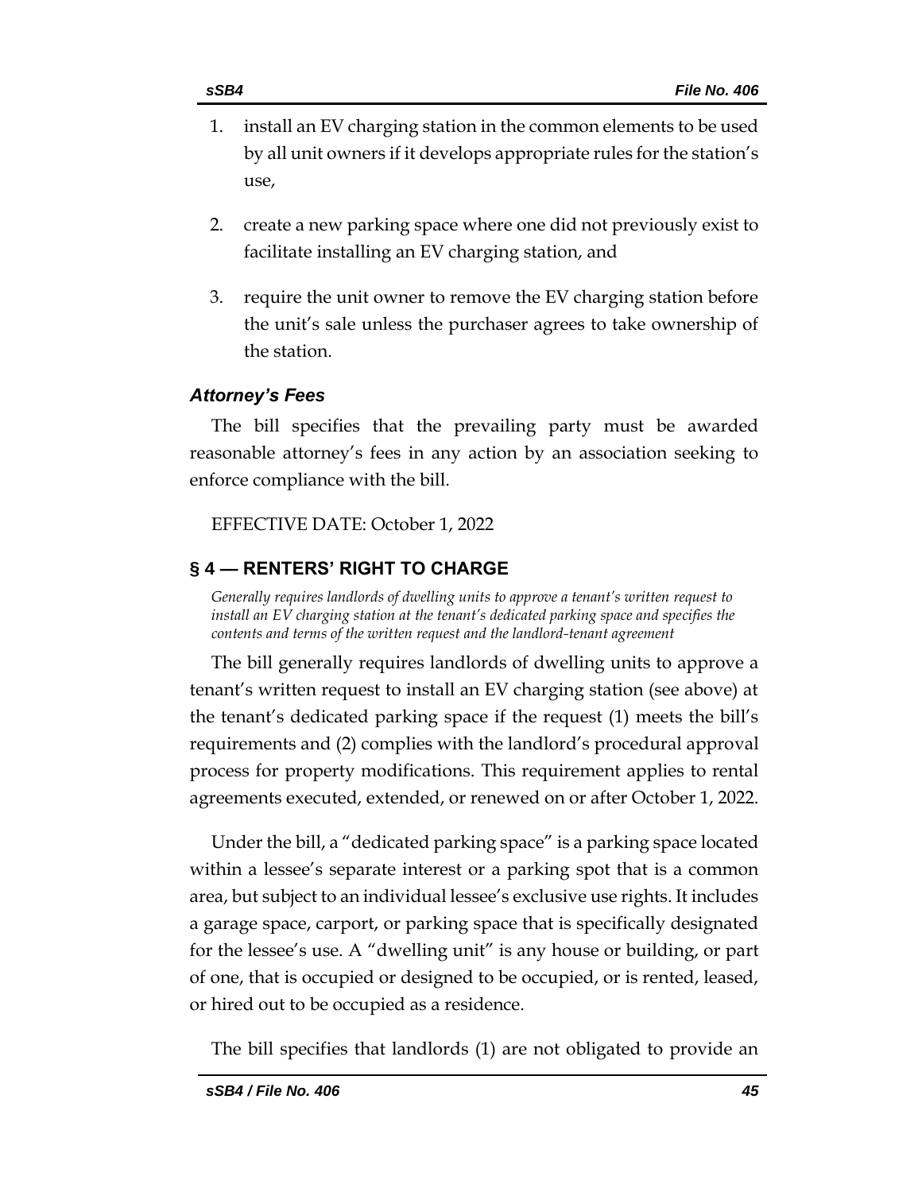1. install an EV charging station in the common elements to be used by all unit owners if it develops appropriate rules for the station's use,

2. create a new parking space where one did not previously exist to facilitate installing an EV charging station, and

3. require the unit owner to remove the EV charging station before the unit's sale unless the purchaser agrees to take ownership of the station.

### *Attorney's Fees*

The bill specifies that the prevailing party must be awarded reasonable attorney's fees in any action by an association seeking to enforce compliance with the bill.

EFFECTIVE DATE: October 1, 2022

## § 4 — RENTERS' RIGHT TO CHARGE

*Generally requires landlords of dwelling units to approve a tenant's written request to install an EV charging station at the tenant's dedicated parking space and specifies the contents and terms of the written request and the landlord-tenant agreement*

The bill generally requires landlords of dwelling units to approve a tenant's written request to install an EV charging station (see above) at the tenant's dedicated parking space if the request (1) meets the bill's requirements and (2) complies with the landlord's procedural approval process for property modifications. This requirement applies to rental agreements executed, extended, or renewed on or after October 1, 2022.

Under the bill, a "dedicated parking space" is a parking space located within a lessee's separate interest or a parking spot that is a common area, but subject to an individual lessee's exclusive use rights. It includes a garage space, carport, or parking space that is specifically designated for the lessee's use. A "dwelling unit" is any house or building, or part of one, that is occupied or designed to be occupied, or is rented, leased, or hired out to be occupied as a residence.

The bill specifies that landlords (1) are not obligated to provide an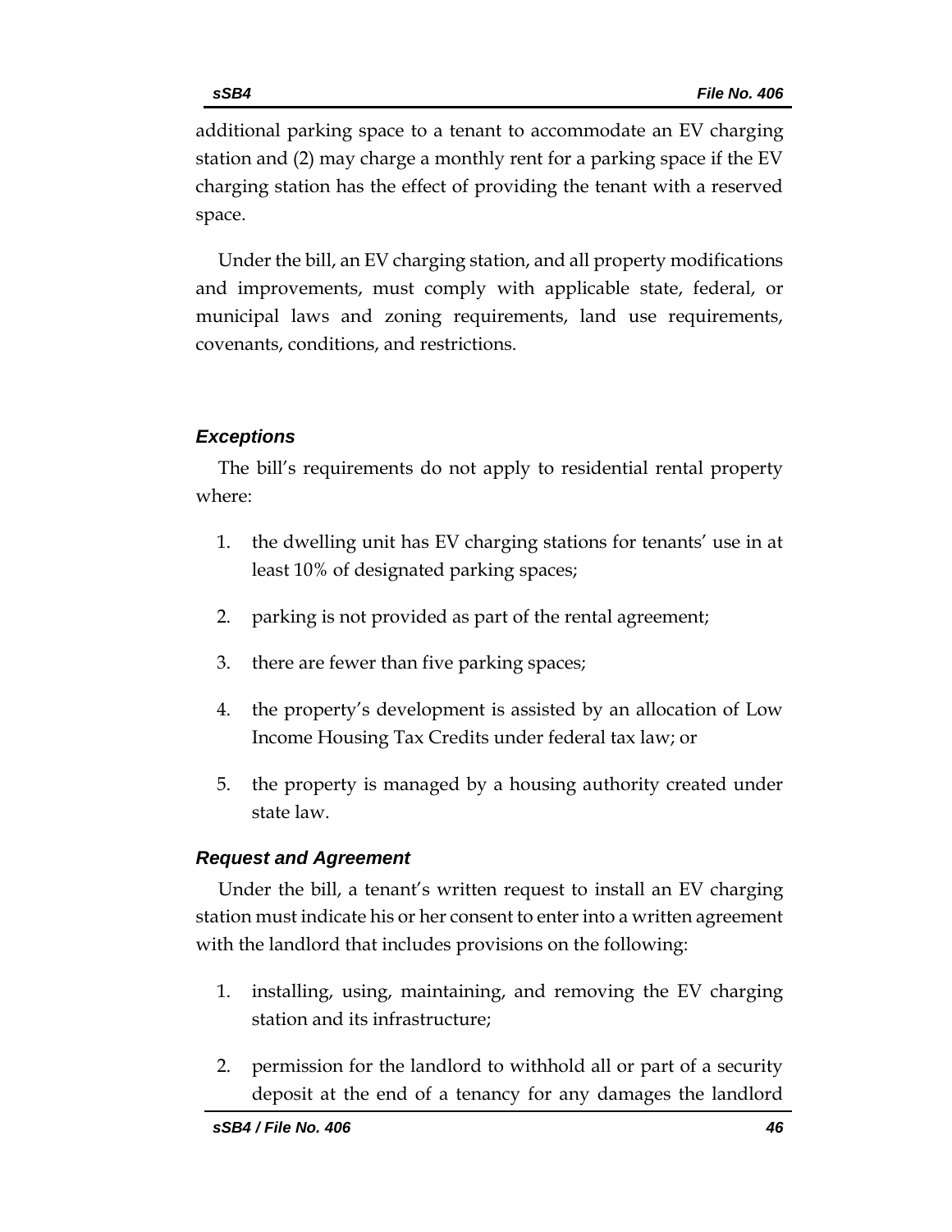additional parking space to a tenant to accommodate an EV charging station and (2) may charge a monthly rent for a parking space if the EV charging station has the effect of providing the tenant with a reserved space.

Under the bill, an EV charging station, and all property modifications and improvements, must comply with applicable state, federal, or municipal laws and zoning requirements, land use requirements, covenants, conditions, and restrictions.

### *Exceptions*

The bill's requirements do not apply to residential rental property where:

1. the dwelling unit has EV charging stations for tenants' use in at least 10% of designated parking spaces;
2. parking is not provided as part of the rental agreement;
3. there are fewer than five parking spaces;
4. the property's development is assisted by an allocation of Low Income Housing Tax Credits under federal tax law; or
5. the property is managed by a housing authority created under state law.

### *Request and Agreement*

Under the bill, a tenant's written request to install an EV charging station must indicate his or her consent to enter into a written agreement with the landlord that includes provisions on the following:

1. installing, using, maintaining, and removing the EV charging station and its infrastructure;
2. permission for the landlord to withhold all or part of a security deposit at the end of a tenancy for any damages the landlord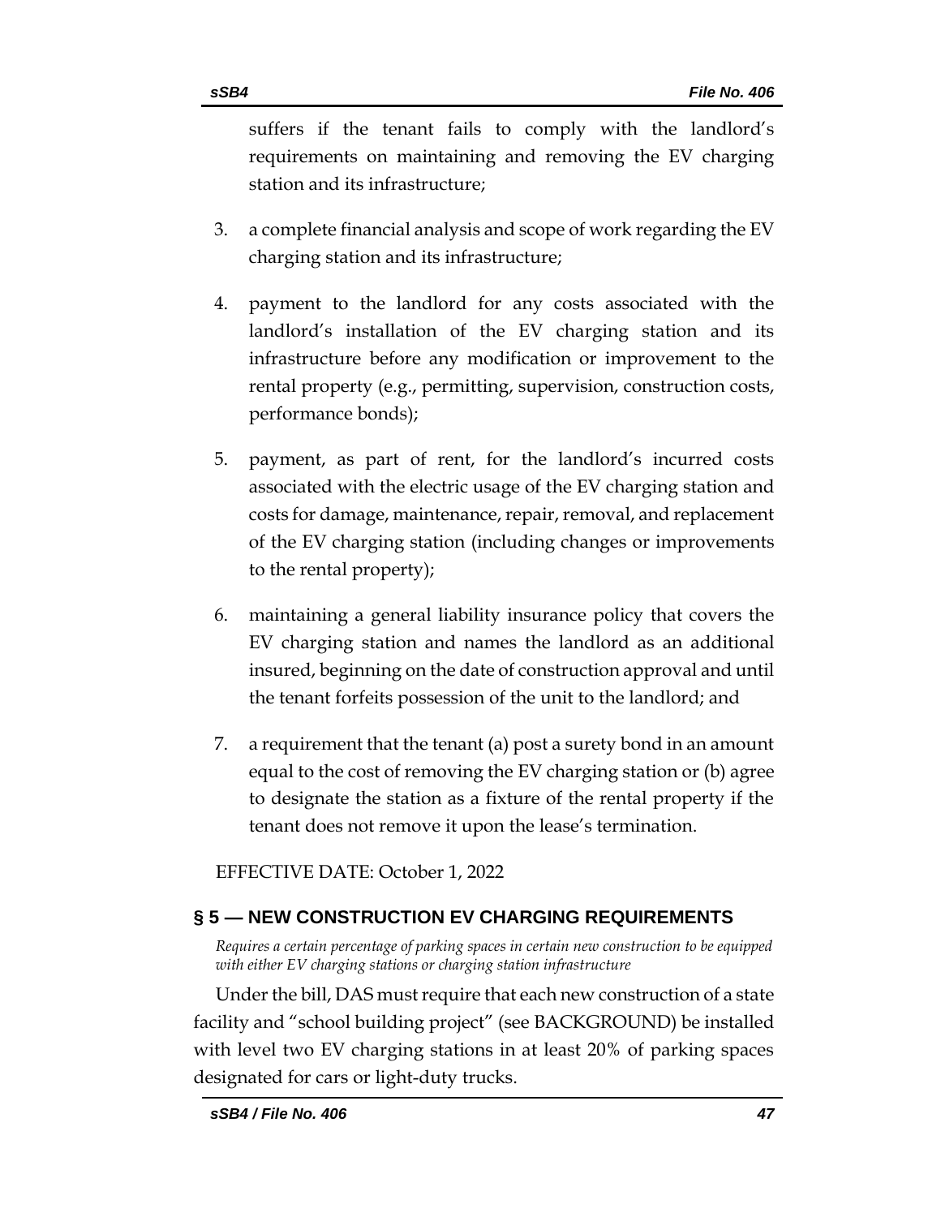suffers if the tenant fails to comply with the landlord's requirements on maintaining and removing the EV charging station and its infrastructure;

3. a complete financial analysis and scope of work regarding the EV charging station and its infrastructure;

4. payment to the landlord for any costs associated with the landlord's installation of the EV charging station and its infrastructure before any modification or improvement to the rental property (e.g., permitting, supervision, construction costs, performance bonds);

5. payment, as part of rent, for the landlord's incurred costs associated with the electric usage of the EV charging station and costs for damage, maintenance, repair, removal, and replacement of the EV charging station (including changes or improvements to the rental property);

6. maintaining a general liability insurance policy that covers the EV charging station and names the landlord as an additional insured, beginning on the date of construction approval and until the tenant forfeits possession of the unit to the landlord; and

7. a requirement that the tenant (a) post a surety bond in an amount equal to the cost of removing the EV charging station or (b) agree to designate the station as a fixture of the rental property if the tenant does not remove it upon the lease's termination.

EFFECTIVE DATE: October 1, 2022

## § 5 — NEW CONSTRUCTION EV CHARGING REQUIREMENTS

*Requires a certain percentage of parking spaces in certain new construction to be equipped with either EV charging stations or charging station infrastructure*

Under the bill, DAS must require that each new construction of a state facility and "school building project" (see BACKGROUND) be installed with level two EV charging stations in at least 20% of parking spaces designated for cars or light-duty trucks.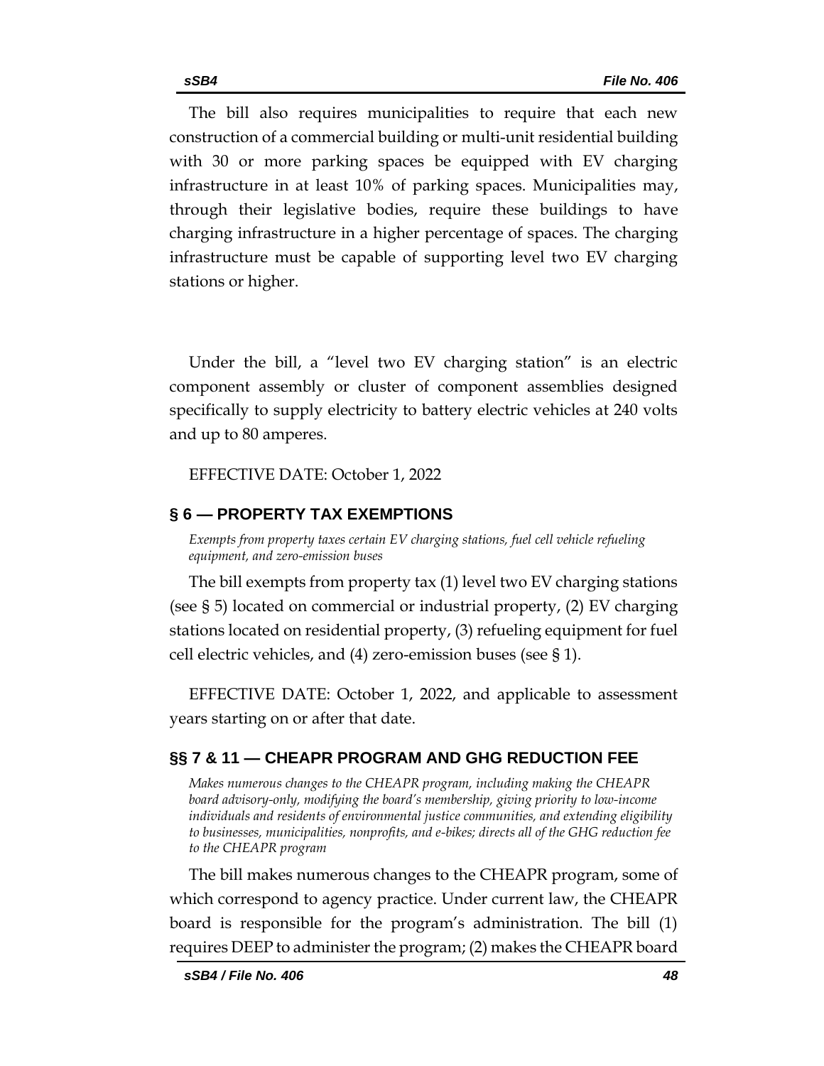The bill also requires municipalities to require that each new construction of a commercial building or multi-unit residential building with 30 or more parking spaces be equipped with EV charging infrastructure in at least 10% of parking spaces. Municipalities may, through their legislative bodies, require these buildings to have charging infrastructure in a higher percentage of spaces. The charging infrastructure must be capable of supporting level two EV charging stations or higher.

Under the bill, a "level two EV charging station" is an electric component assembly or cluster of component assemblies designed specifically to supply electricity to battery electric vehicles at 240 volts and up to 80 amperes.

EFFECTIVE DATE: October 1, 2022

## § 6 — PROPERTY TAX EXEMPTIONS

*Exempts from property taxes certain EV charging stations, fuel cell vehicle refueling equipment, and zero-emission buses*

The bill exempts from property tax (1) level two EV charging stations (see § 5) located on commercial or industrial property, (2) EV charging stations located on residential property, (3) refueling equipment for fuel cell electric vehicles, and (4) zero-emission buses (see § 1).

EFFECTIVE DATE: October 1, 2022, and applicable to assessment years starting on or after that date.

## §§ 7 & 11 — CHEAPR PROGRAM AND GHG REDUCTION FEE

*Makes numerous changes to the CHEAPR program, including making the CHEAPR board advisory-only, modifying the board's membership, giving priority to low-income individuals and residents of environmental justice communities, and extending eligibility to businesses, municipalities, nonprofits, and e-bikes; directs all of the GHG reduction fee to the CHEAPR program*

The bill makes numerous changes to the CHEAPR program, some of which correspond to agency practice. Under current law, the CHEAPR board is responsible for the program's administration. The bill (1) requires DEEP to administer the program; (2) makes the CHEAPR board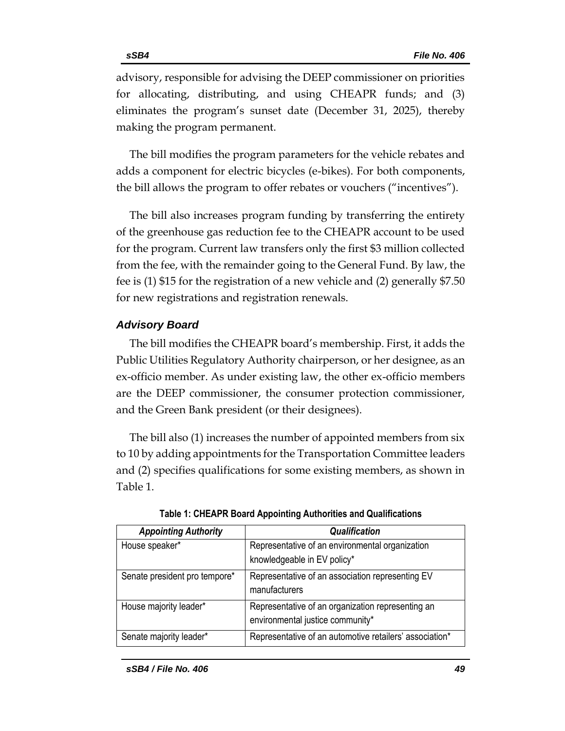advisory, responsible for advising the DEEP commissioner on priorities for allocating, distributing, and using CHEAPR funds; and (3) eliminates the program's sunset date (December 31, 2025), thereby making the program permanent.

The bill modifies the program parameters for the vehicle rebates and adds a component for electric bicycles (e-bikes). For both components, the bill allows the program to offer rebates or vouchers ("incentives").

The bill also increases program funding by transferring the entirety of the greenhouse gas reduction fee to the CHEAPR account to be used for the program. Current law transfers only the first $3 million collected from the fee, with the remainder going to the General Fund. By law, the fee is (1) $15 for the registration of a new vehicle and (2) generally $7.50 for new registrations and registration renewals.

### *Advisory Board*

The bill modifies the CHEAPR board's membership. First, it adds the Public Utilities Regulatory Authority chairperson, or her designee, as an ex-officio member. As under existing law, the other ex-officio members are the DEEP commissioner, the consumer protection commissioner, and the Green Bank president (or their designees).

The bill also (1) increases the number of appointed members from six to 10 by adding appointments for the Transportation Committee leaders and (2) specifies qualifications for some existing members, as shown in Table 1.

**Table 1: CHEAPR Board Appointing Authorities and Qualifications**

| *Appointing Authority* | *Qualification* |
|---|---|
| House speaker* | Representative of an environmental organization knowledgeable in EV policy* |
| Senate president pro tempore* | Representative of an association representing EV manufacturers |
| House majority leader* | Representative of an organization representing an environmental justice community* |
| Senate majority leader* | Representative of an automotive retailers' association* |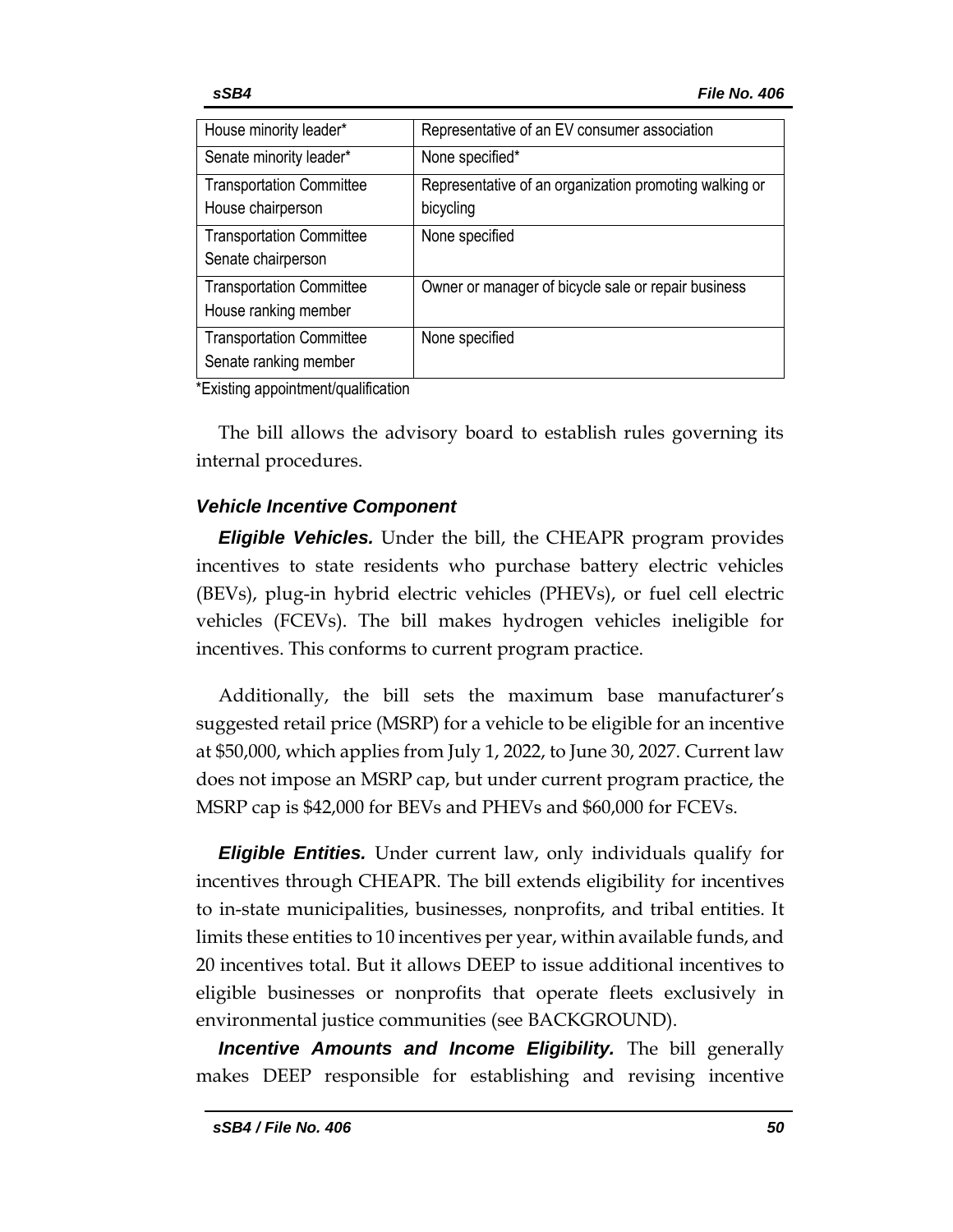| House minority leader* | Representative of an EV consumer association |
|---|---|
| Senate minority leader* | None specified* |
| Transportation Committee House chairperson | Representative of an organization promoting walking or bicycling |
| Transportation Committee Senate chairperson | None specified |
| Transportation Committee House ranking member | Owner or manager of bicycle sale or repair business |
| Transportation Committee Senate ranking member | None specified |

*Existing appointment/qualification

The bill allows the advisory board to establish rules governing its internal procedures.

### *Vehicle Incentive Component*

***Eligible Vehicles.*** Under the bill, the CHEAPR program provides incentives to state residents who purchase battery electric vehicles (BEVs), plug-in hybrid electric vehicles (PHEVs), or fuel cell electric vehicles (FCEVs). The bill makes hydrogen vehicles ineligible for incentives. This conforms to current program practice.

Additionally, the bill sets the maximum base manufacturer's suggested retail price (MSRP) for a vehicle to be eligible for an incentive at $50,000, which applies from July 1, 2022, to June 30, 2027. Current law does not impose an MSRP cap, but under current program practice, the MSRP cap is $42,000 for BEVs and PHEVs and $60,000 for FCEVs.

***Eligible Entities.*** Under current law, only individuals qualify for incentives through CHEAPR. The bill extends eligibility for incentives to in-state municipalities, businesses, nonprofits, and tribal entities. It limits these entities to 10 incentives per year, within available funds, and 20 incentives total. But it allows DEEP to issue additional incentives to eligible businesses or nonprofits that operate fleets exclusively in environmental justice communities (see BACKGROUND).

***Incentive Amounts and Income Eligibility.*** The bill generally makes DEEP responsible for establishing and revising incentive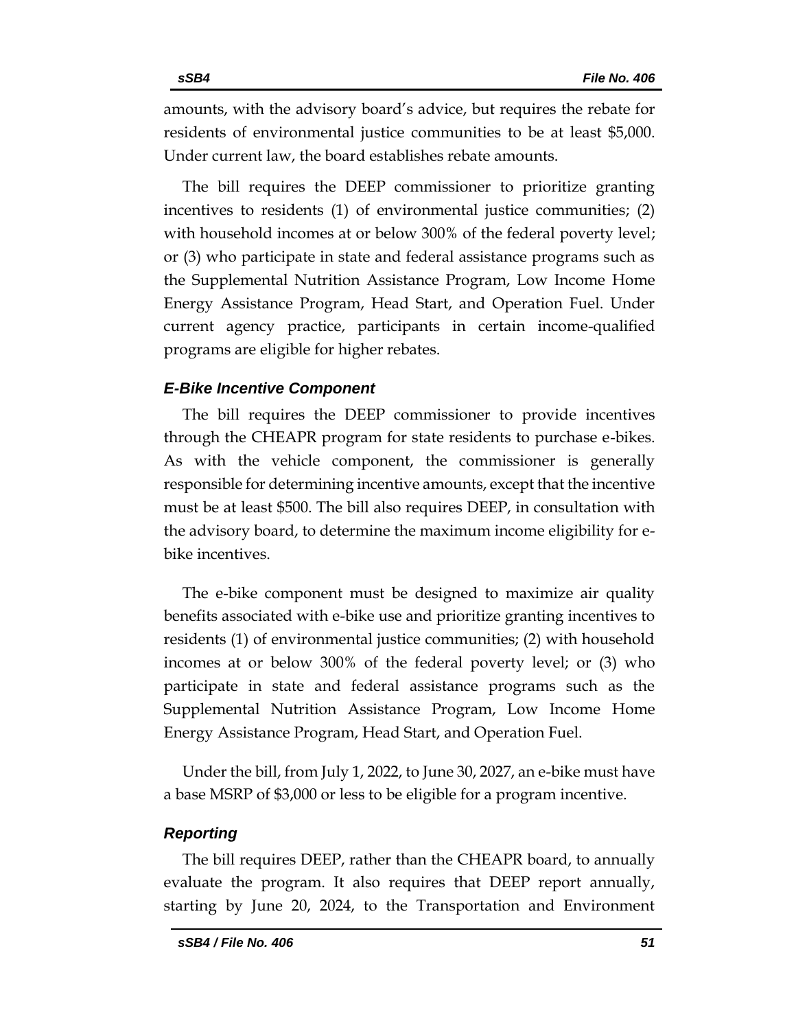amounts, with the advisory board's advice, but requires the rebate for residents of environmental justice communities to be at least $5,000. Under current law, the board establishes rebate amounts.

The bill requires the DEEP commissioner to prioritize granting incentives to residents (1) of environmental justice communities; (2) with household incomes at or below 300% of the federal poverty level; or (3) who participate in state and federal assistance programs such as the Supplemental Nutrition Assistance Program, Low Income Home Energy Assistance Program, Head Start, and Operation Fuel. Under current agency practice, participants in certain income-qualified programs are eligible for higher rebates.

### *E-Bike Incentive Component*

The bill requires the DEEP commissioner to provide incentives through the CHEAPR program for state residents to purchase e-bikes. As with the vehicle component, the commissioner is generally responsible for determining incentive amounts, except that the incentive must be at least $500. The bill also requires DEEP, in consultation with the advisory board, to determine the maximum income eligibility for e-bike incentives.

The e-bike component must be designed to maximize air quality benefits associated with e-bike use and prioritize granting incentives to residents (1) of environmental justice communities; (2) with household incomes at or below 300% of the federal poverty level; or (3) who participate in state and federal assistance programs such as the Supplemental Nutrition Assistance Program, Low Income Home Energy Assistance Program, Head Start, and Operation Fuel.

Under the bill, from July 1, 2022, to June 30, 2027, an e-bike must have a base MSRP of $3,000 or less to be eligible for a program incentive.

### *Reporting*

The bill requires DEEP, rather than the CHEAPR board, to annually evaluate the program. It also requires that DEEP report annually, starting by June 20, 2024, to the Transportation and Environment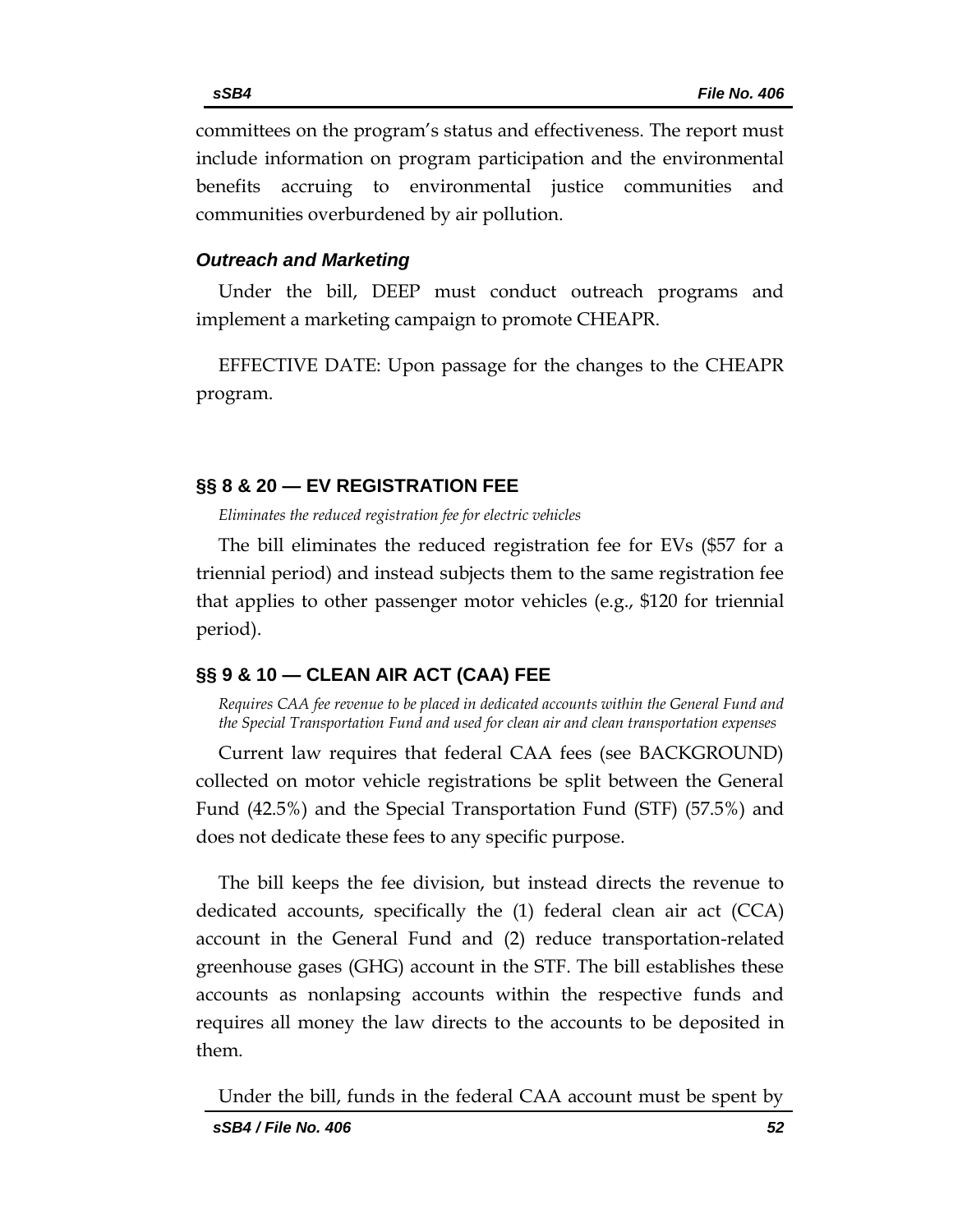committees on the program's status and effectiveness. The report must include information on program participation and the environmental benefits accruing to environmental justice communities and communities overburdened by air pollution.

### *Outreach and Marketing*

Under the bill, DEEP must conduct outreach programs and implement a marketing campaign to promote CHEAPR.

EFFECTIVE DATE: Upon passage for the changes to the CHEAPR program.

## §§ 8 & 20 — EV REGISTRATION FEE

*Eliminates the reduced registration fee for electric vehicles*

The bill eliminates the reduced registration fee for EVs ($57 for a triennial period) and instead subjects them to the same registration fee that applies to other passenger motor vehicles (e.g., $120 for triennial period).

## §§ 9 & 10 — CLEAN AIR ACT (CAA) FEE

*Requires CAA fee revenue to be placed in dedicated accounts within the General Fund and the Special Transportation Fund and used for clean air and clean transportation expenses*

Current law requires that federal CAA fees (see BACKGROUND) collected on motor vehicle registrations be split between the General Fund (42.5%) and the Special Transportation Fund (STF) (57.5%) and does not dedicate these fees to any specific purpose.

The bill keeps the fee division, but instead directs the revenue to dedicated accounts, specifically the (1) federal clean air act (CCA) account in the General Fund and (2) reduce transportation-related greenhouse gases (GHG) account in the STF. The bill establishes these accounts as nonlapsing accounts within the respective funds and requires all money the law directs to the accounts to be deposited in them.

Under the bill, funds in the federal CAA account must be spent by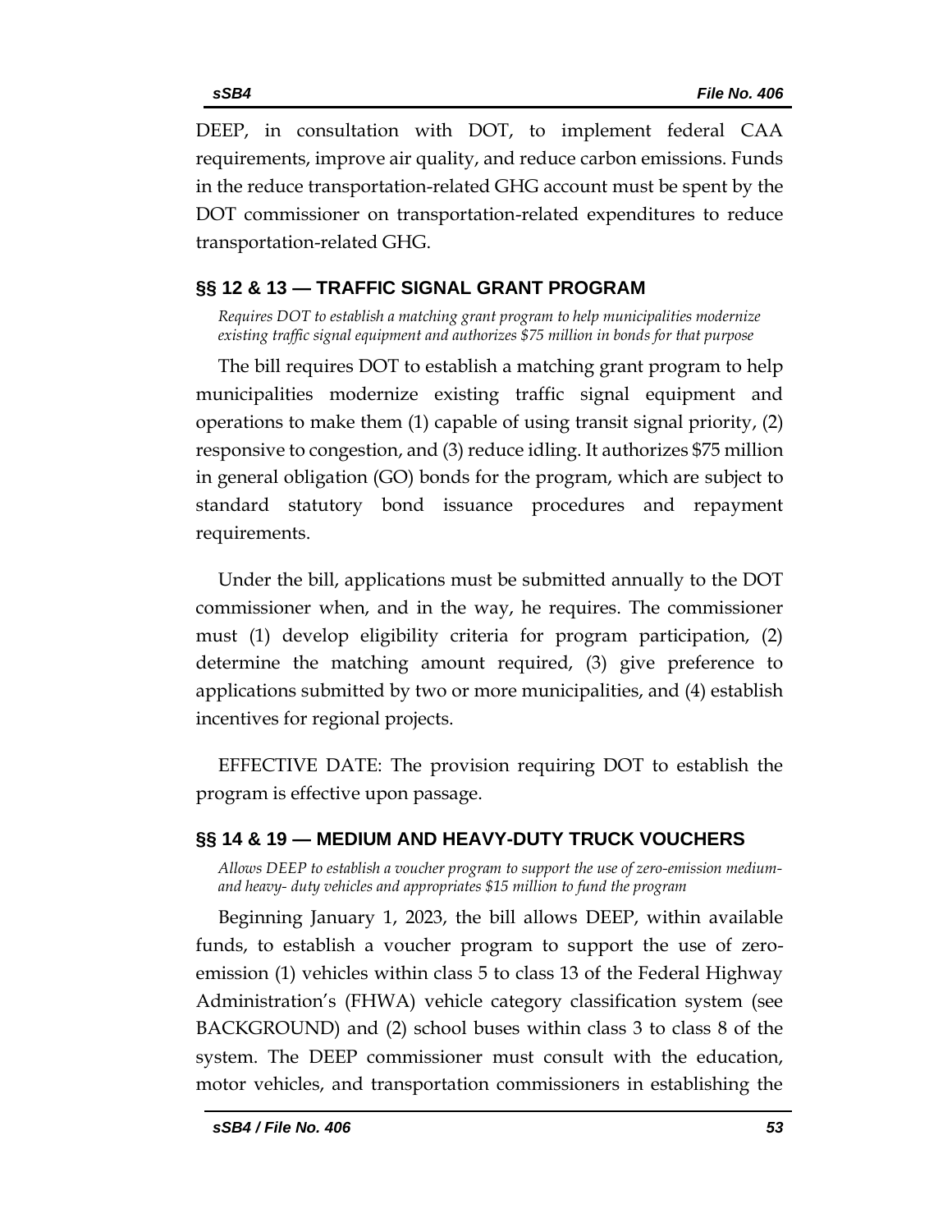DEEP, in consultation with DOT, to implement federal CAA requirements, improve air quality, and reduce carbon emissions. Funds in the reduce transportation-related GHG account must be spent by the DOT commissioner on transportation-related expenditures to reduce transportation-related GHG.

## §§ 12 & 13 — TRAFFIC SIGNAL GRANT PROGRAM

*Requires DOT to establish a matching grant program to help municipalities modernize existing traffic signal equipment and authorizes $75 million in bonds for that purpose*

The bill requires DOT to establish a matching grant program to help municipalities modernize existing traffic signal equipment and operations to make them (1) capable of using transit signal priority, (2) responsive to congestion, and (3) reduce idling. It authorizes $75 million in general obligation (GO) bonds for the program, which are subject to standard statutory bond issuance procedures and repayment requirements.

Under the bill, applications must be submitted annually to the DOT commissioner when, and in the way, he requires. The commissioner must (1) develop eligibility criteria for program participation, (2) determine the matching amount required, (3) give preference to applications submitted by two or more municipalities, and (4) establish incentives for regional projects.

EFFECTIVE DATE: The provision requiring DOT to establish the program is effective upon passage.

## §§ 14 & 19 — MEDIUM AND HEAVY-DUTY TRUCK VOUCHERS

*Allows DEEP to establish a voucher program to support the use of zero-emission medium- and heavy- duty vehicles and appropriates $15 million to fund the program*

Beginning January 1, 2023, the bill allows DEEP, within available funds, to establish a voucher program to support the use of zero-emission (1) vehicles within class 5 to class 13 of the Federal Highway Administration's (FHWA) vehicle category classification system (see BACKGROUND) and (2) school buses within class 3 to class 8 of the system. The DEEP commissioner must consult with the education, motor vehicles, and transportation commissioners in establishing the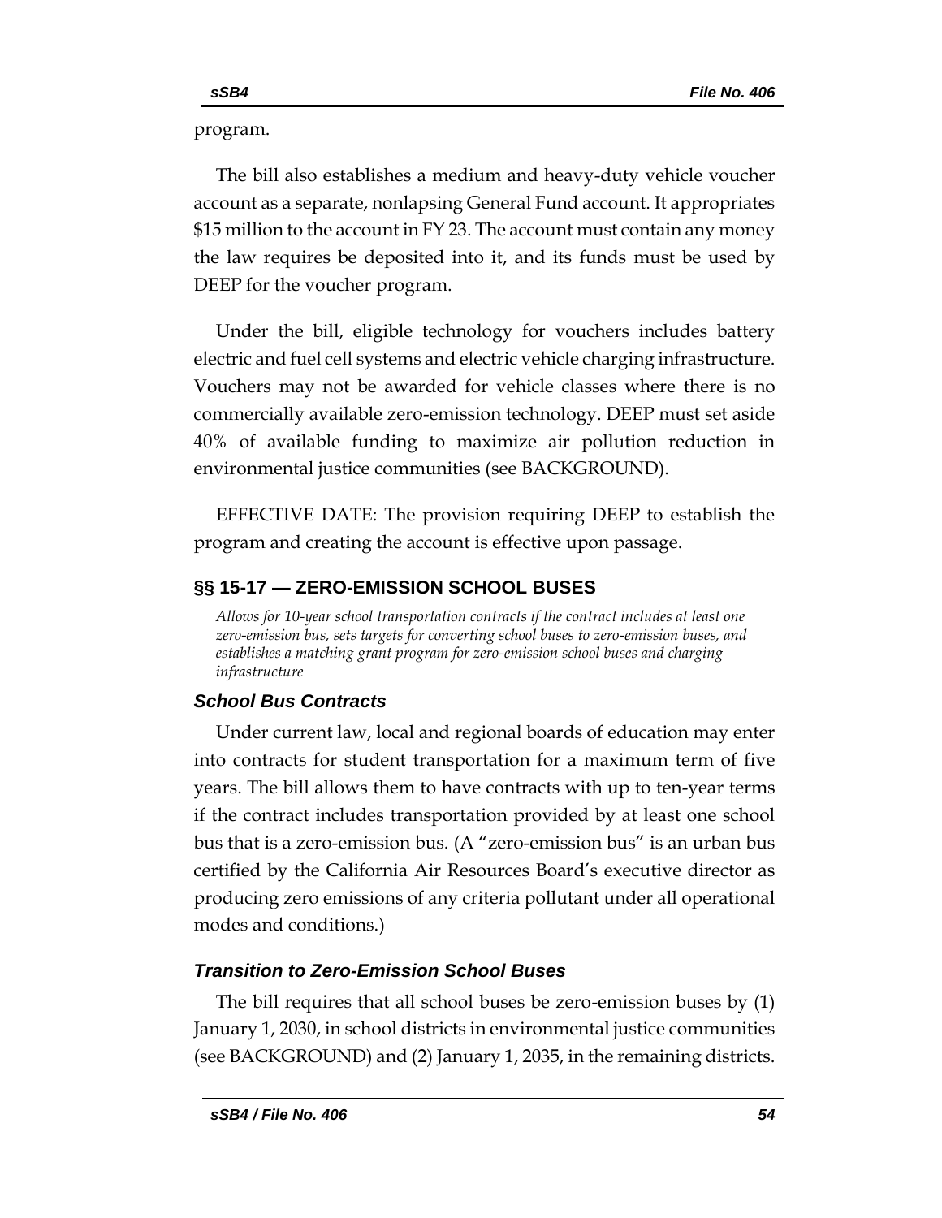program.

The bill also establishes a medium and heavy-duty vehicle voucher account as a separate, nonlapsing General Fund account. It appropriates $15 million to the account in FY 23. The account must contain any money the law requires be deposited into it, and its funds must be used by DEEP for the voucher program.

Under the bill, eligible technology for vouchers includes battery electric and fuel cell systems and electric vehicle charging infrastructure. Vouchers may not be awarded for vehicle classes where there is no commercially available zero-emission technology. DEEP must set aside 40% of available funding to maximize air pollution reduction in environmental justice communities (see BACKGROUND).

EFFECTIVE DATE: The provision requiring DEEP to establish the program and creating the account is effective upon passage.

## §§ 15-17 — ZERO-EMISSION SCHOOL BUSES

*Allows for 10-year school transportation contracts if the contract includes at least one zero-emission bus, sets targets for converting school buses to zero-emission buses, and establishes a matching grant program for zero-emission school buses and charging infrastructure*

### *School Bus Contracts*

Under current law, local and regional boards of education may enter into contracts for student transportation for a maximum term of five years. The bill allows them to have contracts with up to ten-year terms if the contract includes transportation provided by at least one school bus that is a zero-emission bus. (A "zero-emission bus" is an urban bus certified by the California Air Resources Board's executive director as producing zero emissions of any criteria pollutant under all operational modes and conditions.)

### *Transition to Zero-Emission School Buses*

The bill requires that all school buses be zero-emission buses by (1) January 1, 2030, in school districts in environmental justice communities (see BACKGROUND) and (2) January 1, 2035, in the remaining districts.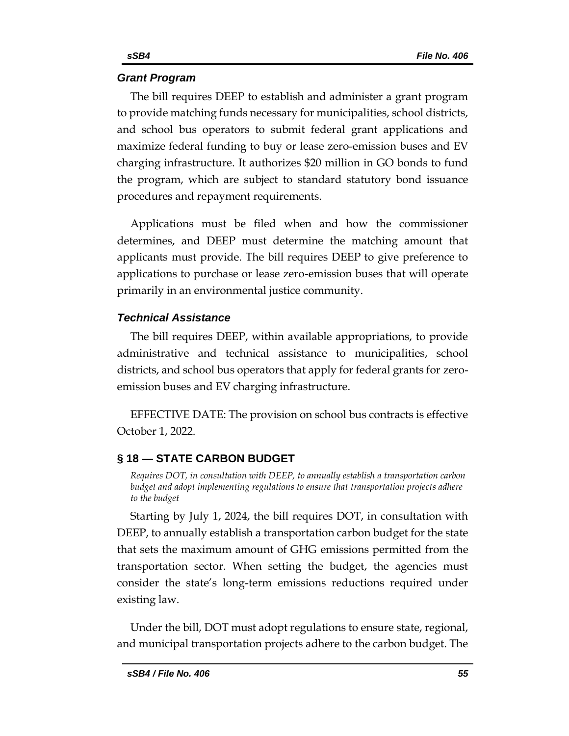### *Grant Program*

The bill requires DEEP to establish and administer a grant program to provide matching funds necessary for municipalities, school districts, and school bus operators to submit federal grant applications and maximize federal funding to buy or lease zero-emission buses and EV charging infrastructure. It authorizes $20 million in GO bonds to fund the program, which are subject to standard statutory bond issuance procedures and repayment requirements.

Applications must be filed when and how the commissioner determines, and DEEP must determine the matching amount that applicants must provide. The bill requires DEEP to give preference to applications to purchase or lease zero-emission buses that will operate primarily in an environmental justice community.

### *Technical Assistance*

The bill requires DEEP, within available appropriations, to provide administrative and technical assistance to municipalities, school districts, and school bus operators that apply for federal grants for zero-emission buses and EV charging infrastructure.

EFFECTIVE DATE: The provision on school bus contracts is effective October 1, 2022.

## § 18 — STATE CARBON BUDGET

*Requires DOT, in consultation with DEEP, to annually establish a transportation carbon budget and adopt implementing regulations to ensure that transportation projects adhere to the budget*

Starting by July 1, 2024, the bill requires DOT, in consultation with DEEP, to annually establish a transportation carbon budget for the state that sets the maximum amount of GHG emissions permitted from the transportation sector. When setting the budget, the agencies must consider the state's long-term emissions reductions required under existing law.

Under the bill, DOT must adopt regulations to ensure state, regional, and municipal transportation projects adhere to the carbon budget. The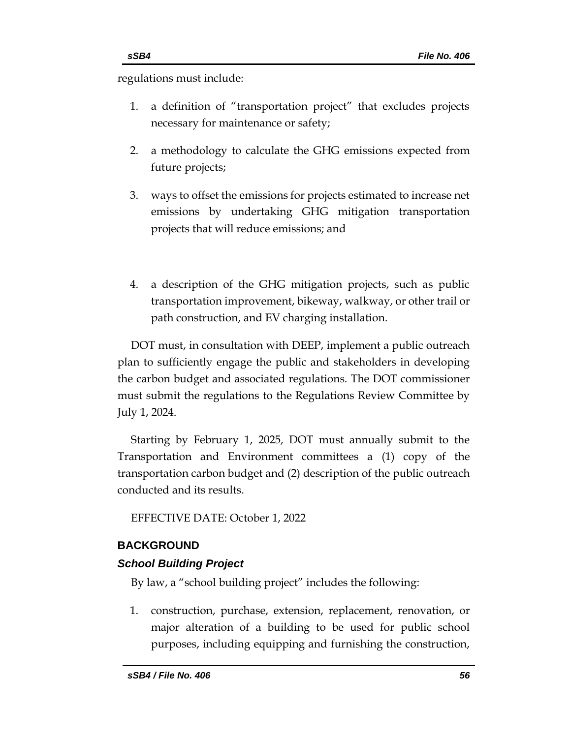regulations must include:

1. a definition of "transportation project" that excludes projects necessary for maintenance or safety;
2. a methodology to calculate the GHG emissions expected from future projects;
3. ways to offset the emissions for projects estimated to increase net emissions by undertaking GHG mitigation transportation projects that will reduce emissions; and
4. a description of the GHG mitigation projects, such as public transportation improvement, bikeway, walkway, or other trail or path construction, and EV charging installation.

DOT must, in consultation with DEEP, implement a public outreach plan to sufficiently engage the public and stakeholders in developing the carbon budget and associated regulations. The DOT commissioner must submit the regulations to the Regulations Review Committee by July 1, 2024.

Starting by February 1, 2025, DOT must annually submit to the Transportation and Environment committees a (1) copy of the transportation carbon budget and (2) description of the public outreach conducted and its results.

EFFECTIVE DATE: October 1, 2022

## BACKGROUND

### *School Building Project*

By law, a "school building project" includes the following:

1. construction, purchase, extension, replacement, renovation, or major alteration of a building to be used for public school purposes, including equipping and furnishing the construction,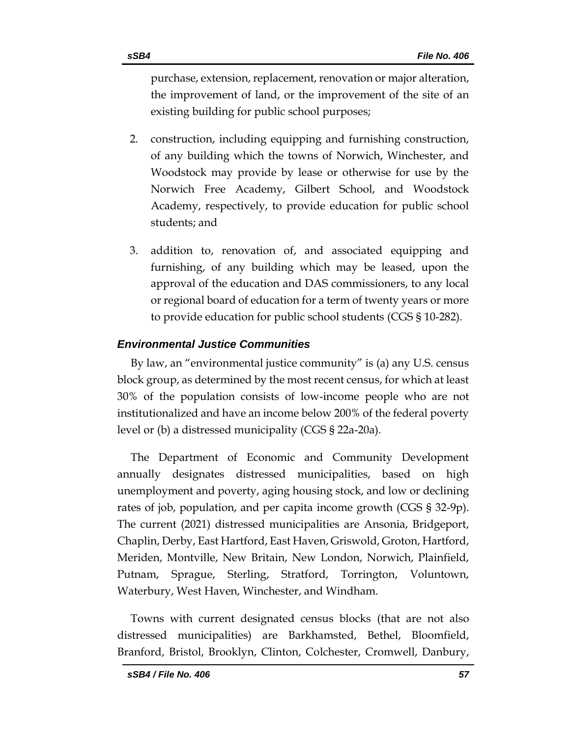purchase, extension, replacement, renovation or major alteration, the improvement of land, or the improvement of the site of an existing building for public school purposes;

2. construction, including equipping and furnishing construction, of any building which the towns of Norwich, Winchester, and Woodstock may provide by lease or otherwise for use by the Norwich Free Academy, Gilbert School, and Woodstock Academy, respectively, to provide education for public school students; and

3. addition to, renovation of, and associated equipping and furnishing, of any building which may be leased, upon the approval of the education and DAS commissioners, to any local or regional board of education for a term of twenty years or more to provide education for public school students (CGS § 10-282).

### *Environmental Justice Communities*

By law, an "environmental justice community" is (a) any U.S. census block group, as determined by the most recent census, for which at least 30% of the population consists of low-income people who are not institutionalized and have an income below 200% of the federal poverty level or (b) a distressed municipality (CGS § 22a-20a).

The Department of Economic and Community Development annually designates distressed municipalities, based on high unemployment and poverty, aging housing stock, and low or declining rates of job, population, and per capita income growth (CGS § 32-9p). The current (2021) distressed municipalities are Ansonia, Bridgeport, Chaplin, Derby, East Hartford, East Haven, Griswold, Groton, Hartford, Meriden, Montville, New Britain, New London, Norwich, Plainfield, Putnam, Sprague, Sterling, Stratford, Torrington, Voluntown, Waterbury, West Haven, Winchester, and Windham.

Towns with current designated census blocks (that are not also distressed municipalities) are Barkhamsted, Bethel, Bloomfield, Branford, Bristol, Brooklyn, Clinton, Colchester, Cromwell, Danbury,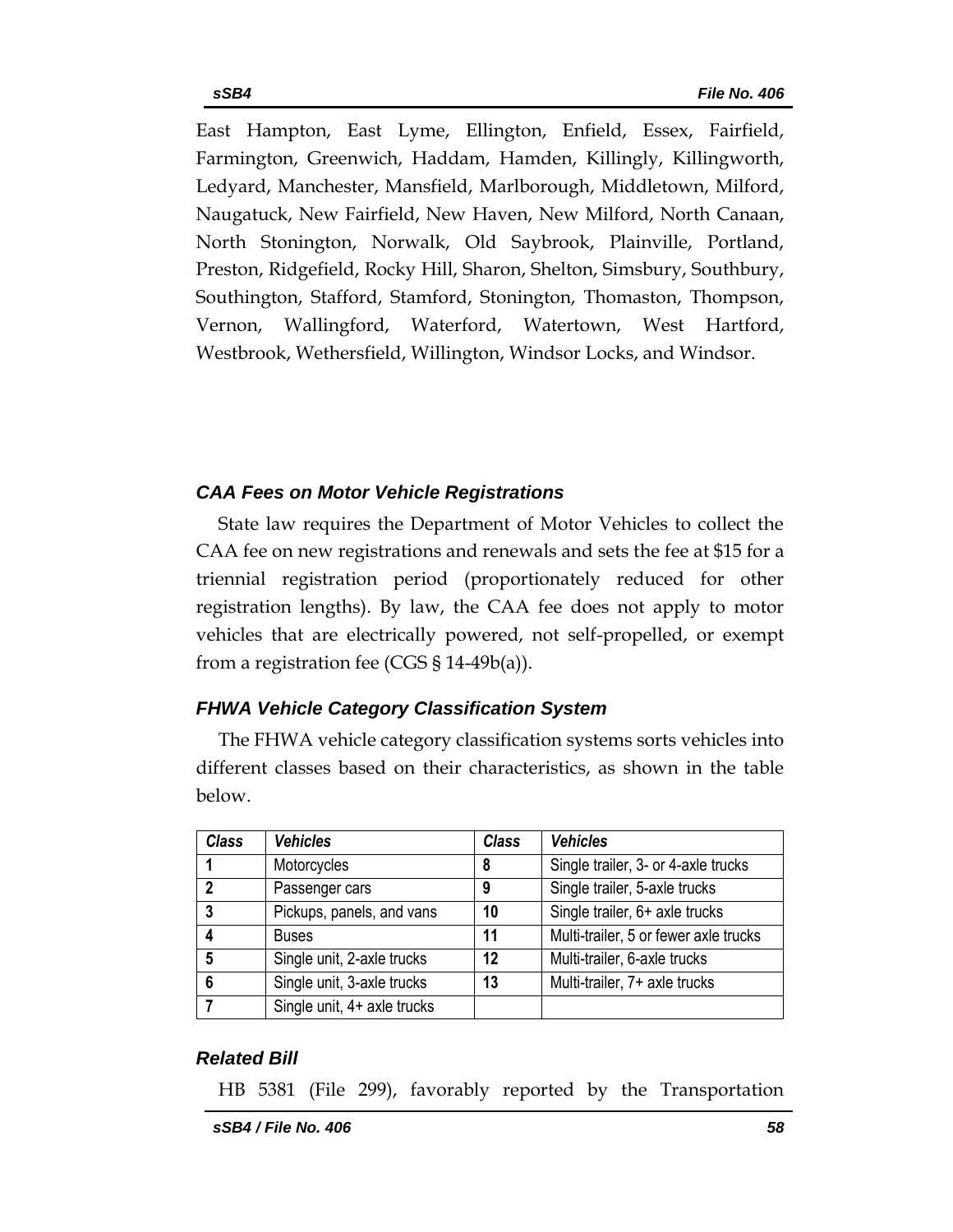East Hampton, East Lyme, Ellington, Enfield, Essex, Fairfield, Farmington, Greenwich, Haddam, Hamden, Killingly, Killingworth, Ledyard, Manchester, Mansfield, Marlborough, Middletown, Milford, Naugatuck, New Fairfield, New Haven, New Milford, North Canaan, North Stonington, Norwalk, Old Saybrook, Plainville, Portland, Preston, Ridgefield, Rocky Hill, Sharon, Shelton, Simsbury, Southbury, Southington, Stafford, Stamford, Stonington, Thomaston, Thompson, Vernon, Wallingford, Waterford, Watertown, West Hartford, Westbrook, Wethersfield, Willington, Windsor Locks, and Windsor.

### *CAA Fees on Motor Vehicle Registrations*

State law requires the Department of Motor Vehicles to collect the CAA fee on new registrations and renewals and sets the fee at $15 for a triennial registration period (proportionately reduced for other registration lengths). By law, the CAA fee does not apply to motor vehicles that are electrically powered, not self-propelled, or exempt from a registration fee (CGS § 14-49b(a)).

### *FHWA Vehicle Category Classification System*

The FHWA vehicle category classification systems sorts vehicles into different classes based on their characteristics, as shown in the table below.

| *Class* | *Vehicles* | *Class* | *Vehicles* |
|---|---|---|---|
| **1** | Motorcycles | **8** | Single trailer, 3- or 4-axle trucks |
| **2** | Passenger cars | **9** | Single trailer, 5-axle trucks |
| **3** | Pickups, panels, and vans | **10** | Single trailer, 6+ axle trucks |
| **4** | Buses | **11** | Multi-trailer, 5 or fewer axle trucks |
| **5** | Single unit, 2-axle trucks | **12** | Multi-trailer, 6-axle trucks |
| **6** | Single unit, 3-axle trucks | **13** | Multi-trailer, 7+ axle trucks |
| **7** | Single unit, 4+ axle trucks | | |

### *Related Bill*

HB 5381 (File 299), favorably reported by the Transportation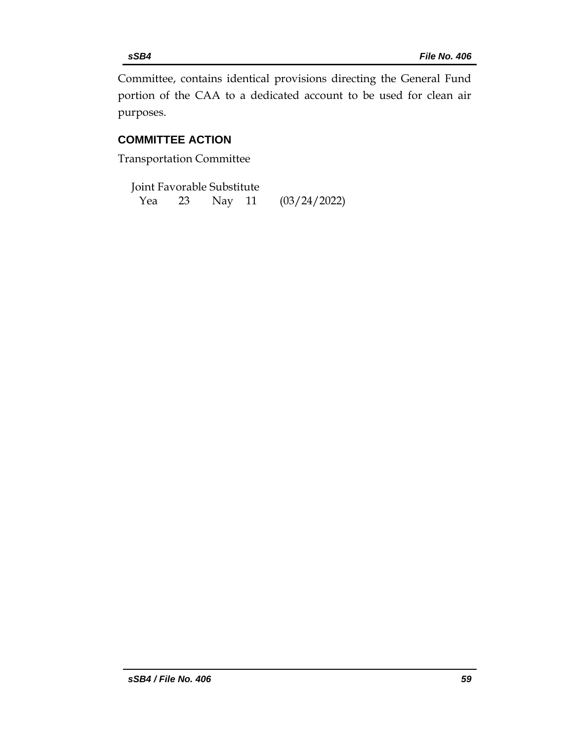Committee, contains identical provisions directing the General Fund portion of the CAA to a dedicated account to be used for clean air purposes.

## COMMITTEE ACTION

Transportation Committee

| | | | | |
|---|---|---|---|---|
| Joint Favorable Substitute | | | | |
| Yea | 23 | Nay | 11 | (03/24/2022) |